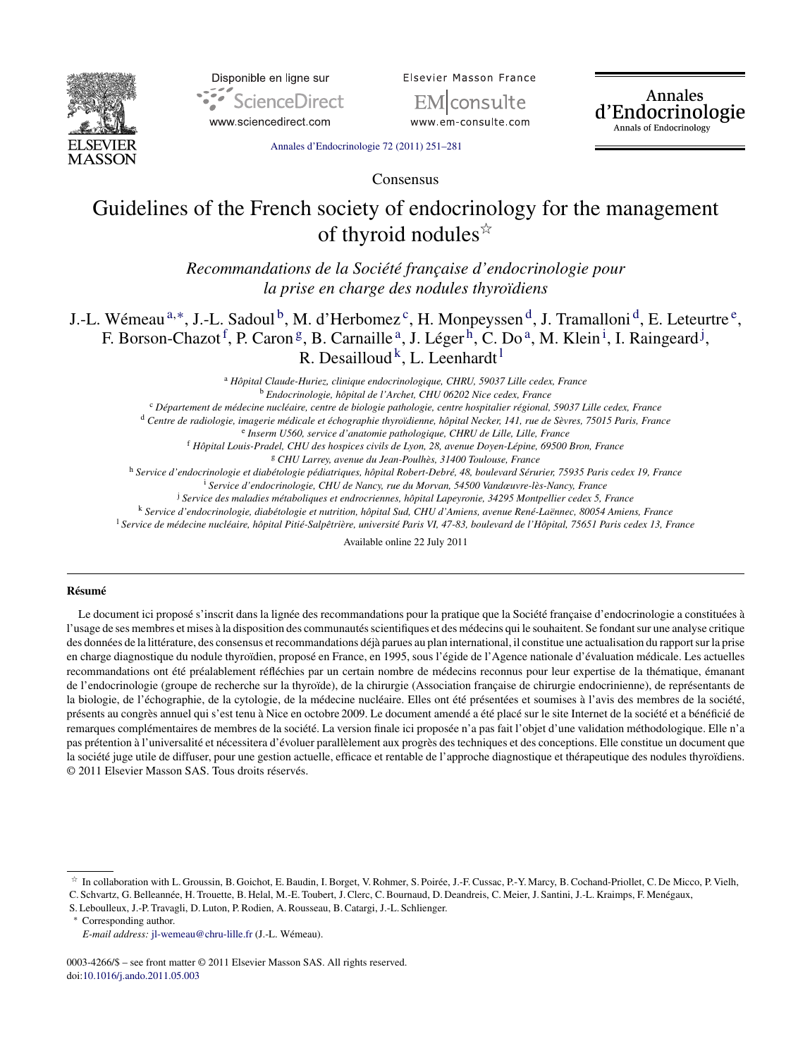Consensus

# Guidelines of the French society of endocrinology for the management of thyroid nodules☆

*Recommandations de la Société française d'endocrinologie pour la prise en charge des nodules thyroïdiens*

J.-L. Wémeau[a,*], J.-L. Sadoul[b], M. d'Herbomez[c], H. Monpeyssen[d], J. Tramalloni[d], E. Leteurtre[e], F. Borson-Chazot[f], P. Caron[g], B. Carnaille[a], J. Léger[h], C. Do[a], M. Klein[i], I. Raingeard[j], R. Desailloud[k], L. Leenhardt[l]

[a] Hôpital Claude-Huriez, clinique endocrinologique, CHRU, 59037 Lille cedex, France
[b] Endocrinologie, hôpital de l'Archet, CHU 06202 Nice cedex, France
[c] Département de médecine nucléaire, centre de biologie pathologie, centre hospitalier régional, 59037 Lille cedex, France
[d] Centre de radiologie, imagerie médicale et échographie thyroïdienne, hôpital Necker, 141, rue de Sèvres, 75015 Paris, France
[e] Inserm U560, service d'anatomie pathologique, CHRU de Lille, Lille, France
[f] Hôpital Louis-Pradel, CHU des hospices civils de Lyon, 28, avenue Doyen-Lépine, 69500 Bron, France
[g] CHU Larrey, avenue du Jean-Poulhès, 31400 Toulouse, France
[h] Service d'endocrinologie et diabétologie pédiatriques, hôpital Robert-Debré, 48, boulevard Sérurier, 75935 Paris cedex 19, France
[i] Service d'endocrinologie, CHU de Nancy, rue du Morvan, 54500 Vandœuvre-lès-Nancy, France
[j] Service des maladies métaboliques et endrocriennes, hôpital Lapeyronie, 34295 Montpellier cedex 5, France
[k] Service d'endocrinologie, diabétologie et nutrition, hôpital Sud, CHU d'Amiens, avenue René-Laënnec, 80054 Amiens, France
[l] Service de médecine nucléaire, hôpital Pitié-Salpêtrière, université Paris VI, 47-83, boulevard de l'Hôpital, 75651 Paris cedex 13, France

Available online 22 July 2011

## Résumé

Le document ici proposé s'inscrit dans la lignée des recommandations pour la pratique que la Société française d'endocrinologie a constituées à l'usage de ses membres et mises à la disposition des communautés scientifiques et des médecins qui le souhaitent. Se fondant sur une analyse critique des données de la littérature, des consensus et recommandations déjà parues au plan international, il constitue une actualisation du rapport sur la prise en charge diagnostique du nodule thyroïdien, proposé en France, en 1995, sous l'égide de l'Agence nationale d'évaluation médicale. Les actuelles recommandations ont été préalablement réfléchies par un certain nombre de médecins reconnus pour leur expertise de la thématique, émanant de l'endocrinologie (groupe de recherche sur la thyroïde), de la chirurgie (Association française de chirurgie endocrinienne), de représentants de la biologie, de l'échographie, de la cytologie, de la médecine nucléaire. Elles ont été présentées et soumises à l'avis des membres de la société, présents au congrès annuel qui s'est tenu à Nice en octobre 2009. Le document amendé a été placé sur le site Internet de la société et a bénéficié de remarques complémentaires de membres de la société. La version finale ici proposée n'a pas fait l'objet d'une validation méthodologique. Elle n'a pas prétention à l'universalité et nécessitera d'évoluer parallèlement aux progrès des techniques et des conceptions. Elle constitue un document que la société juge utile de diffuser, pour une gestion actuelle, efficace et rentable de l'approche diagnostique et thérapeutique des nodules thyroïdiens.
© 2011 Elsevier Masson SAS. Tous droits réservés.

☆ In collaboration with L. Groussin, B. Goichot, E. Baudin, I. Borget, V. Rohmer, S. Poirée, J.-F. Cussac, P.-Y. Marcy, B. Cochand-Priollet, C. De Micco, P. Vielh, C. Schvartz, G. Belleannée, H. Trouette, B. Helal, M.-E. Toubert, J. Clerc, C. Bournaud, D. Deandreis, C. Meier, J. Santini, J.-L. Kraimps, F. Menégaux, S. Leboulleux, J.-P. Travagli, D. Luton, P. Rodien, A. Rousseau, B. Catargi, J.-L. Schlienger.

\* Corresponding author.
*E-mail address:* jl-wemeau@chru-lille.fr (J.-L. Wémeau).

0003-4266/$ – see front matter © 2011 Elsevier Masson SAS. All rights reserved.
doi:10.1016/j.ando.2011.05.003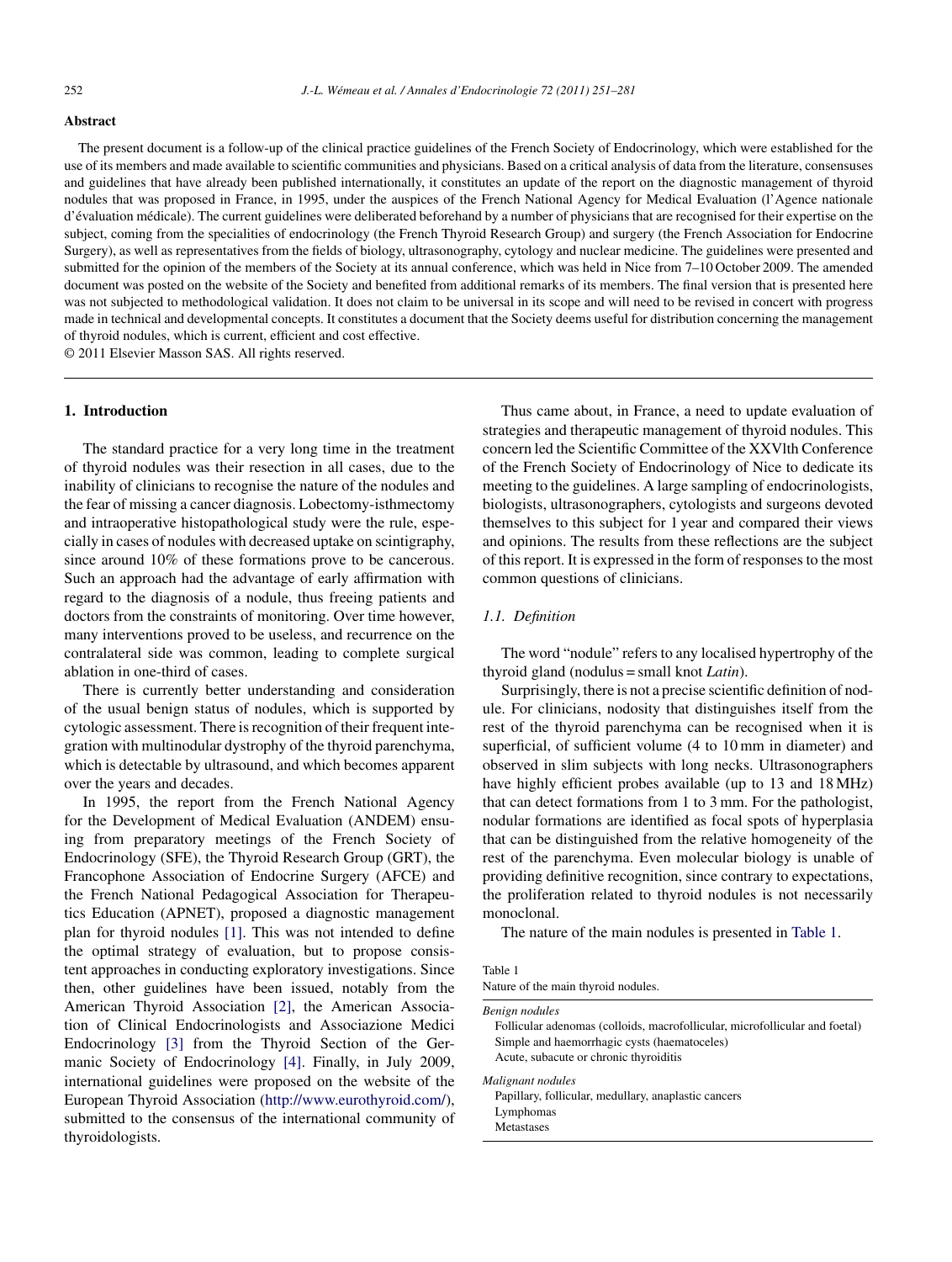## Abstract

The present document is a follow-up of the clinical practice guidelines of the French Society of Endocrinology, which were established for the use of its members and made available to scientific communities and physicians. Based on a critical analysis of data from the literature, consensuses and guidelines that have already been published internationally, it constitutes an update of the report on the diagnostic management of thyroid nodules that was proposed in France, in 1995, under the auspices of the French National Agency for Medical Evaluation (l'Agence nationale d'évaluation médicale). The current guidelines were deliberated beforehand by a number of physicians that are recognised for their expertise on the subject, coming from the specialities of endocrinology (the French Thyroid Research Group) and surgery (the French Association for Endocrine Surgery), as well as representatives from the fields of biology, ultrasonography, cytology and nuclear medicine. The guidelines were presented and submitted for the opinion of the members of the Society at its annual conference, which was held in Nice from 7–10 October 2009. The amended document was posted on the website of the Society and benefited from additional remarks of its members. The final version that is presented here was not subjected to methodological validation. It does not claim to be universal in its scope and will need to be revised in concert with progress made in technical and developmental concepts. It constitutes a document that the Society deems useful for distribution concerning the management of thyroid nodules, which is current, efficient and cost effective.

© 2011 Elsevier Masson SAS. All rights reserved.

## 1. Introduction

The standard practice for a very long time in the treatment of thyroid nodules was their resection in all cases, due to the inability of clinicians to recognise the nature of the nodules and the fear of missing a cancer diagnosis. Lobectomy-isthmectomy and intraoperative histopathological study were the rule, especially in cases of nodules with decreased uptake on scintigraphy, since around 10% of these formations prove to be cancerous. Such an approach had the advantage of early affirmation with regard to the diagnosis of a nodule, thus freeing patients and doctors from the constraints of monitoring. Over time however, many interventions proved to be useless, and recurrence on the contralateral side was common, leading to complete surgical ablation in one-third of cases.

There is currently better understanding and consideration of the usual benign status of nodules, which is supported by cytologic assessment. There is recognition of their frequent integration with multinodular dystrophy of the thyroid parenchyma, which is detectable by ultrasound, and which becomes apparent over the years and decades.

In 1995, the report from the French National Agency for the Development of Medical Evaluation (ANDEM) ensuing from preparatory meetings of the French Society of Endocrinology (SFE), the Thyroid Research Group (GRT), the Francophone Association of Endocrine Surgery (AFCE) and the French National Pedagogical Association for Therapeutics Education (APNET), proposed a diagnostic management plan for thyroid nodules [1]. This was not intended to define the optimal strategy of evaluation, but to propose consistent approaches in conducting exploratory investigations. Since then, other guidelines have been issued, notably from the American Thyroid Association [2], the American Association of Clinical Endocrinologists and Associazione Medici Endocrinology [3] from the Thyroid Section of the Germanic Society of Endocrinology [4]. Finally, in July 2009, international guidelines were proposed on the website of the European Thyroid Association (http://www.eurothyroid.com/), submitted to the consensus of the international community of thyroidologists.

Thus came about, in France, a need to update evaluation of strategies and therapeutic management of thyroid nodules. This concern led the Scientific Committee of the XXVIth Conference of the French Society of Endocrinology of Nice to dedicate its meeting to the guidelines. A large sampling of endocrinologists, biologists, ultrasonographers, cytologists and surgeons devoted themselves to this subject for 1 year and compared their views and opinions. The results from these reflections are the subject of this report. It is expressed in the form of responses to the most common questions of clinicians.

### 1.1. Definition

The word "nodule" refers to any localised hypertrophy of the thyroid gland (nodulus = small knot *Latin*).

Surprisingly, there is not a precise scientific definition of nodule. For clinicians, nodosity that distinguishes itself from the rest of the thyroid parenchyma can be recognised when it is superficial, of sufficient volume (4 to 10 mm in diameter) and observed in slim subjects with long necks. Ultrasonographers have highly efficient probes available (up to 13 and 18 MHz) that can detect formations from 1 to 3 mm. For the pathologist, nodular formations are identified as focal spots of hyperplasia that can be distinguished from the relative homogeneity of the rest of the parenchyma. Even molecular biology is unable of providing definitive recognition, since contrary to expectations, the proliferation related to thyroid nodules is not necessarily monoclonal.

The nature of the main nodules is presented in Table 1.

Table 1
Nature of the main thyroid nodules.

| |
|---|
| *Benign nodules* |
| Follicular adenomas (colloids, macrofollicular, microfollicular and foetal) |
| Simple and haemorrhagic cysts (haematoceles) |
| Acute, subacute or chronic thyroiditis |
| *Malignant nodules* |
| Papillary, follicular, medullary, anaplastic cancers |
| Lymphomas |
| Metastases |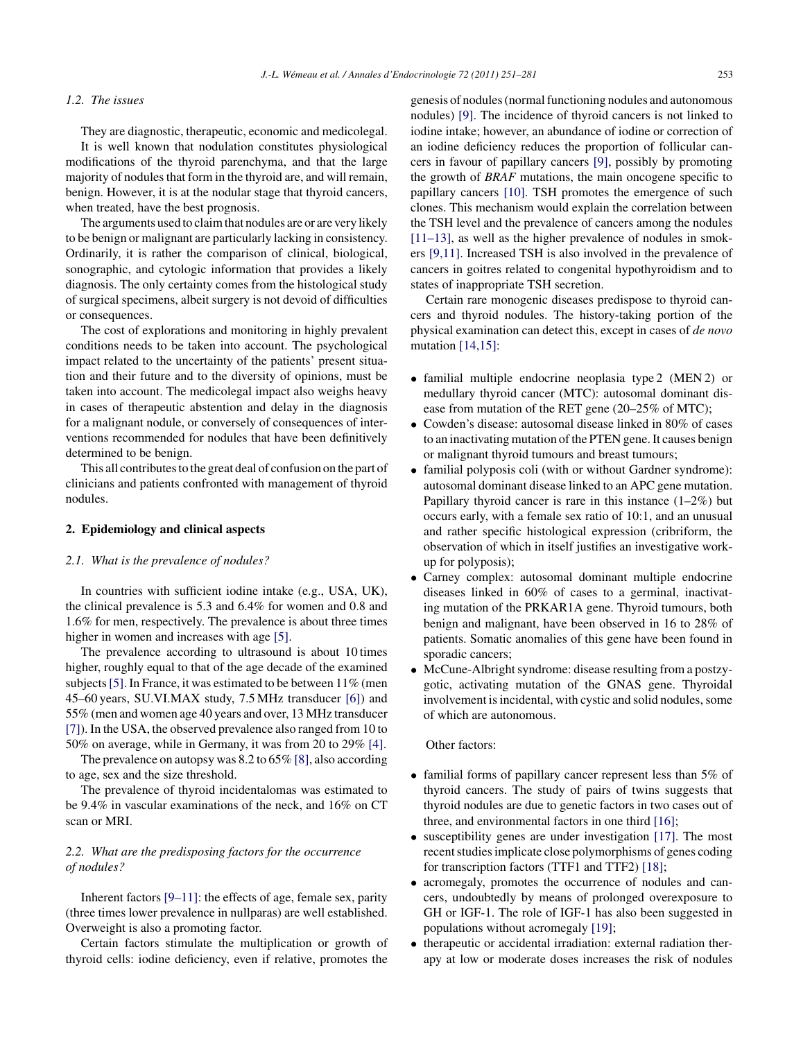### 1.2. The issues

They are diagnostic, therapeutic, economic and medicolegal.

It is well known that nodulation constitutes physiological modifications of the thyroid parenchyma, and that the large majority of nodules that form in the thyroid are, and will remain, benign. However, it is at the nodular stage that thyroid cancers, when treated, have the best prognosis.

The arguments used to claim that nodules are or are very likely to be benign or malignant are particularly lacking in consistency. Ordinarily, it is rather the comparison of clinical, biological, sonographic, and cytologic information that provides a likely diagnosis. The only certainty comes from the histological study of surgical specimens, albeit surgery is not devoid of difficulties or consequences.

The cost of explorations and monitoring in highly prevalent conditions needs to be taken into account. The psychological impact related to the uncertainty of the patients' present situation and their future and to the diversity of opinions, must be taken into account. The medicolegal impact also weighs heavy in cases of therapeutic abstention and delay in the diagnosis for a malignant nodule, or conversely of consequences of interventions recommended for nodules that have been definitively determined to be benign.

This all contributes to the great deal of confusion on the part of clinicians and patients confronted with management of thyroid nodules.

## 2. Epidemiology and clinical aspects

### 2.1. What is the prevalence of nodules?

In countries with sufficient iodine intake (e.g., USA, UK), the clinical prevalence is 5.3 and 6.4% for women and 0.8 and 1.6% for men, respectively. The prevalence is about three times higher in women and increases with age [5].

The prevalence according to ultrasound is about 10 times higher, roughly equal to that of the age decade of the examined subjects [5]. In France, it was estimated to be between 11% (men 45–60 years, SU.VI.MAX study, 7.5 MHz transducer [6]) and 55% (men and women age 40 years and over, 13 MHz transducer [7]). In the USA, the observed prevalence also ranged from 10 to 50% on average, while in Germany, it was from 20 to 29% [4].

The prevalence on autopsy was 8.2 to 65% [8], also according to age, sex and the size threshold.

The prevalence of thyroid incidentalomas was estimated to be 9.4% in vascular examinations of the neck, and 16% on CT scan or MRI.

### 2.2. What are the predisposing factors for the occurrence of nodules?

Inherent factors [9–11]: the effects of age, female sex, parity (three times lower prevalence in nullparas) are well established. Overweight is also a promoting factor.

Certain factors stimulate the multiplication or growth of thyroid cells: iodine deficiency, even if relative, promotes the genesis of nodules (normal functioning nodules and autonomous nodules) [9]. The incidence of thyroid cancers is not linked to iodine intake; however, an abundance of iodine or correction of an iodine deficiency reduces the proportion of follicular cancers in favour of papillary cancers [9], possibly by promoting the growth of *BRAF* mutations, the main oncogene specific to papillary cancers [10]. TSH promotes the emergence of such clones. This mechanism would explain the correlation between the TSH level and the prevalence of cancers among the nodules [11–13], as well as the higher prevalence of nodules in smokers [9,11]. Increased TSH is also involved in the prevalence of cancers in goitres related to congenital hypothyroidism and to states of inappropriate TSH secretion.

Certain rare monogenic diseases predispose to thyroid cancers and thyroid nodules. The history-taking portion of the physical examination can detect this, except in cases of *de novo* mutation [14,15]:

- familial multiple endocrine neoplasia type 2 (MEN 2) or medullary thyroid cancer (MTC): autosomal dominant disease from mutation of the RET gene (20–25% of MTC);
- Cowden's disease: autosomal disease linked in 80% of cases to an inactivating mutation of the PTEN gene. It causes benign or malignant thyroid tumours and breast tumours;
- familial polyposis coli (with or without Gardner syndrome): autosomal dominant disease linked to an APC gene mutation. Papillary thyroid cancer is rare in this instance (1–2%) but occurs early, with a female sex ratio of 10:1, and an unusual and rather specific histological expression (cribriform, the observation of which in itself justifies an investigative work-up for polyposis);
- Carney complex: autosomal dominant multiple endocrine diseases linked in 60% of cases to a germinal, inactivating mutation of the PRKAR1A gene. Thyroid tumours, both benign and malignant, have been observed in 16 to 28% of patients. Somatic anomalies of this gene have been found in sporadic cancers;
- McCune-Albright syndrome: disease resulting from a postzygotic, activating mutation of the GNAS gene. Thyroidal involvement is incidental, with cystic and solid nodules, some of which are autonomous.

Other factors:

- familial forms of papillary cancer represent less than 5% of thyroid cancers. The study of pairs of twins suggests that thyroid nodules are due to genetic factors in two cases out of three, and environmental factors in one third [16];
- susceptibility genes are under investigation [17]. The most recent studies implicate close polymorphisms of genes coding for transcription factors (TTF1 and TTF2) [18];
- acromegaly, promotes the occurrence of nodules and cancers, undoubtedly by means of prolonged overexposure to GH or IGF-1. The role of IGF-1 has also been suggested in populations without acromegaly [19];
- therapeutic or accidental irradiation: external radiation therapy at low or moderate doses increases the risk of nodules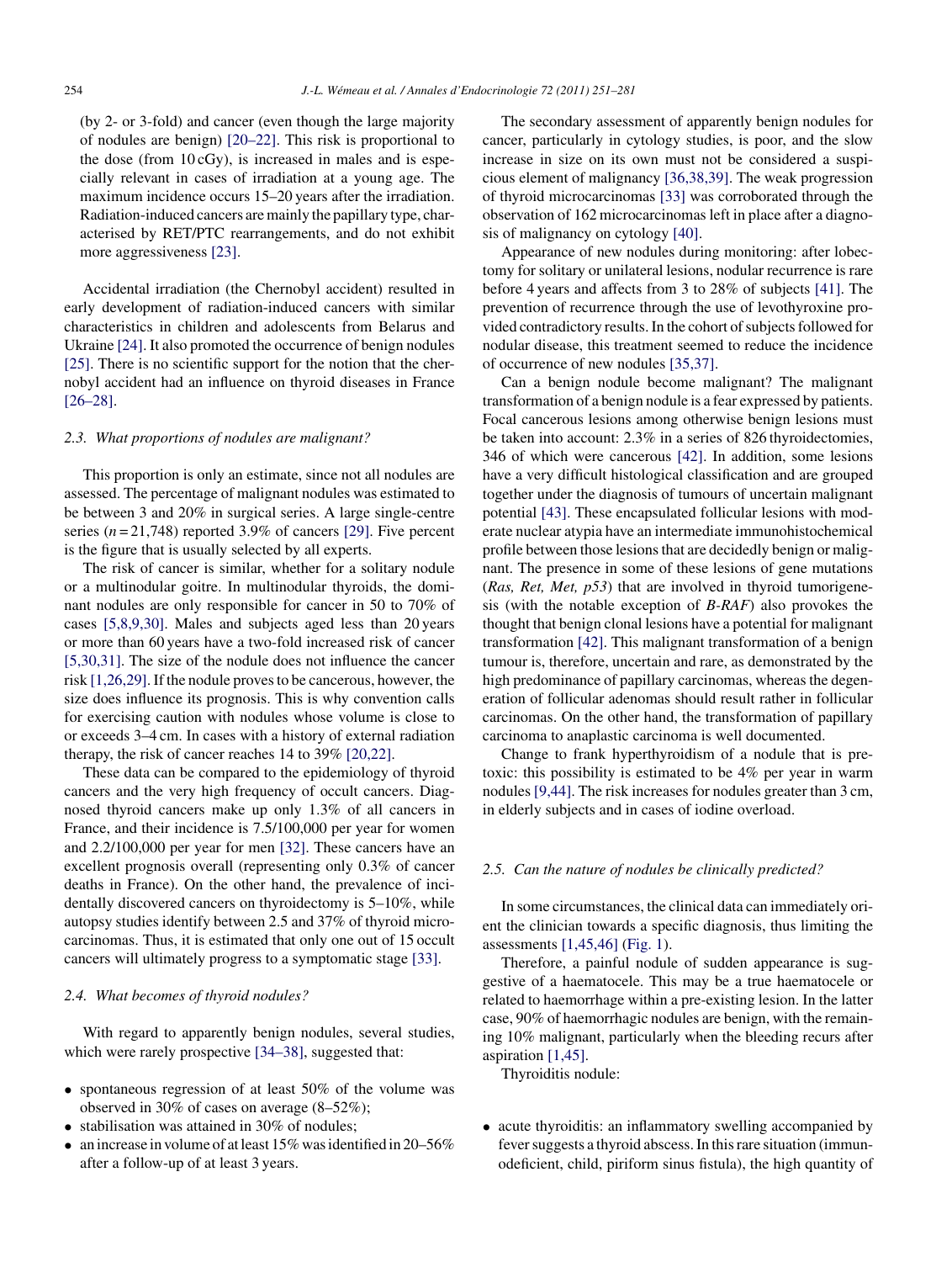(by 2- or 3-fold) and cancer (even though the large majority of nodules are benign) [20–22]. This risk is proportional to the dose (from 10 cGy), is increased in males and is especially relevant in cases of irradiation at a young age. The maximum incidence occurs 15–20 years after the irradiation. Radiation-induced cancers are mainly the papillary type, characterised by RET/PTC rearrangements, and do not exhibit more aggressiveness [23].

Accidental irradiation (the Chernobyl accident) resulted in early development of radiation-induced cancers with similar characteristics in children and adolescents from Belarus and Ukraine [24]. It also promoted the occurrence of benign nodules [25]. There is no scientific support for the notion that the chernobyl accident had an influence on thyroid diseases in France [26–28].

### 2.3. What proportions of nodules are malignant?

This proportion is only an estimate, since not all nodules are assessed. The percentage of malignant nodules was estimated to be between 3 and 20% in surgical series. A large single-centre series ($n = 21{,}748$) reported 3.9% of cancers [29]. Five percent is the figure that is usually selected by all experts.

The risk of cancer is similar, whether for a solitary nodule or a multinodular goitre. In multinodular thyroids, the dominant nodules are only responsible for cancer in 50 to 70% of cases [5,8,9,30]. Males and subjects aged less than 20 years or more than 60 years have a two-fold increased risk of cancer [5,30,31]. The size of the nodule does not influence the cancer risk [1,26,29]. If the nodule proves to be cancerous, however, the size does influence its prognosis. This is why convention calls for exercising caution with nodules whose volume is close to or exceeds 3–4 cm. In cases with a history of external radiation therapy, the risk of cancer reaches 14 to 39% [20,22].

These data can be compared to the epidemiology of thyroid cancers and the very high frequency of occult cancers. Diagnosed thyroid cancers make up only 1.3% of all cancers in France, and their incidence is 7.5/100,000 per year for women and 2.2/100,000 per year for men [32]. These cancers have an excellent prognosis overall (representing only 0.3% of cancer deaths in France). On the other hand, the prevalence of incidentally discovered cancers on thyroidectomy is 5–10%, while autopsy studies identify between 2.5 and 37% of thyroid microcarcinomas. Thus, it is estimated that only one out of 15 occult cancers will ultimately progress to a symptomatic stage [33].

### 2.4. What becomes of thyroid nodules?

With regard to apparently benign nodules, several studies, which were rarely prospective [34–38], suggested that:

- spontaneous regression of at least 50% of the volume was observed in 30% of cases on average (8–52%);
- stabilisation was attained in 30% of nodules;
- an increase in volume of at least 15% was identified in 20–56% after a follow-up of at least 3 years.

The secondary assessment of apparently benign nodules for cancer, particularly in cytology studies, is poor, and the slow increase in size on its own must not be considered a suspicious element of malignancy [36,38,39]. The weak progression of thyroid microcarcinomas [33] was corroborated through the observation of 162 microcarcinomas left in place after a diagnosis of malignancy on cytology [40].

Appearance of new nodules during monitoring: after lobectomy for solitary or unilateral lesions, nodular recurrence is rare before 4 years and affects from 3 to 28% of subjects [41]. The prevention of recurrence through the use of levothyroxine provided contradictory results. In the cohort of subjects followed for nodular disease, this treatment seemed to reduce the incidence of occurrence of new nodules [35,37].

Can a benign nodule become malignant? The malignant transformation of a benign nodule is a fear expressed by patients. Focal cancerous lesions among otherwise benign lesions must be taken into account: 2.3% in a series of 826 thyroidectomies, 346 of which were cancerous [42]. In addition, some lesions have a very difficult histological classification and are grouped together under the diagnosis of tumours of uncertain malignant potential [43]. These encapsulated follicular lesions with moderate nuclear atypia have an intermediate immunohistochemical profile between those lesions that are decidedly benign or malignant. The presence in some of these lesions of gene mutations (*Ras, Ret, Met, p53*) that are involved in thyroid tumorigenesis (with the notable exception of *B-RAF*) also provokes the thought that benign clonal lesions have a potential for malignant transformation [42]. This malignant transformation of a benign tumour is, therefore, uncertain and rare, as demonstrated by the high predominance of papillary carcinomas, whereas the degeneration of follicular adenomas should result rather in follicular carcinomas. On the other hand, the transformation of papillary carcinoma to anaplastic carcinoma is well documented.

Change to frank hyperthyroidism of a nodule that is pretoxic: this possibility is estimated to be 4% per year in warm nodules [9,44]. The risk increases for nodules greater than 3 cm, in elderly subjects and in cases of iodine overload.

### 2.5. Can the nature of nodules be clinically predicted?

In some circumstances, the clinical data can immediately orient the clinician towards a specific diagnosis, thus limiting the assessments [1,45,46] (Fig. 1).

Therefore, a painful nodule of sudden appearance is suggestive of a haematocele. This may be a true haematocele or related to haemorrhage within a pre-existing lesion. In the latter case, 90% of haemorrhagic nodules are benign, with the remaining 10% malignant, particularly when the bleeding recurs after aspiration [1,45].

Thyroiditis nodule:

- acute thyroiditis: an inflammatory swelling accompanied by fever suggests a thyroid abscess. In this rare situation (immunodeficient, child, piriform sinus fistula), the high quantity of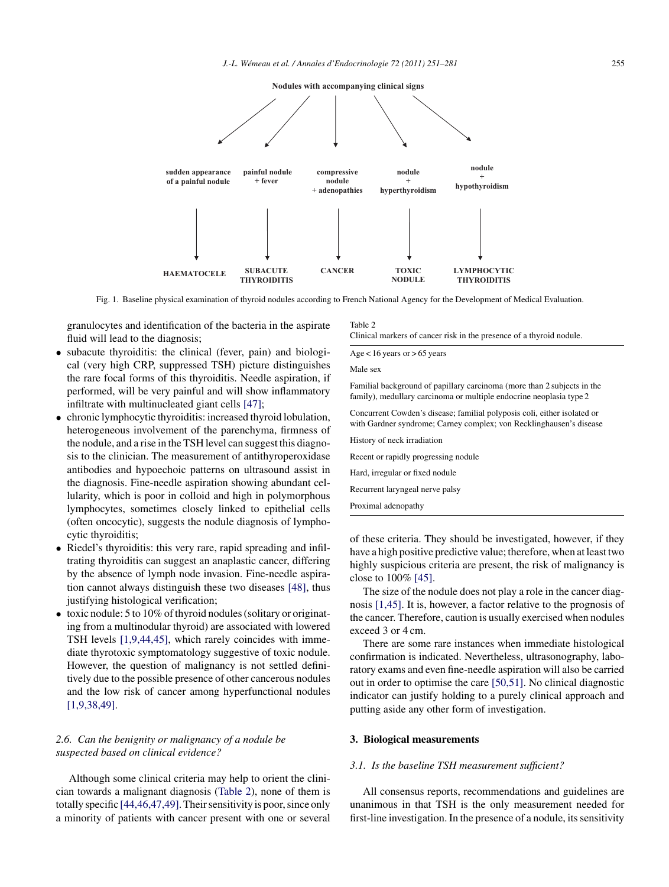Nodules with accompanying clinical signs

| sudden appearance of a painful nodule | painful nodule + fever | compressive nodule + adenopathies | nodule + hyperthyroidism | nodule + hypothyroidism |
|---|---|---|---|---|
| HAEMATOCELE | SUBACUTE THYROIDITIS | CANCER | TOXIC NODULE | LYMPHOCYTIC THYROIDITIS |

Fig. 1. Baseline physical examination of thyroid nodules according to French National Agency for the Development of Medical Evaluation.

granulocytes and identification of the bacteria in the aspirate fluid will lead to the diagnosis;

- subacute thyroiditis: the clinical (fever, pain) and biological (very high CRP, suppressed TSH) picture distinguishes the rare focal forms of this thyroiditis. Needle aspiration, if performed, will be very painful and will show inflammatory infiltrate with multinucleated giant cells [47];
- chronic lymphocytic thyroiditis: increased thyroid lobulation, heterogeneous involvement of the parenchyma, firmness of the nodule, and a rise in the TSH level can suggest this diagnosis to the clinician. The measurement of antithyroperoxidase antibodies and hypoechoic patterns on ultrasound assist in the diagnosis. Fine-needle aspiration showing abundant cellularity, which is poor in colloid and high in polymorphous lymphocytes, sometimes closely linked to epithelial cells (often oncocytic), suggests the nodule diagnosis of lymphocytic thyroiditis;
- Riedel's thyroiditis: this very rare, rapid spreading and infiltrating thyroiditis can suggest an anaplastic cancer, differing by the absence of lymph node invasion. Fine-needle aspiration cannot always distinguish these two diseases [48], thus justifying histological verification;
- toxic nodule: 5 to 10% of thyroid nodules (solitary or originating from a multinodular thyroid) are associated with lowered TSH levels [1,9,44,45], which rarely coincides with immediate thyrotoxic symptomatology suggestive of toxic nodule. However, the question of malignancy is not settled definitively due to the possible presence of other cancerous nodules and the low risk of cancer among hyperfunctional nodules [1,9,38,49].

### 2.6. Can the benignity or malignancy of a nodule be suspected based on clinical evidence?

Although some clinical criteria may help to orient the clinician towards a malignant diagnosis (Table 2), none of them is totally specific [44,46,47,49]. Their sensitivity is poor, since only a minority of patients with cancer present with one or several of these criteria. They should be investigated, however, if they have a high positive predictive value; therefore, when at least two highly suspicious criteria are present, the risk of malignancy is close to 100% [45].

Table 2
Clinical markers of cancer risk in the presence of a thyroid nodule.

| |
|---|
| Age < 16 years or > 65 years |
| Male sex |
| Familial background of papillary carcinoma (more than 2 subjects in the family), medullary carcinoma or multiple endocrine neoplasia type 2 |
| Concurrent Cowden's disease; familial polyposis coli, either isolated or with Gardner syndrome; Carney complex; von Recklinghausen's disease |
| History of neck irradiation |
| Recent or rapidly progressing nodule |
| Hard, irregular or fixed nodule |
| Recurrent laryngeal nerve palsy |
| Proximal adenopathy |

The size of the nodule does not play a role in the cancer diagnosis [1,45]. It is, however, a factor relative to the prognosis of the cancer. Therefore, caution is usually exercised when nodules exceed 3 or 4 cm.

There are some rare instances when immediate histological confirmation is indicated. Nevertheless, ultrasonography, laboratory exams and even fine-needle aspiration will also be carried out in order to optimise the care [50,51]. No clinical diagnostic indicator can justify holding to a purely clinical approach and putting aside any other form of investigation.

## 3. Biological measurements

### 3.1. Is the baseline TSH measurement sufficient?

All consensus reports, recommendations and guidelines are unanimous in that TSH is the only measurement needed for first-line investigation. In the presence of a nodule, its sensitivity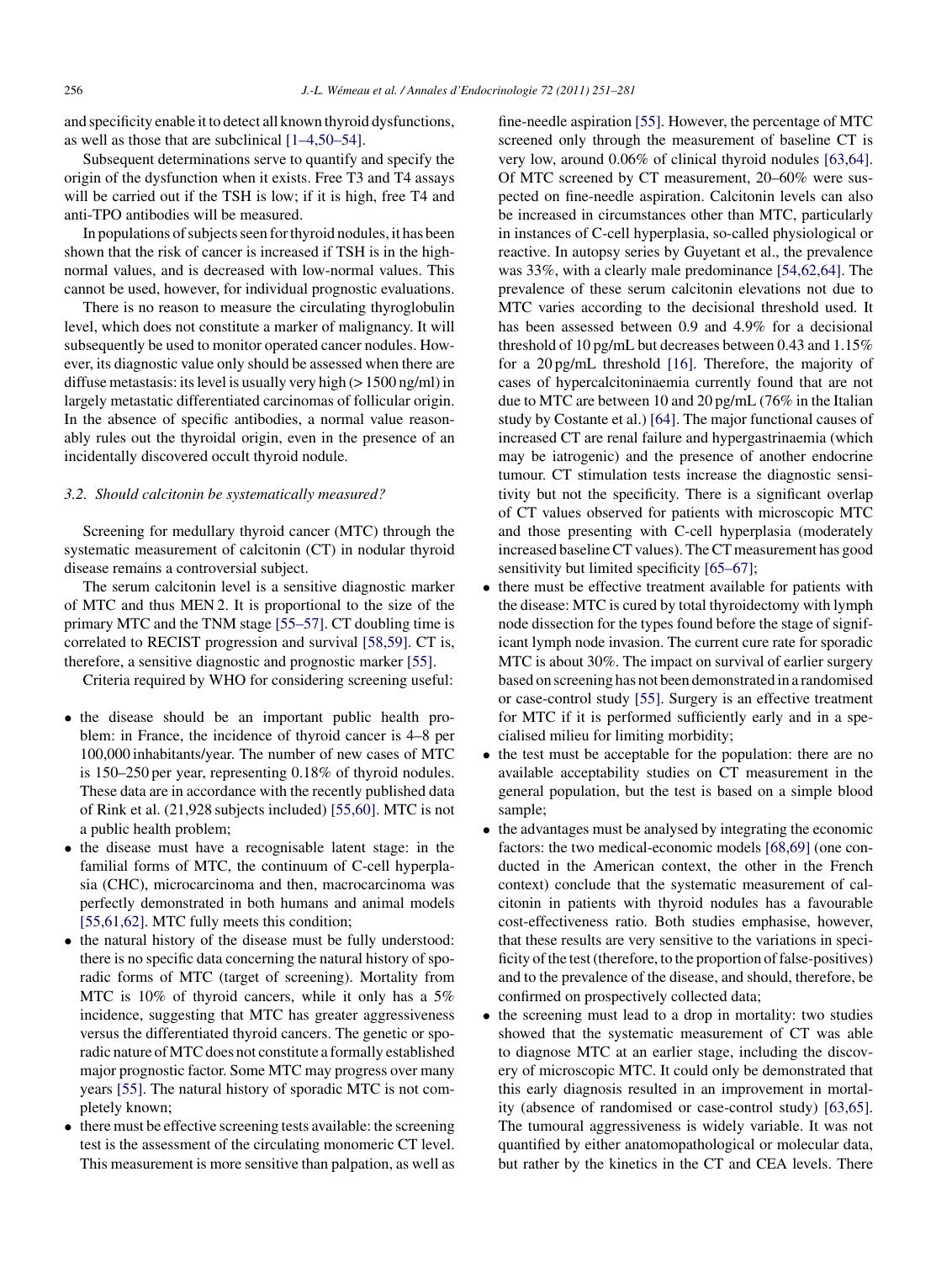and specificity enable it to detect all known thyroid dysfunctions, as well as those that are subclinical [1–4,50–54].

Subsequent determinations serve to quantify and specify the origin of the dysfunction when it exists. Free T3 and T4 assays will be carried out if the TSH is low; if it is high, free T4 and anti-TPO antibodies will be measured.

In populations of subjects seen for thyroid nodules, it has been shown that the risk of cancer is increased if TSH is in the high-normal values, and is decreased with low-normal values. This cannot be used, however, for individual prognostic evaluations.

There is no reason to measure the circulating thyroglobulin level, which does not constitute a marker of malignancy. It will subsequently be used to monitor operated cancer nodules. However, its diagnostic value only should be assessed when there are diffuse metastasis: its level is usually very high (> 1500 ng/ml) in largely metastatic differentiated carcinomas of follicular origin. In the absence of specific antibodies, a normal value reasonably rules out the thyroidal origin, even in the presence of an incidentally discovered occult thyroid nodule.

### *3.2. Should calcitonin be systematically measured?*

Screening for medullary thyroid cancer (MTC) through the systematic measurement of calcitonin (CT) in nodular thyroid disease remains a controversial subject.

The serum calcitonin level is a sensitive diagnostic marker of MTC and thus MEN 2. It is proportional to the size of the primary MTC and the TNM stage [55–57]. CT doubling time is correlated to RECIST progression and survival [58,59]. CT is, therefore, a sensitive diagnostic and prognostic marker [55].

Criteria required by WHO for considering screening useful:

- the disease should be an important public health problem: in France, the incidence of thyroid cancer is 4–8 per 100,000 inhabitants/year. The number of new cases of MTC is 150–250 per year, representing 0.18% of thyroid nodules. These data are in accordance with the recently published data of Rink et al. (21,928 subjects included) [55,60]. MTC is not a public health problem;
- the disease must have a recognisable latent stage: in the familial forms of MTC, the continuum of C-cell hyperplasia (CHC), microcarcinoma and then, macrocarcinoma was perfectly demonstrated in both humans and animal models [55,61,62]. MTC fully meets this condition;
- the natural history of the disease must be fully understood: there is no specific data concerning the natural history of sporadic forms of MTC (target of screening). Mortality from MTC is 10% of thyroid cancers, while it only has a 5% incidence, suggesting that MTC has greater aggressiveness versus the differentiated thyroid cancers. The genetic or sporadic nature of MTC does not constitute a formally established major prognostic factor. Some MTC may progress over many years [55]. The natural history of sporadic MTC is not completely known;
- there must be effective screening tests available: the screening test is the assessment of the circulating monomeric CT level. This measurement is more sensitive than palpation, as well as fine-needle aspiration [55]. However, the percentage of MTC screened only through the measurement of baseline CT is very low, around 0.06% of clinical thyroid nodules [63,64]. Of MTC screened by CT measurement, 20–60% were suspected on fine-needle aspiration. Calcitonin levels can also be increased in circumstances other than MTC, particularly in instances of C-cell hyperplasia, so-called physiological or reactive. In autopsy series by Guyetant et al., the prevalence was 33%, with a clearly male predominance [54,62,64]. The prevalence of these serum calcitonin elevations not due to MTC varies according to the decisional threshold used. It has been assessed between 0.9 and 4.9% for a decisional threshold of 10 pg/mL but decreases between 0.43 and 1.15% for a 20 pg/mL threshold [16]. Therefore, the majority of cases of hypercalcitoninaemia currently found that are not due to MTC are between 10 and 20 pg/mL (76% in the Italian study by Costante et al.) [64]. The major functional causes of increased CT are renal failure and hypergastrinaemia (which may be iatrogenic) and the presence of another endocrine tumour. CT stimulation tests increase the diagnostic sensitivity but not the specificity. There is a significant overlap of CT values observed for patients with microscopic MTC and those presenting with C-cell hyperplasia (moderately increased baseline CT values). The CT measurement has good sensitivity but limited specificity [65–67];
- there must be effective treatment available for patients with the disease: MTC is cured by total thyroidectomy with lymph node dissection for the types found before the stage of significant lymph node invasion. The current cure rate for sporadic MTC is about 30%. The impact on survival of earlier surgery based on screening has not been demonstrated in a randomised or case-control study [55]. Surgery is an effective treatment for MTC if it is performed sufficiently early and in a specialised milieu for limiting morbidity;
- the test must be acceptable for the population: there are no available acceptability studies on CT measurement in the general population, but the test is based on a simple blood sample;
- the advantages must be analysed by integrating the economic factors: the two medical-economic models [68,69] (one conducted in the American context, the other in the French context) conclude that the systematic measurement of calcitonin in patients with thyroid nodules has a favourable cost-effectiveness ratio. Both studies emphasise, however, that these results are very sensitive to the variations in specificity of the test (therefore, to the proportion of false-positives) and to the prevalence of the disease, and should, therefore, be confirmed on prospectively collected data;
- the screening must lead to a drop in mortality: two studies showed that the systematic measurement of CT was able to diagnose MTC at an earlier stage, including the discovery of microscopic MTC. It could only be demonstrated that this early diagnosis resulted in an improvement in mortality (absence of randomised or case-control study) [63,65]. The tumoural aggressiveness is widely variable. It was not quantified by either anatomopathological or molecular data, but rather by the kinetics in the CT and CEA levels. There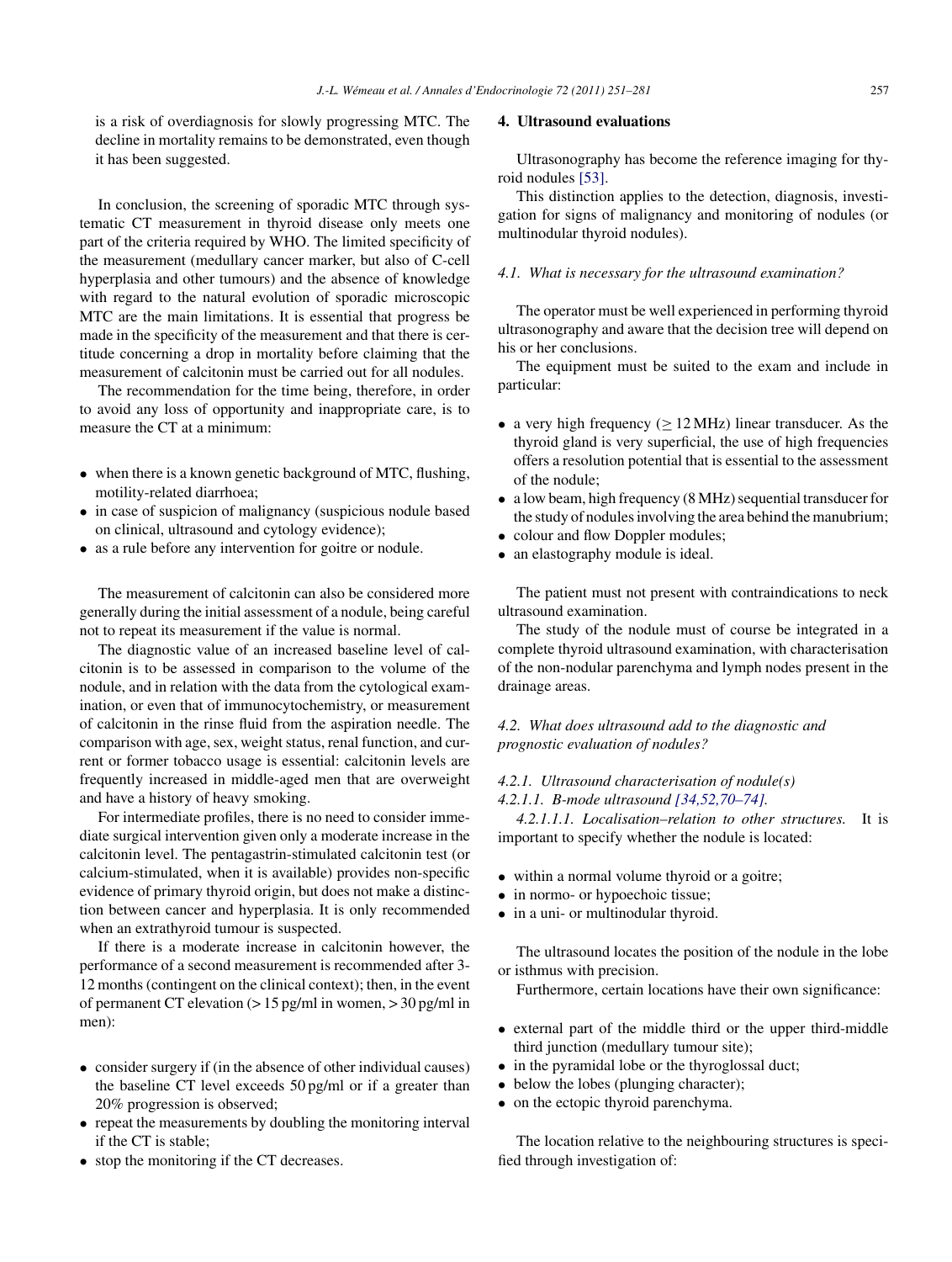is a risk of overdiagnosis for slowly progressing MTC. The decline in mortality remains to be demonstrated, even though it has been suggested.

In conclusion, the screening of sporadic MTC through systematic CT measurement in thyroid disease only meets one part of the criteria required by WHO. The limited specificity of the measurement (medullary cancer marker, but also of C-cell hyperplasia and other tumours) and the absence of knowledge with regard to the natural evolution of sporadic microscopic MTC are the main limitations. It is essential that progress be made in the specificity of the measurement and that there is certitude concerning a drop in mortality before claiming that the measurement of calcitonin must be carried out for all nodules.

The recommendation for the time being, therefore, in order to avoid any loss of opportunity and inappropriate care, is to measure the CT at a minimum:

- when there is a known genetic background of MTC, flushing, motility-related diarrhoea;
- in case of suspicion of malignancy (suspicious nodule based on clinical, ultrasound and cytology evidence);
- as a rule before any intervention for goitre or nodule.

The measurement of calcitonin can also be considered more generally during the initial assessment of a nodule, being careful not to repeat its measurement if the value is normal.

The diagnostic value of an increased baseline level of calcitonin is to be assessed in comparison to the volume of the nodule, and in relation with the data from the cytological examination, or even that of immunocytochemistry, or measurement of calcitonin in the rinse fluid from the aspiration needle. The comparison with age, sex, weight status, renal function, and current or former tobacco usage is essential: calcitonin levels are frequently increased in middle-aged men that are overweight and have a history of heavy smoking.

For intermediate profiles, there is no need to consider immediate surgical intervention given only a moderate increase in the calcitonin level. The pentagastrin-stimulated calcitonin test (or calcium-stimulated, when it is available) provides non-specific evidence of primary thyroid origin, but does not make a distinction between cancer and hyperplasia. It is only recommended when an extrathyroid tumour is suspected.

If there is a moderate increase in calcitonin however, the performance of a second measurement is recommended after 3-12 months (contingent on the clinical context); then, in the event of permanent CT elevation (> 15 pg/ml in women, > 30 pg/ml in men):

- consider surgery if (in the absence of other individual causes) the baseline CT level exceeds 50 pg/ml or if a greater than 20% progression is observed;
- repeat the measurements by doubling the monitoring interval if the CT is stable;
- stop the monitoring if the CT decreases.

## 4. Ultrasound evaluations

Ultrasonography has become the reference imaging for thyroid nodules [53].

This distinction applies to the detection, diagnosis, investigation for signs of malignancy and monitoring of nodules (or multinodular thyroid nodules).

### 4.1. What is necessary for the ultrasound examination?

The operator must be well experienced in performing thyroid ultrasonography and aware that the decision tree will depend on his or her conclusions.

The equipment must be suited to the exam and include in particular:

- a very high frequency ($\geq$ 12 MHz) linear transducer. As the thyroid gland is very superficial, the use of high frequencies offers a resolution potential that is essential to the assessment of the nodule;
- a low beam, high frequency (8 MHz) sequential transducer for the study of nodules involving the area behind the manubrium;
- colour and flow Doppler modules;
- an elastography module is ideal.

The patient must not present with contraindications to neck ultrasound examination.

The study of the nodule must of course be integrated in a complete thyroid ultrasound examination, with characterisation of the non-nodular parenchyma and lymph nodes present in the drainage areas.

### 4.2. What does ultrasound add to the diagnostic and prognostic evaluation of nodules?

#### 4.2.1. Ultrasound characterisation of nodule(s)

##### 4.2.1.1. B-mode ultrasound [34,52,70–74].

*4.2.1.1.1. Localisation–relation to other structures.* It is important to specify whether the nodule is located:

- within a normal volume thyroid or a goitre;
- in normo- or hypoechoic tissue;
- in a uni- or multinodular thyroid.

The ultrasound locates the position of the nodule in the lobe or isthmus with precision.

Furthermore, certain locations have their own significance:

- external part of the middle third or the upper third-middle third junction (medullary tumour site);
- in the pyramidal lobe or the thyroglossal duct;
- below the lobes (plunging character);
- on the ectopic thyroid parenchyma.

The location relative to the neighbouring structures is specified through investigation of: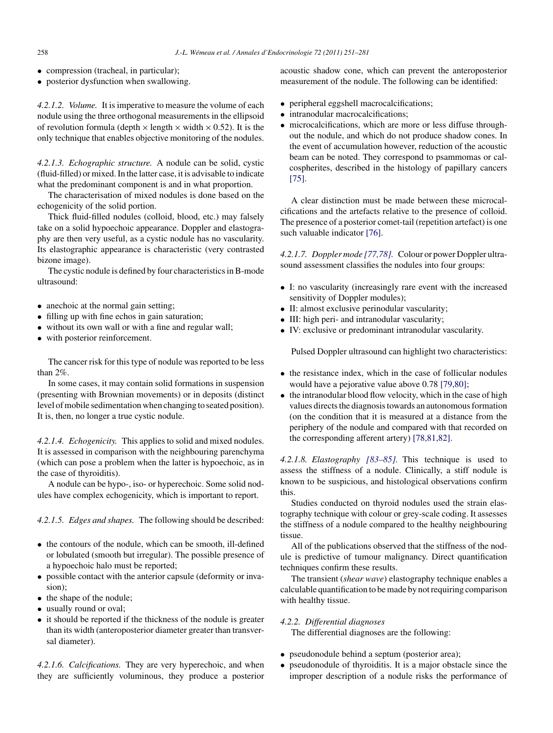- compression (tracheal, in particular);
- posterior dysfunction when swallowing.

*4.2.1.2. Volume.* It is imperative to measure the volume of each nodule using the three orthogonal measurements in the ellipsoid of revolution formula (depth × length × width × 0.52). It is the only technique that enables objective monitoring of the nodules.

*4.2.1.3. Echographic structure.* A nodule can be solid, cystic (fluid-filled) or mixed. In the latter case, it is advisable to indicate what the predominant component is and in what proportion.

The characterisation of mixed nodules is done based on the echogenicity of the solid portion.

Thick fluid-filled nodules (colloid, blood, etc.) may falsely take on a solid hypoechoic appearance. Doppler and elastography are then very useful, as a cystic nodule has no vascularity. Its elastographic appearance is characteristic (very contrasted bizone image).

The cystic nodule is defined by four characteristics in B-mode ultrasound:

- anechoic at the normal gain setting;
- filling up with fine echos in gain saturation;
- without its own wall or with a fine and regular wall;
- with posterior reinforcement.

The cancer risk for this type of nodule was reported to be less than 2%.

In some cases, it may contain solid formations in suspension (presenting with Brownian movements) or in deposits (distinct level of mobile sedimentation when changing to seated position). It is, then, no longer a true cystic nodule.

*4.2.1.4. Echogenicity.* This applies to solid and mixed nodules. It is assessed in comparison with the neighbouring parenchyma (which can pose a problem when the latter is hypoechoic, as in the case of thyroiditis).

A nodule can be hypo-, iso- or hyperechoic. Some solid nodules have complex echogenicity, which is important to report.

*4.2.1.5. Edges and shapes.* The following should be described:

- the contours of the nodule, which can be smooth, ill-defined or lobulated (smooth but irregular). The possible presence of a hypoechoic halo must be reported;
- possible contact with the anterior capsule (deformity or invasion);
- the shape of the nodule;
- usually round or oval;
- it should be reported if the thickness of the nodule is greater than its width (anteroposterior diameter greater than transversal diameter).

*4.2.1.6. Calcifications.* They are very hyperechoic, and when they are sufficiently voluminous, they produce a posterior acoustic shadow cone, which can prevent the anteroposterior measurement of the nodule. The following can be identified:

- peripheral eggshell macrocalcifications;
- intranodular macrocalcifications;
- microcalcifications, which are more or less diffuse throughout the nodule, and which do not produce shadow cones. In the event of accumulation however, reduction of the acoustic beam can be noted. They correspond to psammomas or calcospherites, described in the histology of papillary cancers [75].

A clear distinction must be made between these microcalcifications and the artefacts relative to the presence of colloid. The presence of a posterior comet-tail (repetition artefact) is one such valuable indicator [76].

*4.2.1.7. Doppler mode [77,78].* Colour or power Doppler ultrasound assessment classifies the nodules into four groups:

- I: no vascularity (increasingly rare event with the increased sensitivity of Doppler modules);
- II: almost exclusive perinodular vascularity;
- III: high peri- and intranodular vascularity;
- IV: exclusive or predominant intranodular vascularity.

Pulsed Doppler ultrasound can highlight two characteristics:

- the resistance index, which in the case of follicular nodules would have a pejorative value above 0.78 [79,80];
- the intranodular blood flow velocity, which in the case of high values directs the diagnosis towards an autonomous formation (on the condition that it is measured at a distance from the periphery of the nodule and compared with that recorded on the corresponding afferent artery) [78,81,82].

*4.2.1.8. Elastography [83–85].* This technique is used to assess the stiffness of a nodule. Clinically, a stiff nodule is known to be suspicious, and histological observations confirm this.

Studies conducted on thyroid nodules used the strain elastography technique with colour or grey-scale coding. It assesses the stiffness of a nodule compared to the healthy neighbouring tissue.

All of the publications observed that the stiffness of the nodule is predictive of tumour malignancy. Direct quantification techniques confirm these results.

The transient (*shear wave*) elastography technique enables a calculable quantification to be made by not requiring comparison with healthy tissue.

#### *4.2.2. Differential diagnoses*

The differential diagnoses are the following:

- pseudonodule behind a septum (posterior area);
- pseudonodule of thyroiditis. It is a major obstacle since the improper description of a nodule risks the performance of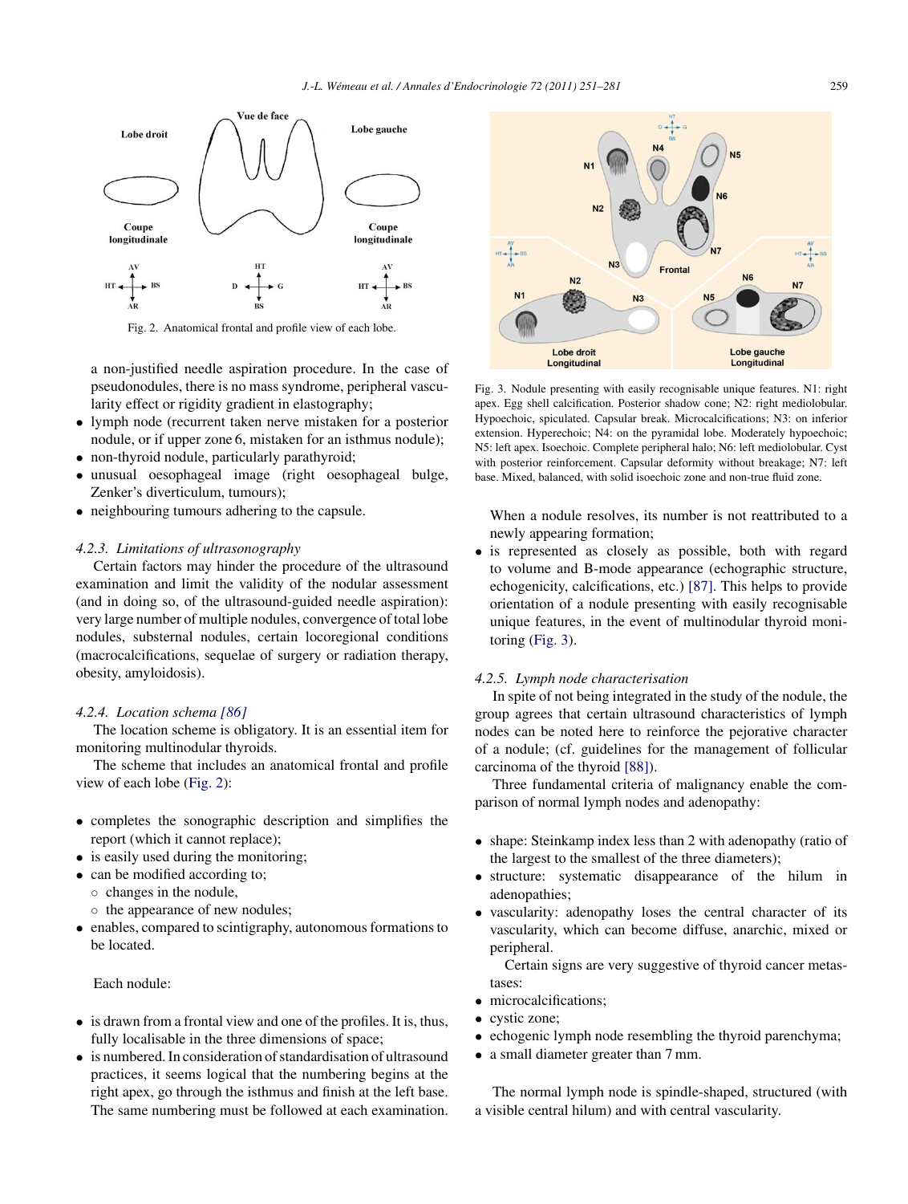Fig. 2. Anatomical frontal and profile view of each lobe.

a non-justified needle aspiration procedure. In the case of pseudonodules, there is no mass syndrome, peripheral vascularity effect or rigidity gradient in elastography;

- lymph node (recurrent taken nerve mistaken for a posterior nodule, or if upper zone 6, mistaken for an isthmus nodule);
- non-thyroid nodule, particularly parathyroid;
- unusual oesophageal image (right oesophageal bulge, Zenker's diverticulum, tumours);
- neighbouring tumours adhering to the capsule.

#### *4.2.3. Limitations of ultrasonography*

Certain factors may hinder the procedure of the ultrasound examination and limit the validity of the nodular assessment (and in doing so, of the ultrasound-guided needle aspiration): very large number of multiple nodules, convergence of total lobe nodules, substernal nodules, certain locoregional conditions (macrocalcifications, sequelae of surgery or radiation therapy, obesity, amyloidosis).

#### *4.2.4. Location schema [86]*

The location scheme is obligatory. It is an essential item for monitoring multinodular thyroids.

The scheme that includes an anatomical frontal and profile view of each lobe (Fig. 2):

- completes the sonographic description and simplifies the report (which it cannot replace);
- is easily used during the monitoring;
- can be modified according to;
  - changes in the nodule,
  - the appearance of new nodules;
- enables, compared to scintigraphy, autonomous formations to be located.

Each nodule:

- is drawn from a frontal view and one of the profiles. It is, thus, fully localisable in the three dimensions of space;
- is numbered. In consideration of standardisation of ultrasound practices, it seems logical that the numbering begins at the right apex, go through the isthmus and finish at the left base. The same numbering must be followed at each examination.

Fig. 3. Nodule presenting with easily recognisable unique features. N1: right apex. Egg shell calcification. Posterior shadow cone; N2: right mediolobular. Hypoechoic, spiculated. Capsular break. Microcalcifications; N3: on inferior extension. Hyperechoic; N4: on the pyramidal lobe. Moderately hypoechoic; N5: left apex. Isoechoic. Complete peripheral halo; N6: left mediolobular. Cyst with posterior reinforcement. Capsular deformity without breakage; N7: left base. Mixed, balanced, with solid isoechoic zone and non-true fluid zone.

When a nodule resolves, its number is not reattributed to a newly appearing formation;

- is represented as closely as possible, both with regard to volume and B-mode appearance (echographic structure, echogenicity, calcifications, etc.) [87]. This helps to provide orientation of a nodule presenting with easily recognisable unique features, in the event of multinodular thyroid monitoring (Fig. 3).

#### *4.2.5. Lymph node characterisation*

In spite of not being integrated in the study of the nodule, the group agrees that certain ultrasound characteristics of lymph nodes can be noted here to reinforce the pejorative character of a nodule; (cf. guidelines for the management of follicular carcinoma of the thyroid [88]).

Three fundamental criteria of malignancy enable the comparison of normal lymph nodes and adenopathy:

- shape: Steinkamp index less than 2 with adenopathy (ratio of the largest to the smallest of the three diameters);
- structure: systematic disappearance of the hilum in adenopathies;
- vascularity: adenopathy loses the central character of its vascularity, which can become diffuse, anarchic, mixed or peripheral.

Certain signs are very suggestive of thyroid cancer metastases:

- microcalcifications;
- cystic zone;
- echogenic lymph node resembling the thyroid parenchyma;
- a small diameter greater than 7 mm.

The normal lymph node is spindle-shaped, structured (with a visible central hilum) and with central vascularity.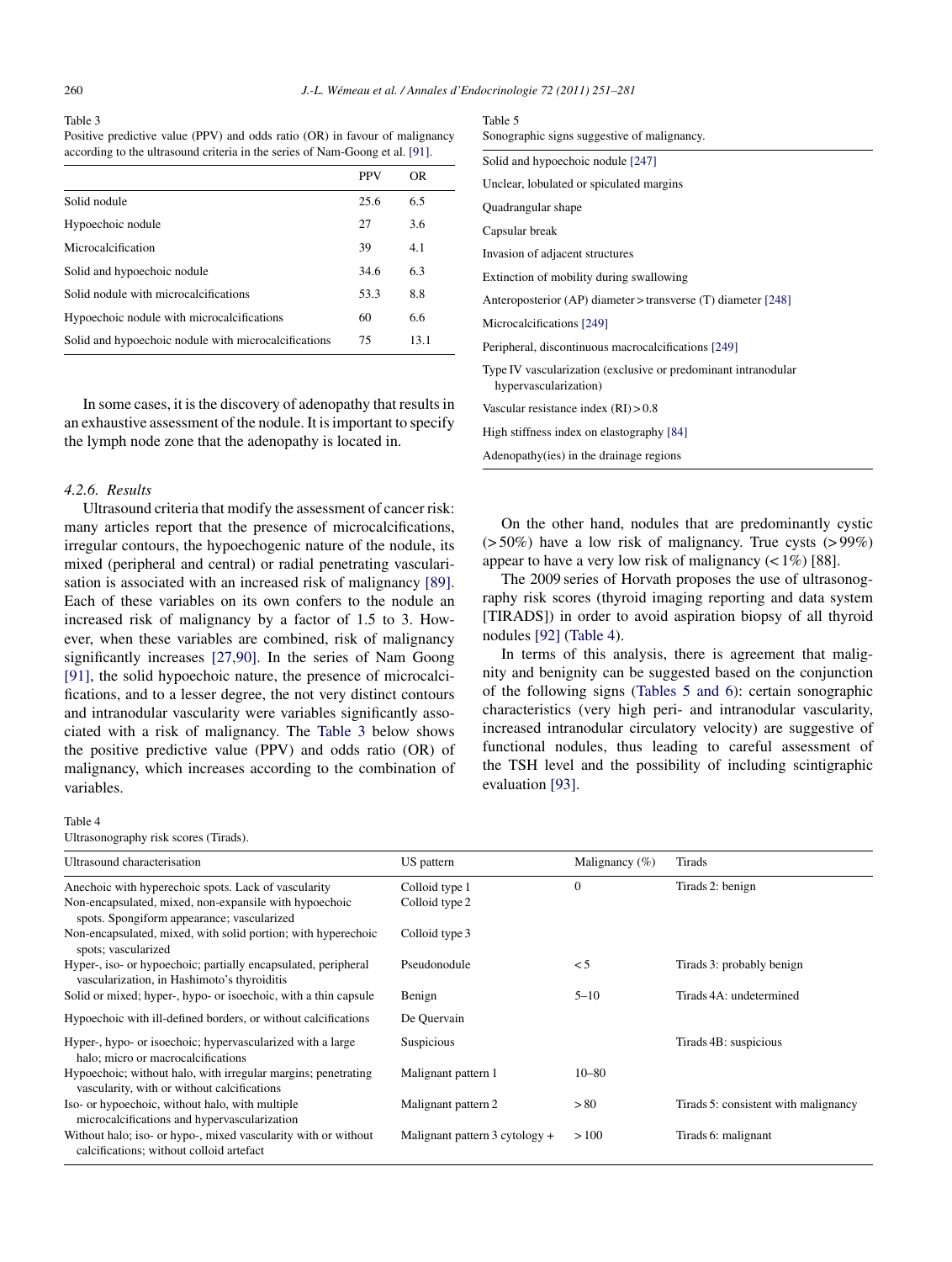Table 3
Positive predictive value (PPV) and odds ratio (OR) in favour of malignancy according to the ultrasound criteria in the series of Nam-Goong et al. [91].

| | PPV | OR |
|---|---|---|
| Solid nodule | 25.6 | 6.5 |
| Hypoechoic nodule | 27 | 3.6 |
| Microcalcification | 39 | 4.1 |
| Solid and hypoechoic nodule | 34.6 | 6.3 |
| Solid nodule with microcalcifications | 53.3 | 8.8 |
| Hypoechoic nodule with microcalcifications | 60 | 6.6 |
| Solid and hypoechoic nodule with microcalcifications | 75 | 13.1 |

In some cases, it is the discovery of adenopathy that results in an exhaustive assessment of the nodule. It is important to specify the lymph node zone that the adenopathy is located in.

#### 4.2.6. Results

Ultrasound criteria that modify the assessment of cancer risk: many articles report that the presence of microcalcifications, irregular contours, the hypoechogenic nature of the nodule, its mixed (peripheral and central) or radial penetrating vascularisation is associated with an increased risk of malignancy [89]. Each of these variables on its own confers to the nodule an increased risk of malignancy by a factor of 1.5 to 3. However, when these variables are combined, risk of malignancy significantly increases [27,90]. In the series of Nam Goong [91], the solid hypoechoic nature, the presence of microcalcifications, and to a lesser degree, the not very distinct contours and intranodular vascularity were variables significantly associated with a risk of malignancy. The Table 3 below shows the positive predictive value (PPV) and odds ratio (OR) of malignancy, which increases according to the combination of variables.

Table 5
Sonographic signs suggestive of malignancy.

| |
|---|
| Solid and hypoechoic nodule [247] |
| Unclear, lobulated or spiculated margins |
| Quadrangular shape |
| Capsular break |
| Invasion of adjacent structures |
| Extinction of mobility during swallowing |
| Anteroposterior (AP) diameter > transverse (T) diameter [248] |
| Microcalcifications [249] |
| Peripheral, discontinuous macrocalcifications [249] |
| Type IV vascularization (exclusive or predominant intranodular hypervascularization) |
| Vascular resistance index (RI) > 0.8 |
| High stiffness index on elastography [84] |
| Adenopathy(ies) in the drainage regions |

On the other hand, nodules that are predominantly cystic (> 50%) have a low risk of malignancy. True cysts (> 99%) appear to have a very low risk of malignancy (< 1%) [88].

The 2009 series of Horvath proposes the use of ultrasonography risk scores (thyroid imaging reporting and data system [TIRADS]) in order to avoid aspiration biopsy of all thyroid nodules [92] (Table 4).

In terms of this analysis, there is agreement that malignity and benignity can be suggested based on the conjunction of the following signs (Tables 5 and 6): certain sonographic characteristics (very high peri- and intranodular vascularity, increased intranodular circulatory velocity) are suggestive of functional nodules, thus leading to careful assessment of the TSH level and the possibility of including scintigraphic evaluation [93].

Table 4
Ultrasonography risk scores (Tirads).

| Ultrasound characterisation | US pattern | Malignancy (%) | Tirads |
|---|---|---|---|
| Anechoic with hyperechoic spots. Lack of vascularity | Colloid type 1 | 0 | Tirads 2: benign |
| Non-encapsulated, mixed, non-expansile with hypoechoic spots. Spongiform appearance; vascularized | Colloid type 2 | | |
| Non-encapsulated, mixed, with solid portion; with hyperechoic spots; vascularized | Colloid type 3 | | |
| Hyper-, iso- or hypoechoic; partially encapsulated, peripheral vascularization, in Hashimoto's thyroiditis | Pseudonodule | < 5 | Tirads 3: probably benign |
| Solid or mixed; hyper-, hypo- or isoechoic, with a thin capsule | Benign | 5–10 | Tirads 4A: undetermined |
| Hypoechoic with ill-defined borders, or without calcifications | De Quervain | | |
| Hyper-, hypo- or isoechoic; hypervascularized with a large halo; micro or macrocalcifications | Suspicious | | Tirads 4B: suspicious |
| Hypoechoic; without halo, with irregular margins; penetrating vascularity, with or without calcifications | Malignant pattern 1 | 10–80 | |
| Iso- or hypoechoic, without halo, with multiple microcalcifications and hypervascularization | Malignant pattern 2 | > 80 | Tirads 5: consistent with malignancy |
| Without halo; iso- or hypo-, mixed vascularity with or without calcifications; without colloid artefact | Malignant pattern 3 cytology + | > 100 | Tirads 6: malignant |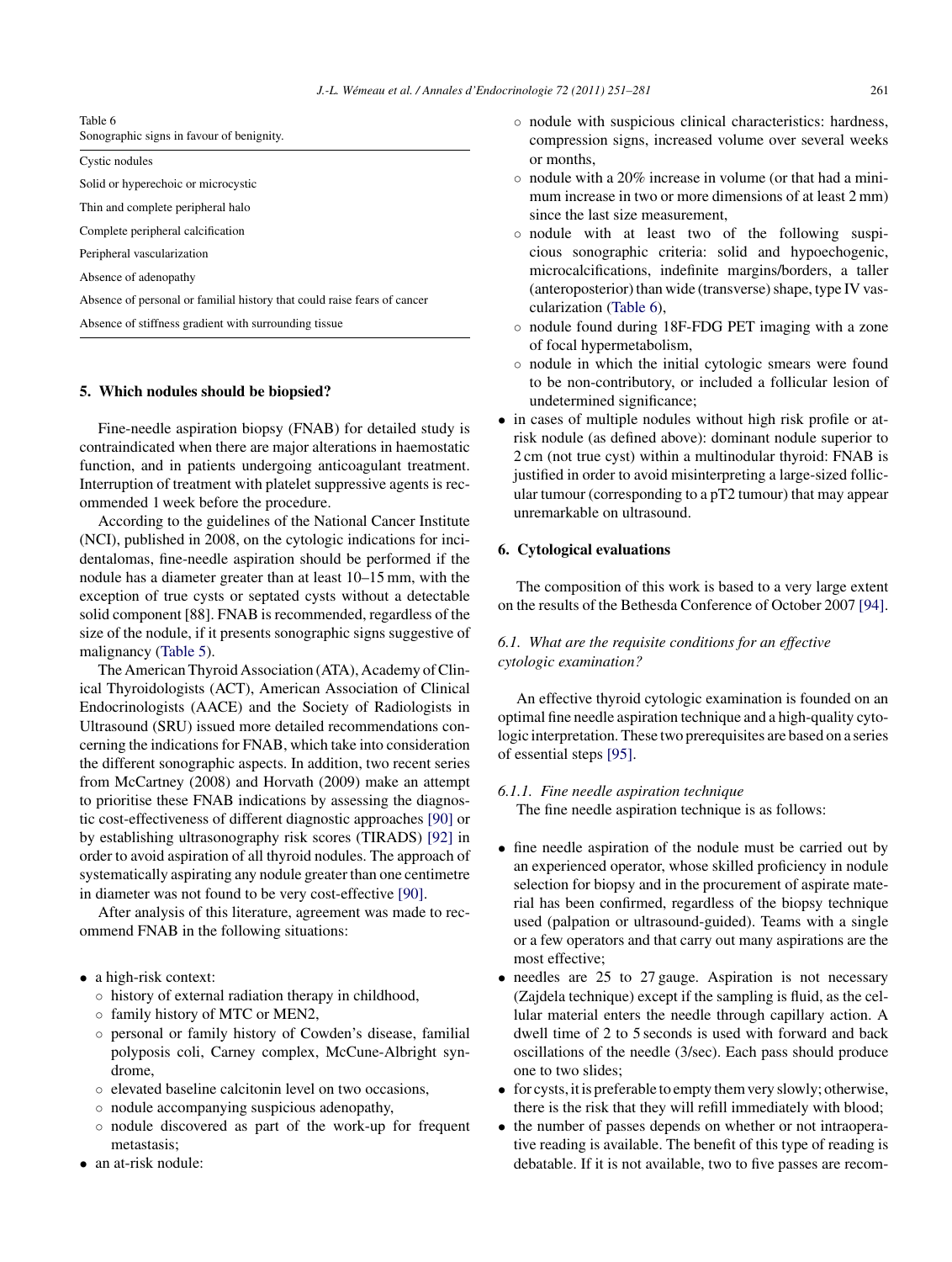Table 6
Sonographic signs in favour of benignity.

| |
|---|
| Cystic nodules |
| Solid or hyperechoic or microcystic |
| Thin and complete peripheral halo |
| Complete peripheral calcification |
| Peripheral vascularization |
| Absence of adenopathy |
| Absence of personal or familial history that could raise fears of cancer |
| Absence of stiffness gradient with surrounding tissue |

## 5. Which nodules should be biopsied?

Fine-needle aspiration biopsy (FNAB) for detailed study is contraindicated when there are major alterations in haemostatic function, and in patients undergoing anticoagulant treatment. Interruption of treatment with platelet suppressive agents is recommended 1 week before the procedure.

According to the guidelines of the National Cancer Institute (NCI), published in 2008, on the cytologic indications for incidentalomas, fine-needle aspiration should be performed if the nodule has a diameter greater than at least 10–15 mm, with the exception of true cysts or septated cysts without a detectable solid component [88]. FNAB is recommended, regardless of the size of the nodule, if it presents sonographic signs suggestive of malignancy (Table 5).

The American Thyroid Association (ATA), Academy of Clinical Thyroidologists (ACT), American Association of Clinical Endocrinologists (AACE) and the Society of Radiologists in Ultrasound (SRU) issued more detailed recommendations concerning the indications for FNAB, which take into consideration the different sonographic aspects. In addition, two recent series from McCartney (2008) and Horvath (2009) make an attempt to prioritise these FNAB indications by assessing the diagnostic cost-effectiveness of different diagnostic approaches [90] or by establishing ultrasonography risk scores (TIRADS) [92] in order to avoid aspiration of all thyroid nodules. The approach of systematically aspirating any nodule greater than one centimetre in diameter was not found to be very cost-effective [90].

After analysis of this literature, agreement was made to recommend FNAB in the following situations:

- a high-risk context:
  - history of external radiation therapy in childhood,
  - family history of MTC or MEN2,
  - personal or family history of Cowden's disease, familial polyposis coli, Carney complex, McCune-Albright syndrome,
  - elevated baseline calcitonin level on two occasions,
  - nodule accompanying suspicious adenopathy,
  - nodule discovered as part of the work-up for frequent metastasis;
- an at-risk nodule:
  - nodule with suspicious clinical characteristics: hardness, compression signs, increased volume over several weeks or months,
  - nodule with a 20% increase in volume (or that had a minimum increase in two or more dimensions of at least 2 mm) since the last size measurement,
  - nodule with at least two of the following suspicious sonographic criteria: solid and hypoechogenic, microcalcifications, indefinite margins/borders, a taller (anteroposterior) than wide (transverse) shape, type IV vascularization (Table 6),
  - nodule found during 18F-FDG PET imaging with a zone of focal hypermetabolism,
  - nodule in which the initial cytologic smears were found to be non-contributory, or included a follicular lesion of undetermined significance;
- in cases of multiple nodules without high risk profile or at-risk nodule (as defined above): dominant nodule superior to 2 cm (not true cyst) within a multinodular thyroid: FNAB is justified in order to avoid misinterpreting a large-sized follicular tumour (corresponding to a pT2 tumour) that may appear unremarkable on ultrasound.

## 6. Cytological evaluations

The composition of this work is based to a very large extent on the results of the Bethesda Conference of October 2007 [94].

### *6.1. What are the requisite conditions for an effective cytologic examination?*

An effective thyroid cytologic examination is founded on an optimal fine needle aspiration technique and a high-quality cytologic interpretation. These two prerequisites are based on a series of essential steps [95].

#### *6.1.1. Fine needle aspiration technique*

The fine needle aspiration technique is as follows:

- fine needle aspiration of the nodule must be carried out by an experienced operator, whose skilled proficiency in nodule selection for biopsy and in the procurement of aspirate material has been confirmed, regardless of the biopsy technique used (palpation or ultrasound-guided). Teams with a single or a few operators and that carry out many aspirations are the most effective;
- needles are 25 to 27 gauge. Aspiration is not necessary (Zajdela technique) except if the sampling is fluid, as the cellular material enters the needle through capillary action. A dwell time of 2 to 5 seconds is used with forward and back oscillations of the needle (3/sec). Each pass should produce one to two slides;
- for cysts, it is preferable to empty them very slowly; otherwise, there is the risk that they will refill immediately with blood;
- the number of passes depends on whether or not intraoperative reading is available. The benefit of this type of reading is debatable. If it is not available, two to five passes are recom-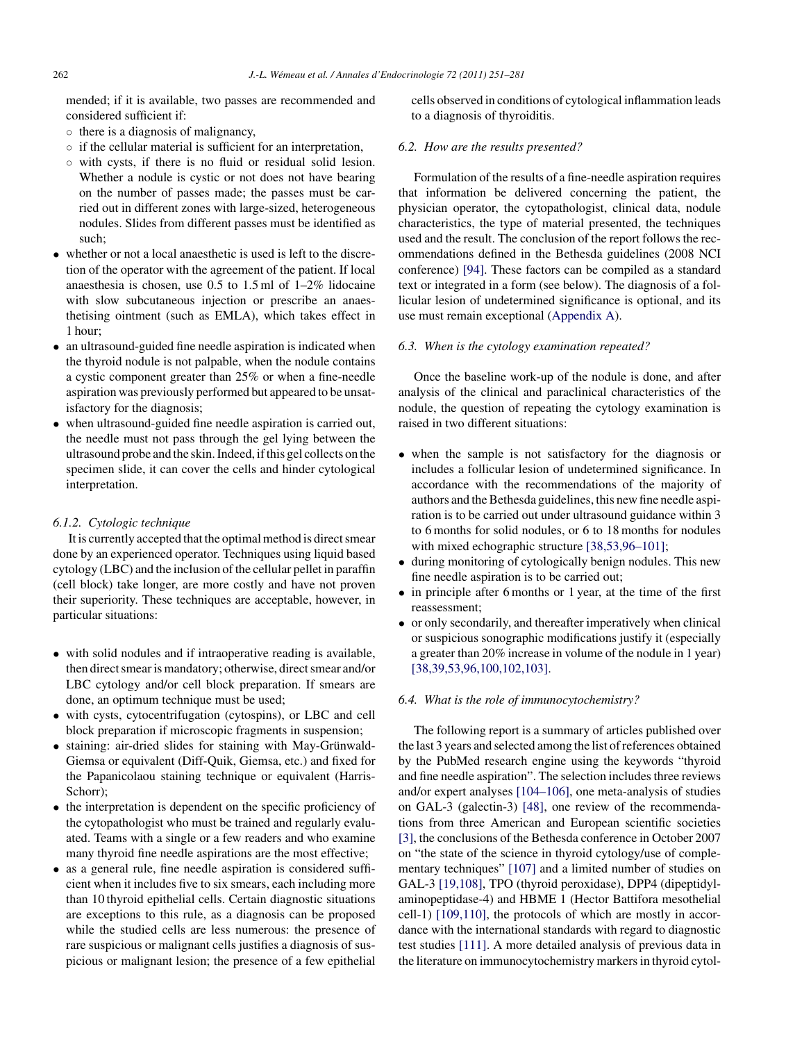mended; if it is available, two passes are recommended and considered sufficient if:

- ○ there is a diagnosis of malignancy,
- ○ if the cellular material is sufficient for an interpretation,
- ○ with cysts, if there is no fluid or residual solid lesion. Whether a nodule is cystic or not does not have bearing on the number of passes made; the passes must be carried out in different zones with large-sized, heterogeneous nodules. Slides from different passes must be identified as such;

- whether or not a local anaesthetic is used is left to the discretion of the operator with the agreement of the patient. If local anaesthesia is chosen, use 0.5 to 1.5 ml of 1–2% lidocaine with slow subcutaneous injection or prescribe an anaesthetising ointment (such as EMLA), which takes effect in 1 hour;
- an ultrasound-guided fine needle aspiration is indicated when the thyroid nodule is not palpable, when the nodule contains a cystic component greater than 25% or when a fine-needle aspiration was previously performed but appeared to be unsatisfactory for the diagnosis;
- when ultrasound-guided fine needle aspiration is carried out, the needle must not pass through the gel lying between the ultrasound probe and the skin. Indeed, if this gel collects on the specimen slide, it can cover the cells and hinder cytological interpretation.

#### 6.1.2. Cytologic technique

It is currently accepted that the optimal method is direct smear done by an experienced operator. Techniques using liquid based cytology (LBC) and the inclusion of the cellular pellet in paraffin (cell block) take longer, are more costly and have not proven their superiority. These techniques are acceptable, however, in particular situations:

- with solid nodules and if intraoperative reading is available, then direct smear is mandatory; otherwise, direct smear and/or LBC cytology and/or cell block preparation. If smears are done, an optimum technique must be used;
- with cysts, cytocentrifugation (cytospins), or LBC and cell block preparation if microscopic fragments in suspension;
- staining: air-dried slides for staining with May-Grünwald-Giemsa or equivalent (Diff-Quik, Giemsa, etc.) and fixed for the Papanicolaou staining technique or equivalent (Harris-Schorr);
- the interpretation is dependent on the specific proficiency of the cytopathologist who must be trained and regularly evaluated. Teams with a single or a few readers and who examine many thyroid fine needle aspirations are the most effective;
- as a general rule, fine needle aspiration is considered sufficient when it includes five to six smears, each including more than 10 thyroid epithelial cells. Certain diagnostic situations are exceptions to this rule, as a diagnosis can be proposed while the studied cells are less numerous: the presence of rare suspicious or malignant cells justifies a diagnosis of suspicious or malignant lesion; the presence of a few epithelial cells observed in conditions of cytological inflammation leads to a diagnosis of thyroiditis.

### 6.2. How are the results presented?

Formulation of the results of a fine-needle aspiration requires that information be delivered concerning the patient, the physician operator, the cytopathologist, clinical data, nodule characteristics, the type of material presented, the techniques used and the result. The conclusion of the report follows the recommendations defined in the Bethesda guidelines (2008 NCI conference) [94]. These factors can be compiled as a standard text or integrated in a form (see below). The diagnosis of a follicular lesion of undetermined significance is optional, and its use must remain exceptional (Appendix A).

### 6.3. When is the cytology examination repeated?

Once the baseline work-up of the nodule is done, and after analysis of the clinical and paraclinical characteristics of the nodule, the question of repeating the cytology examination is raised in two different situations:

- when the sample is not satisfactory for the diagnosis or includes a follicular lesion of undetermined significance. In accordance with the recommendations of the majority of authors and the Bethesda guidelines, this new fine needle aspiration is to be carried out under ultrasound guidance within 3 to 6 months for solid nodules, or 6 to 18 months for nodules with mixed echographic structure [38,53,96–101];
- during monitoring of cytologically benign nodules. This new fine needle aspiration is to be carried out;
- in principle after 6 months or 1 year, at the time of the first reassessment;
- or only secondarily, and thereafter imperatively when clinical or suspicious sonographic modifications justify it (especially a greater than 20% increase in volume of the nodule in 1 year) [38,39,53,96,100,102,103].

### 6.4. What is the role of immunocytochemistry?

The following report is a summary of articles published over the last 3 years and selected among the list of references obtained by the PubMed research engine using the keywords "thyroid and fine needle aspiration". The selection includes three reviews and/or expert analyses [104–106], one meta-analysis of studies on GAL-3 (galectin-3) [48], one review of the recommendations from three American and European scientific societies [3], the conclusions of the Bethesda conference in October 2007 on "the state of the science in thyroid cytology/use of complementary techniques" [107] and a limited number of studies on GAL-3 [19,108], TPO (thyroid peroxidase), DPP4 (dipeptidyl-aminopeptidase-4) and HBME 1 (Hector Battifora mesothelial cell-1) [109,110], the protocols of which are mostly in accordance with the international standards with regard to diagnostic test studies [111]. A more detailed analysis of previous data in the literature on immunocytochemistry markers in thyroid cytol-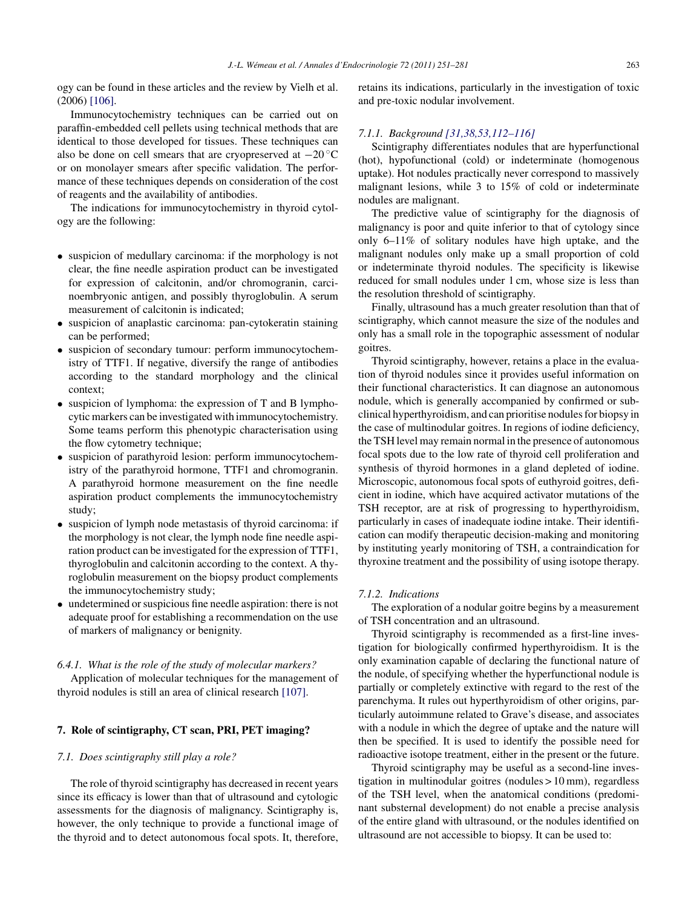ogy can be found in these articles and the review by Vielh et al. (2006) [106].

Immunocytochemistry techniques can be carried out on paraffin-embedded cell pellets using technical methods that are identical to those developed for tissues. These techniques can also be done on cell smears that are cryopreserved at −20 °C or on monolayer smears after specific validation. The performance of these techniques depends on consideration of the cost of reagents and the availability of antibodies.

The indications for immunocytochemistry in thyroid cytology are the following:

- suspicion of medullary carcinoma: if the morphology is not clear, the fine needle aspiration product can be investigated for expression of calcitonin, and/or chromogranin, carcinoembryonic antigen, and possibly thyroglobulin. A serum measurement of calcitonin is indicated;
- suspicion of anaplastic carcinoma: pan-cytokeratin staining can be performed;
- suspicion of secondary tumour: perform immunocytochemistry of TTF1. If negative, diversify the range of antibodies according to the standard morphology and the clinical context;
- suspicion of lymphoma: the expression of T and B lymphocytic markers can be investigated with immunocytochemistry. Some teams perform this phenotypic characterisation using the flow cytometry technique;
- suspicion of parathyroid lesion: perform immunocytochemistry of the parathyroid hormone, TTF1 and chromogranin. A parathyroid hormone measurement on the fine needle aspiration product complements the immunocytochemistry study;
- suspicion of lymph node metastasis of thyroid carcinoma: if the morphology is not clear, the lymph node fine needle aspiration product can be investigated for the expression of TTF1, thyroglobulin and calcitonin according to the context. A thyroglobulin measurement on the biopsy product complements the immunocytochemistry study;
- undetermined or suspicious fine needle aspiration: there is not adequate proof for establishing a recommendation on the use of markers of malignancy or benignity.

#### 6.4.1. What is the role of the study of molecular markers?

Application of molecular techniques for the management of thyroid nodules is still an area of clinical research [107].

## 7. Role of scintigraphy, CT scan, PRI, PET imaging?

### 7.1. Does scintigraphy still play a role?

The role of thyroid scintigraphy has decreased in recent years since its efficacy is lower than that of ultrasound and cytologic assessments for the diagnosis of malignancy. Scintigraphy is, however, the only technique to provide a functional image of the thyroid and to detect autonomous focal spots. It, therefore, retains its indications, particularly in the investigation of toxic and pre-toxic nodular involvement.

#### 7.1.1. Background [31,38,53,112–116]

Scintigraphy differentiates nodules that are hyperfunctional (hot), hypofunctional (cold) or indeterminate (homogenous uptake). Hot nodules practically never correspond to massively malignant lesions, while 3 to 15% of cold or indeterminate nodules are malignant.

The predictive value of scintigraphy for the diagnosis of malignancy is poor and quite inferior to that of cytology since only 6–11% of solitary nodules have high uptake, and the malignant nodules only make up a small proportion of cold or indeterminate thyroid nodules. The specificity is likewise reduced for small nodules under 1 cm, whose size is less than the resolution threshold of scintigraphy.

Finally, ultrasound has a much greater resolution than that of scintigraphy, which cannot measure the size of the nodules and only has a small role in the topographic assessment of nodular goitres.

Thyroid scintigraphy, however, retains a place in the evaluation of thyroid nodules since it provides useful information on their functional characteristics. It can diagnose an autonomous nodule, which is generally accompanied by confirmed or subclinical hyperthyroidism, and can prioritise nodules for biopsy in the case of multinodular goitres. In regions of iodine deficiency, the TSH level may remain normal in the presence of autonomous focal spots due to the low rate of thyroid cell proliferation and synthesis of thyroid hormones in a gland depleted of iodine. Microscopic, autonomous focal spots of euthyroid goitres, deficient in iodine, which have acquired activator mutations of the TSH receptor, are at risk of progressing to hyperthyroidism, particularly in cases of inadequate iodine intake. Their identification can modify therapeutic decision-making and monitoring by instituting yearly monitoring of TSH, a contraindication for thyroxine treatment and the possibility of using isotope therapy.

#### 7.1.2. Indications

The exploration of a nodular goitre begins by a measurement of TSH concentration and an ultrasound.

Thyroid scintigraphy is recommended as a first-line investigation for biologically confirmed hyperthyroidism. It is the only examination capable of declaring the functional nature of the nodule, of specifying whether the hyperfunctional nodule is partially or completely extinctive with regard to the rest of the parenchyma. It rules out hyperthyroidism of other origins, particularly autoimmune related to Grave's disease, and associates with a nodule in which the degree of uptake and the nature will then be specified. It is used to identify the possible need for radioactive isotope treatment, either in the present or the future.

Thyroid scintigraphy may be useful as a second-line investigation in multinodular goitres (nodules > 10 mm), regardless of the TSH level, when the anatomical conditions (predominant substernal development) do not enable a precise analysis of the entire gland with ultrasound, or the nodules identified on ultrasound are not accessible to biopsy. It can be used to: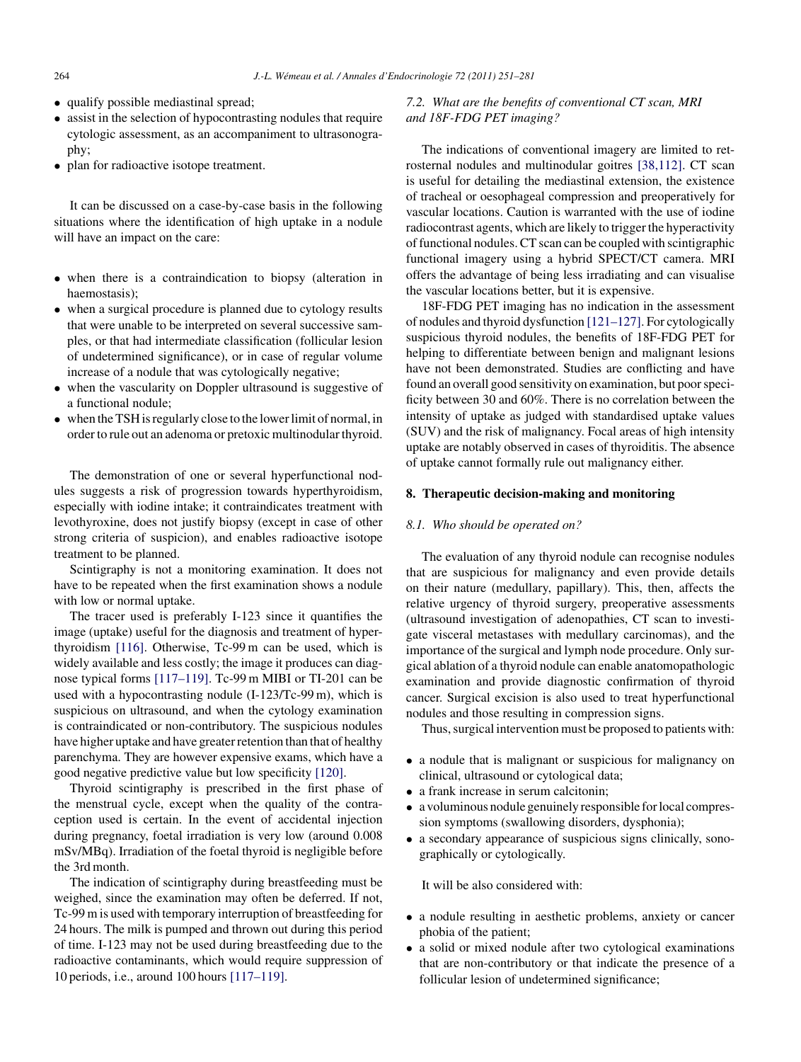- qualify possible mediastinal spread;
- assist in the selection of hypocontrasting nodules that require cytologic assessment, as an accompaniment to ultrasonography;
- plan for radioactive isotope treatment.

It can be discussed on a case-by-case basis in the following situations where the identification of high uptake in a nodule will have an impact on the care:

- when there is a contraindication to biopsy (alteration in haemostasis);
- when a surgical procedure is planned due to cytology results that were unable to be interpreted on several successive samples, or that had intermediate classification (follicular lesion of undetermined significance), or in case of regular volume increase of a nodule that was cytologically negative;
- when the vascularity on Doppler ultrasound is suggestive of a functional nodule;
- when the TSH is regularly close to the lower limit of normal, in order to rule out an adenoma or pretoxic multinodular thyroid.

The demonstration of one or several hyperfunctional nodules suggests a risk of progression towards hyperthyroidism, especially with iodine intake; it contraindicates treatment with levothyroxine, does not justify biopsy (except in case of other strong criteria of suspicion), and enables radioactive isotope treatment to be planned.

Scintigraphy is not a monitoring examination. It does not have to be repeated when the first examination shows a nodule with low or normal uptake.

The tracer used is preferably I-123 since it quantifies the image (uptake) useful for the diagnosis and treatment of hyperthyroidism [116]. Otherwise, Tc-99 m can be used, which is widely available and less costly; the image it produces can diagnose typical forms [117–119]. Tc-99 m MIBI or TI-201 can be used with a hypocontrasting nodule (I-123/Tc-99 m), which is suspicious on ultrasound, and when the cytology examination is contraindicated or non-contributory. The suspicious nodules have higher uptake and have greater retention than that of healthy parenchyma. They are however expensive exams, which have a good negative predictive value but low specificity [120].

Thyroid scintigraphy is prescribed in the first phase of the menstrual cycle, except when the quality of the contraception used is certain. In the event of accidental injection during pregnancy, foetal irradiation is very low (around 0.008 mSv/MBq). Irradiation of the foetal thyroid is negligible before the 3rd month.

The indication of scintigraphy during breastfeeding must be weighed, since the examination may often be deferred. If not, Tc-99 m is used with temporary interruption of breastfeeding for 24 hours. The milk is pumped and thrown out during this period of time. I-123 may not be used during breastfeeding due to the radioactive contaminants, which would require suppression of 10 periods, i.e., around 100 hours [117–119].

### *7.2. What are the benefits of conventional CT scan, MRI and 18F-FDG PET imaging?*

The indications of conventional imagery are limited to retrosternal nodules and multinodular goitres [38,112]. CT scan is useful for detailing the mediastinal extension, the existence of tracheal or oesophageal compression and preoperatively for vascular locations. Caution is warranted with the use of iodine radiocontrast agents, which are likely to trigger the hyperactivity of functional nodules. CT scan can be coupled with scintigraphic functional imagery using a hybrid SPECT/CT camera. MRI offers the advantage of being less irradiating and can visualise the vascular locations better, but it is expensive.

18F-FDG PET imaging has no indication in the assessment of nodules and thyroid dysfunction [121–127]. For cytologically suspicious thyroid nodules, the benefits of 18F-FDG PET for helping to differentiate between benign and malignant lesions have not been demonstrated. Studies are conflicting and have found an overall good sensitivity on examination, but poor specificity between 30 and 60%. There is no correlation between the intensity of uptake as judged with standardised uptake values (SUV) and the risk of malignancy. Focal areas of high intensity uptake are notably observed in cases of thyroiditis. The absence of uptake cannot formally rule out malignancy either.

## 8. Therapeutic decision-making and monitoring

### *8.1. Who should be operated on?*

The evaluation of any thyroid nodule can recognise nodules that are suspicious for malignancy and even provide details on their nature (medullary, papillary). This, then, affects the relative urgency of thyroid surgery, preoperative assessments (ultrasound investigation of adenopathies, CT scan to investigate visceral metastases with medullary carcinomas), and the importance of the surgical and lymph node procedure. Only surgical ablation of a thyroid nodule can enable anatomopathologic examination and provide diagnostic confirmation of thyroid cancer. Surgical excision is also used to treat hyperfunctional nodules and those resulting in compression signs.

Thus, surgical intervention must be proposed to patients with:

- a nodule that is malignant or suspicious for malignancy on clinical, ultrasound or cytological data;
- a frank increase in serum calcitonin;
- a voluminous nodule genuinely responsible for local compression symptoms (swallowing disorders, dysphonia);
- a secondary appearance of suspicious signs clinically, sonographically or cytologically.

It will be also considered with:

- a nodule resulting in aesthetic problems, anxiety or cancer phobia of the patient;
- a solid or mixed nodule after two cytological examinations that are non-contributory or that indicate the presence of a follicular lesion of undetermined significance;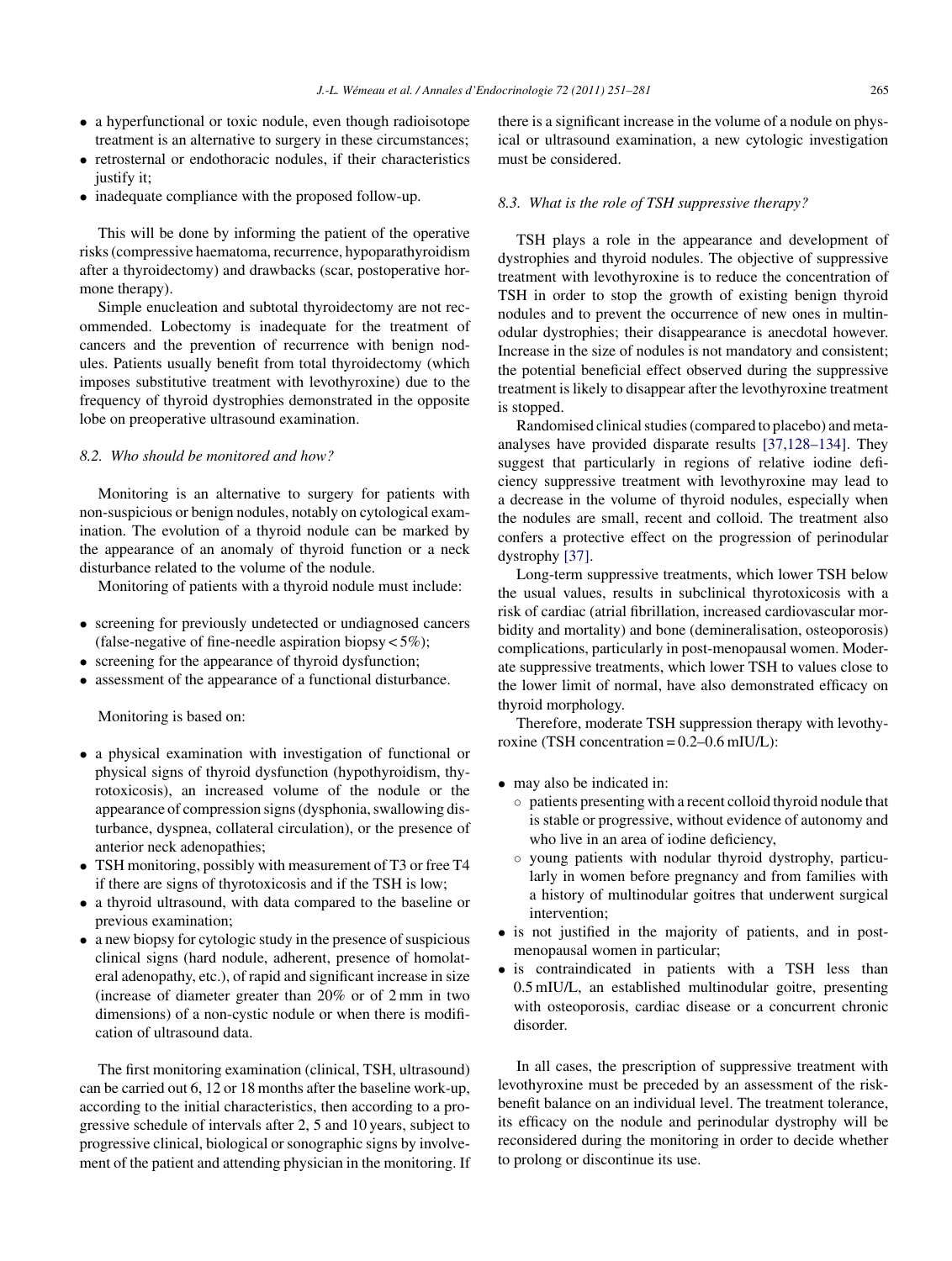- a hyperfunctional or toxic nodule, even though radioisotope treatment is an alternative to surgery in these circumstances;
- retrosternal or endothoracic nodules, if their characteristics justify it;
- inadequate compliance with the proposed follow-up.

This will be done by informing the patient of the operative risks (compressive haematoma, recurrence, hypoparathyroidism after a thyroidectomy) and drawbacks (scar, postoperative hormone therapy).

Simple enucleation and subtotal thyroidectomy are not recommended. Lobectomy is inadequate for the treatment of cancers and the prevention of recurrence with benign nodules. Patients usually benefit from total thyroidectomy (which imposes substitutive treatment with levothyroxine) due to the frequency of thyroid dystrophies demonstrated in the opposite lobe on preoperative ultrasound examination.

### *8.2. Who should be monitored and how?*

Monitoring is an alternative to surgery for patients with non-suspicious or benign nodules, notably on cytological examination. The evolution of a thyroid nodule can be marked by the appearance of an anomaly of thyroid function or a neck disturbance related to the volume of the nodule.

Monitoring of patients with a thyroid nodule must include:

- screening for previously undetected or undiagnosed cancers (false-negative of fine-needle aspiration biopsy < 5%);
- screening for the appearance of thyroid dysfunction;
- assessment of the appearance of a functional disturbance.

Monitoring is based on:

- a physical examination with investigation of functional or physical signs of thyroid dysfunction (hypothyroidism, thyrotoxicosis), an increased volume of the nodule or the appearance of compression signs (dysphonia, swallowing disturbance, dyspnea, collateral circulation), or the presence of anterior neck adenopathies;
- TSH monitoring, possibly with measurement of T3 or free T4 if there are signs of thyrotoxicosis and if the TSH is low;
- a thyroid ultrasound, with data compared to the baseline or previous examination;
- a new biopsy for cytologic study in the presence of suspicious clinical signs (hard nodule, adherent, presence of homolateral adenopathy, etc.), of rapid and significant increase in size (increase of diameter greater than 20% or of 2 mm in two dimensions) of a non-cystic nodule or when there is modification of ultrasound data.

The first monitoring examination (clinical, TSH, ultrasound) can be carried out 6, 12 or 18 months after the baseline work-up, according to the initial characteristics, then according to a progressive schedule of intervals after 2, 5 and 10 years, subject to progressive clinical, biological or sonographic signs by involvement of the patient and attending physician in the monitoring. If there is a significant increase in the volume of a nodule on physical or ultrasound examination, a new cytologic investigation must be considered.

### *8.3. What is the role of TSH suppressive therapy?*

TSH plays a role in the appearance and development of dystrophies and thyroid nodules. The objective of suppressive treatment with levothyroxine is to reduce the concentration of TSH in order to stop the growth of existing benign thyroid nodules and to prevent the occurrence of new ones in multinodular dystrophies; their disappearance is anecdotal however. Increase in the size of nodules is not mandatory and consistent; the potential beneficial effect observed during the suppressive treatment is likely to disappear after the levothyroxine treatment is stopped.

Randomised clinical studies (compared to placebo) and meta-analyses have provided disparate results [37,128–134]. They suggest that particularly in regions of relative iodine deficiency suppressive treatment with levothyroxine may lead to a decrease in the volume of thyroid nodules, especially when the nodules are small, recent and colloid. The treatment also confers a protective effect on the progression of perinodular dystrophy [37].

Long-term suppressive treatments, which lower TSH below the usual values, results in subclinical thyrotoxicosis with a risk of cardiac (atrial fibrillation, increased cardiovascular morbidity and mortality) and bone (demineralisation, osteoporosis) complications, particularly in post-menopausal women. Moderate suppressive treatments, which lower TSH to values close to the lower limit of normal, have also demonstrated efficacy on thyroid morphology.

Therefore, moderate TSH suppression therapy with levothyroxine (TSH concentration = 0.2–0.6 mIU/L):

- may also be indicated in:
  - patients presenting with a recent colloid thyroid nodule that is stable or progressive, without evidence of autonomy and who live in an area of iodine deficiency,
  - young patients with nodular thyroid dystrophy, particularly in women before pregnancy and from families with a history of multinodular goitres that underwent surgical intervention;
- is not justified in the majority of patients, and in post-menopausal women in particular;
- is contraindicated in patients with a TSH less than 0.5 mIU/L, an established multinodular goitre, presenting with osteoporosis, cardiac disease or a concurrent chronic disorder.

In all cases, the prescription of suppressive treatment with levothyroxine must be preceded by an assessment of the risk-benefit balance on an individual level. The treatment tolerance, its efficacy on the nodule and perinodular dystrophy will be reconsidered during the monitoring in order to decide whether to prolong or discontinue its use.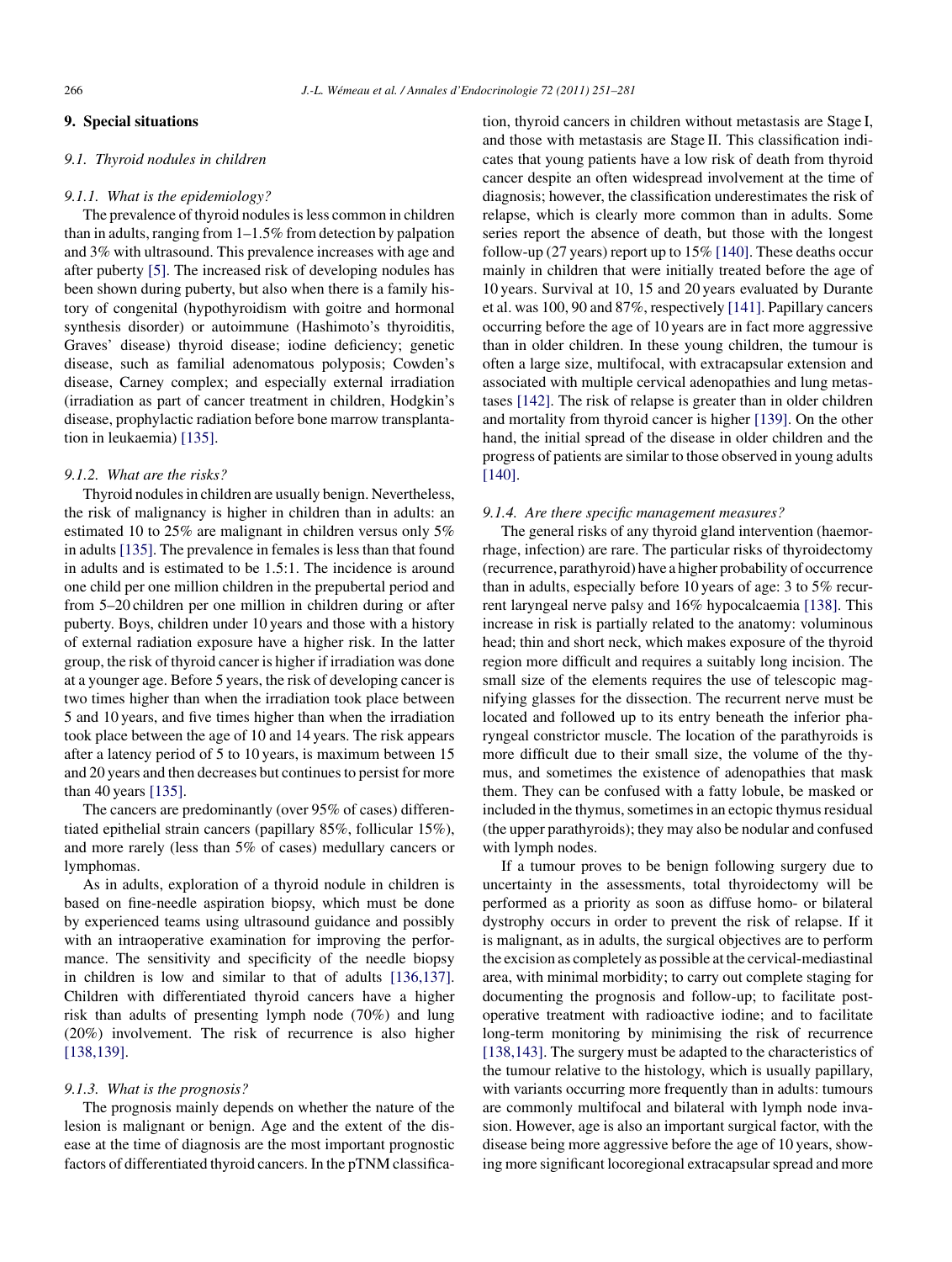## 9. Special situations

### 9.1. Thyroid nodules in children

#### 9.1.1. What is the epidemiology?

The prevalence of thyroid nodules is less common in children than in adults, ranging from 1–1.5% from detection by palpation and 3% with ultrasound. This prevalence increases with age and after puberty [5]. The increased risk of developing nodules has been shown during puberty, but also when there is a family history of congenital (hypothyroidism with goitre and hormonal synthesis disorder) or autoimmune (Hashimoto's thyroiditis, Graves' disease) thyroid disease; iodine deficiency; genetic disease, such as familial adenomatous polyposis; Cowden's disease, Carney complex; and especially external irradiation (irradiation as part of cancer treatment in children, Hodgkin's disease, prophylactic radiation before bone marrow transplantation in leukaemia) [135].

#### 9.1.2. What are the risks?

Thyroid nodules in children are usually benign. Nevertheless, the risk of malignancy is higher in children than in adults: an estimated 10 to 25% are malignant in children versus only 5% in adults [135]. The prevalence in females is less than that found in adults and is estimated to be 1.5:1. The incidence is around one child per one million children in the prepubertal period and from 5–20 children per one million in children during or after puberty. Boys, children under 10 years and those with a history of external radiation exposure have a higher risk. In the latter group, the risk of thyroid cancer is higher if irradiation was done at a younger age. Before 5 years, the risk of developing cancer is two times higher than when the irradiation took place between 5 and 10 years, and five times higher than when the irradiation took place between the age of 10 and 14 years. The risk appears after a latency period of 5 to 10 years, is maximum between 15 and 20 years and then decreases but continues to persist for more than 40 years [135].

The cancers are predominantly (over 95% of cases) differentiated epithelial strain cancers (papillary 85%, follicular 15%), and more rarely (less than 5% of cases) medullary cancers or lymphomas.

As in adults, exploration of a thyroid nodule in children is based on fine-needle aspiration biopsy, which must be done by experienced teams using ultrasound guidance and possibly with an intraoperative examination for improving the performance. The sensitivity and specificity of the needle biopsy in children is low and similar to that of adults [136,137]. Children with differentiated thyroid cancers have a higher risk than adults of presenting lymph node (70%) and lung (20%) involvement. The risk of recurrence is also higher [138,139].

#### 9.1.3. What is the prognosis?

The prognosis mainly depends on whether the nature of the lesion is malignant or benign. Age and the extent of the disease at the time of diagnosis are the most important prognostic factors of differentiated thyroid cancers. In the pTNM classification, thyroid cancers in children without metastasis are Stage I, and those with metastasis are Stage II. This classification indicates that young patients have a low risk of death from thyroid cancer despite an often widespread involvement at the time of diagnosis; however, the classification underestimates the risk of relapse, which is clearly more common than in adults. Some series report the absence of death, but those with the longest follow-up (27 years) report up to 15% [140]. These deaths occur mainly in children that were initially treated before the age of 10 years. Survival at 10, 15 and 20 years evaluated by Durante et al. was 100, 90 and 87%, respectively [141]. Papillary cancers occurring before the age of 10 years are in fact more aggressive than in older children. In these young children, the tumour is often a large size, multifocal, with extracapsular extension and associated with multiple cervical adenopathies and lung metastases [142]. The risk of relapse is greater than in older children and mortality from thyroid cancer is higher [139]. On the other hand, the initial spread of the disease in older children and the progress of patients are similar to those observed in young adults [140].

#### 9.1.4. Are there specific management measures?

The general risks of any thyroid gland intervention (haemorrhage, infection) are rare. The particular risks of thyroidectomy (recurrence, parathyroid) have a higher probability of occurrence than in adults, especially before 10 years of age: 3 to 5% recurrent laryngeal nerve palsy and 16% hypocalcaemia [138]. This increase in risk is partially related to the anatomy: voluminous head; thin and short neck, which makes exposure of the thyroid region more difficult and requires a suitably long incision. The small size of the elements requires the use of telescopic magnifying glasses for the dissection. The recurrent nerve must be located and followed up to its entry beneath the inferior pharyngeal constrictor muscle. The location of the parathyroids is more difficult due to their small size, the volume of the thymus, and sometimes the existence of adenopathies that mask them. They can be confused with a fatty lobule, be masked or included in the thymus, sometimes in an ectopic thymus residual (the upper parathyroids); they may also be nodular and confused with lymph nodes.

If a tumour proves to be benign following surgery due to uncertainty in the assessments, total thyroidectomy will be performed as a priority as soon as diffuse homo- or bilateral dystrophy occurs in order to prevent the risk of relapse. If it is malignant, as in adults, the surgical objectives are to perform the excision as completely as possible at the cervical-mediastinal area, with minimal morbidity; to carry out complete staging for documenting the prognosis and follow-up; to facilitate post-operative treatment with radioactive iodine; and to facilitate long-term monitoring by minimising the risk of recurrence [138,143]. The surgery must be adapted to the characteristics of the tumour relative to the histology, which is usually papillary, with variants occurring more frequently than in adults: tumours are commonly multifocal and bilateral with lymph node invasion. However, age is also an important surgical factor, with the disease being more aggressive before the age of 10 years, showing more significant locoregional extracapsular spread and more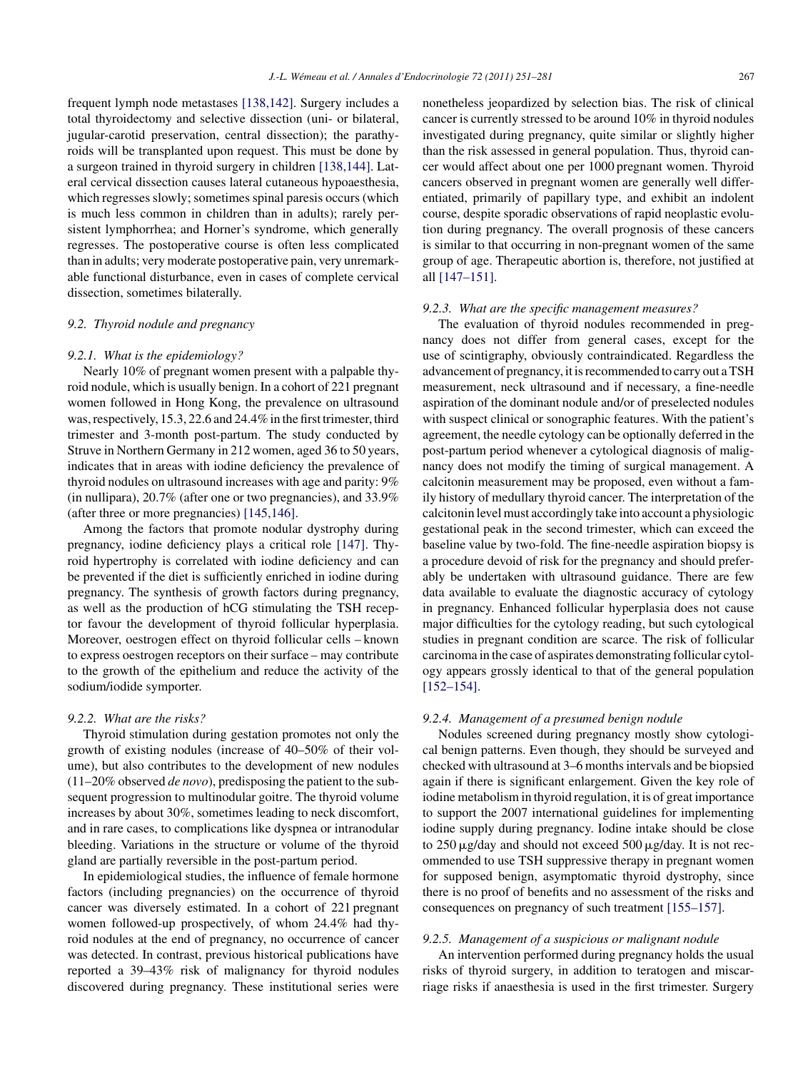frequent lymph node metastases [138,142]. Surgery includes a total thyroidectomy and selective dissection (uni- or bilateral, jugular-carotid preservation, central dissection); the parathyroids will be transplanted upon request. This must be done by a surgeon trained in thyroid surgery in children [138,144]. Lateral cervical dissection causes lateral cutaneous hypoaesthesia, which regresses slowly; sometimes spinal paresis occurs (which is much less common in children than in adults); rarely persistent lymphorrhea; and Horner's syndrome, which generally regresses. The postoperative course is often less complicated than in adults; very moderate postoperative pain, very unremarkable functional disturbance, even in cases of complete cervical dissection, sometimes bilaterally.

### 9.2. Thyroid nodule and pregnancy

#### 9.2.1. What is the epidemiology?

Nearly 10% of pregnant women present with a palpable thyroid nodule, which is usually benign. In a cohort of 221 pregnant women followed in Hong Kong, the prevalence on ultrasound was, respectively, 15.3, 22.6 and 24.4% in the first trimester, third trimester and 3-month post-partum. The study conducted by Struve in Northern Germany in 212 women, aged 36 to 50 years, indicates that in areas with iodine deficiency the prevalence of thyroid nodules on ultrasound increases with age and parity: 9% (in nullipara), 20.7% (after one or two pregnancies), and 33.9% (after three or more pregnancies) [145,146].

Among the factors that promote nodular dystrophy during pregnancy, iodine deficiency plays a critical role [147]. Thyroid hypertrophy is correlated with iodine deficiency and can be prevented if the diet is sufficiently enriched in iodine during pregnancy. The synthesis of growth factors during pregnancy, as well as the production of hCG stimulating the TSH receptor favour the development of thyroid follicular hyperplasia. Moreover, oestrogen effect on thyroid follicular cells – known to express oestrogen receptors on their surface – may contribute to the growth of the epithelium and reduce the activity of the sodium/iodide symporter.

#### 9.2.2. What are the risks?

Thyroid stimulation during gestation promotes not only the growth of existing nodules (increase of 40–50% of their volume), but also contributes to the development of new nodules (11–20% observed *de novo*), predisposing the patient to the subsequent progression to multinodular goitre. The thyroid volume increases by about 30%, sometimes leading to neck discomfort, and in rare cases, to complications like dyspnea or intranodular bleeding. Variations in the structure or volume of the thyroid gland are partially reversible in the post-partum period.

In epidemiological studies, the influence of female hormone factors (including pregnancies) on the occurrence of thyroid cancer was diversely estimated. In a cohort of 221 pregnant women followed-up prospectively, of whom 24.4% had thyroid nodules at the end of pregnancy, no occurrence of cancer was detected. In contrast, previous historical publications have reported a 39–43% risk of malignancy for thyroid nodules discovered during pregnancy. These institutional series were nonetheless jeopardized by selection bias. The risk of clinical cancer is currently stressed to be around 10% in thyroid nodules investigated during pregnancy, quite similar or slightly higher than the risk assessed in general population. Thus, thyroid cancer would affect about one per 1000 pregnant women. Thyroid cancers observed in pregnant women are generally well differentiated, primarily of papillary type, and exhibit an indolent course, despite sporadic observations of rapid neoplastic evolution during pregnancy. The overall prognosis of these cancers is similar to that occurring in non-pregnant women of the same group of age. Therapeutic abortion is, therefore, not justified at all [147–151].

#### 9.2.3. What are the specific management measures?

The evaluation of thyroid nodules recommended in pregnancy does not differ from general cases, except for the use of scintigraphy, obviously contraindicated. Regardless the advancement of pregnancy, it is recommended to carry out a TSH measurement, neck ultrasound and if necessary, a fine-needle aspiration of the dominant nodule and/or of preselected nodules with suspect clinical or sonographic features. With the patient's agreement, the needle cytology can be optionally deferred in the post-partum period whenever a cytological diagnosis of malignancy does not modify the timing of surgical management. A calcitonin measurement may be proposed, even without a family history of medullary thyroid cancer. The interpretation of the calcitonin level must accordingly take into account a physiologic gestational peak in the second trimester, which can exceed the baseline value by two-fold. The fine-needle aspiration biopsy is a procedure devoid of risk for the pregnancy and should preferably be undertaken with ultrasound guidance. There are few data available to evaluate the diagnostic accuracy of cytology in pregnancy. Enhanced follicular hyperplasia does not cause major difficulties for the cytology reading, but such cytological studies in pregnant condition are scarce. The risk of follicular carcinoma in the case of aspirates demonstrating follicular cytology appears grossly identical to that of the general population [152–154].

#### 9.2.4. Management of a presumed benign nodule

Nodules screened during pregnancy mostly show cytological benign patterns. Even though, they should be surveyed and checked with ultrasound at 3–6 months intervals and be biopsied again if there is significant enlargement. Given the key role of iodine metabolism in thyroid regulation, it is of great importance to support the 2007 international guidelines for implementing iodine supply during pregnancy. Iodine intake should be close to 250 μg/day and should not exceed 500 μg/day. It is not recommended to use TSH suppressive therapy in pregnant women for supposed benign, asymptomatic thyroid dystrophy, since there is no proof of benefits and no assessment of the risks and consequences on pregnancy of such treatment [155–157].

#### 9.2.5. Management of a suspicious or malignant nodule

An intervention performed during pregnancy holds the usual risks of thyroid surgery, in addition to teratogen and miscarriage risks if anaesthesia is used in the first trimester. Surgery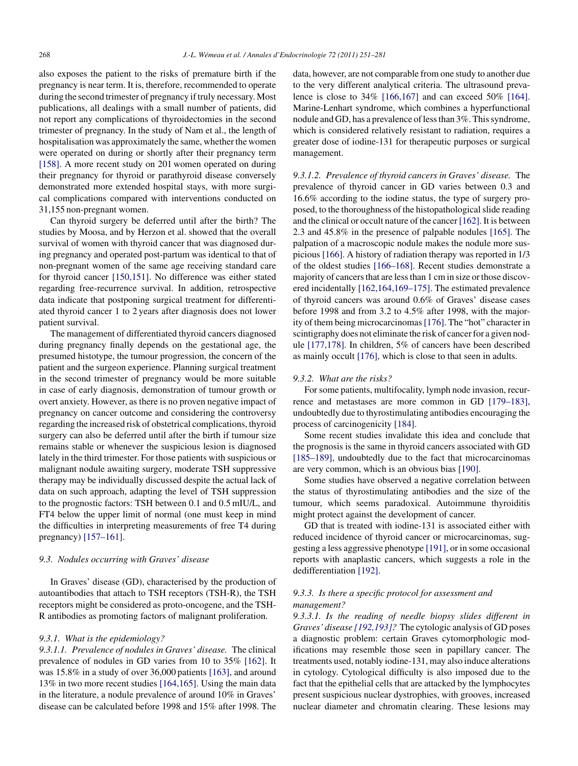also exposes the patient to the risks of premature birth if the pregnancy is near term. It is, therefore, recommended to operate during the second trimester of pregnancy if truly necessary. Most publications, all dealings with a small number of patients, did not report any complications of thyroidectomies in the second trimester of pregnancy. In the study of Nam et al., the length of hospitalisation was approximately the same, whether the women were operated on during or shortly after their pregnancy term [158]. A more recent study on 201 women operated on during their pregnancy for thyroid or parathyroid disease conversely demonstrated more extended hospital stays, with more surgical complications compared with interventions conducted on 31,155 non-pregnant women.

Can thyroid surgery be deferred until after the birth? The studies by Moosa, and by Herzon et al. showed that the overall survival of women with thyroid cancer that was diagnosed during pregnancy and operated post-partum was identical to that of non-pregnant women of the same age receiving standard care for thyroid cancer [150,151]. No difference was either stated regarding free-recurrence survival. In addition, retrospective data indicate that postponing surgical treatment for differentiated thyroid cancer 1 to 2 years after diagnosis does not lower patient survival.

The management of differentiated thyroid cancers diagnosed during pregnancy finally depends on the gestational age, the presumed histotype, the tumour progression, the concern of the patient and the surgeon experience. Planning surgical treatment in the second trimester of pregnancy would be more suitable in case of early diagnosis, demonstration of tumour growth or overt anxiety. However, as there is no proven negative impact of pregnancy on cancer outcome and considering the controversy regarding the increased risk of obstetrical complications, thyroid surgery can also be deferred until after the birth if tumour size remains stable or whenever the suspicious lesion is diagnosed lately in the third trimester. For those patients with suspicious or malignant nodule awaiting surgery, moderate TSH suppressive therapy may be individually discussed despite the actual lack of data on such approach, adapting the level of TSH suppression to the prognostic factors: TSH between 0.1 and 0.5 mIU/L, and FT4 below the upper limit of normal (one must keep in mind the difficulties in interpreting measurements of free T4 during pregnancy) [157–161].

### 9.3. Nodules occurring with Graves' disease

In Graves' disease (GD), characterised by the production of autoantibodies that attach to TSH receptors (TSH-R), the TSH receptors might be considered as proto-oncogene, and the TSH-R antibodies as promoting factors of malignant proliferation.

#### 9.3.1. What is the epidemiology?

*9.3.1.1. Prevalence of nodules in Graves' disease.* The clinical prevalence of nodules in GD varies from 10 to 35% [162]. It was 15.8% in a study of over 36,000 patients [163], and around 13% in two more recent studies [164,165]. Using the main data in the literature, a nodule prevalence of around 10% in Graves' disease can be calculated before 1998 and 15% after 1998. The data, however, are not comparable from one study to another due to the very different analytical criteria. The ultrasound prevalence is close to 34% [166,167] and can exceed 50% [164]. Marine-Lenhart syndrome, which combines a hyperfunctional nodule and GD, has a prevalence of less than 3%. This syndrome, which is considered relatively resistant to radiation, requires a greater dose of iodine-131 for therapeutic purposes or surgical management.

*9.3.1.2. Prevalence of thyroid cancers in Graves' disease.* The prevalence of thyroid cancer in GD varies between 0.3 and 16.6% according to the iodine status, the type of surgery proposed, to the thoroughness of the histopathological slide reading and the clinical or occult nature of the cancer [162]. It is between 2.3 and 45.8% in the presence of palpable nodules [165]. The palpation of a macroscopic nodule makes the nodule more suspicious [166]. A history of radiation therapy was reported in 1/3 of the oldest studies [166–168]. Recent studies demonstrate a majority of cancers that are less than 1 cm in size or those discovered incidentally [162,164,169–175]. The estimated prevalence of thyroid cancers was around 0.6% of Graves' disease cases before 1998 and from 3.2 to 4.5% after 1998, with the majority of them being microcarcinomas [176]. The "hot" character in scintigraphy does not eliminate the risk of cancer for a given nodule [177,178]. In children, 5% of cancers have been described as mainly occult [176], which is close to that seen in adults.

#### 9.3.2. What are the risks?

For some patients, multifocality, lymph node invasion, recurrence and metastases are more common in GD [179–183], undoubtedly due to thyrostimulating antibodies encouraging the process of carcinogenicity [184].

Some recent studies invalidate this idea and conclude that the prognosis is the same in thyroid cancers associated with GD [185–189], undoubtedly due to the fact that microcarcinomas are very common, which is an obvious bias [190].

Some studies have observed a negative correlation between the status of thyrostimulating antibodies and the size of the tumour, which seems paradoxical. Autoimmune thyroiditis might protect against the development of cancer.

GD that is treated with iodine-131 is associated either with reduced incidence of thyroid cancer or microcarcinomas, suggesting a less aggressive phenotype [191], or in some occasional reports with anaplastic cancers, which suggests a role in the dedifferentiation [192].

#### 9.3.3. Is there a specific protocol for assessment and management?

*9.3.3.1. Is the reading of needle biopsy slides different in Graves' disease [192,193]?* The cytologic analysis of GD poses a diagnostic problem: certain Graves cytomorphologic modifications may resemble those seen in papillary cancer. The treatments used, notably iodine-131, may also induce alterations in cytology. Cytological difficulty is also imposed due to the fact that the epithelial cells that are attacked by the lymphocytes present suspicious nuclear dystrophies, with grooves, increased nuclear diameter and chromatin clearing. These lesions may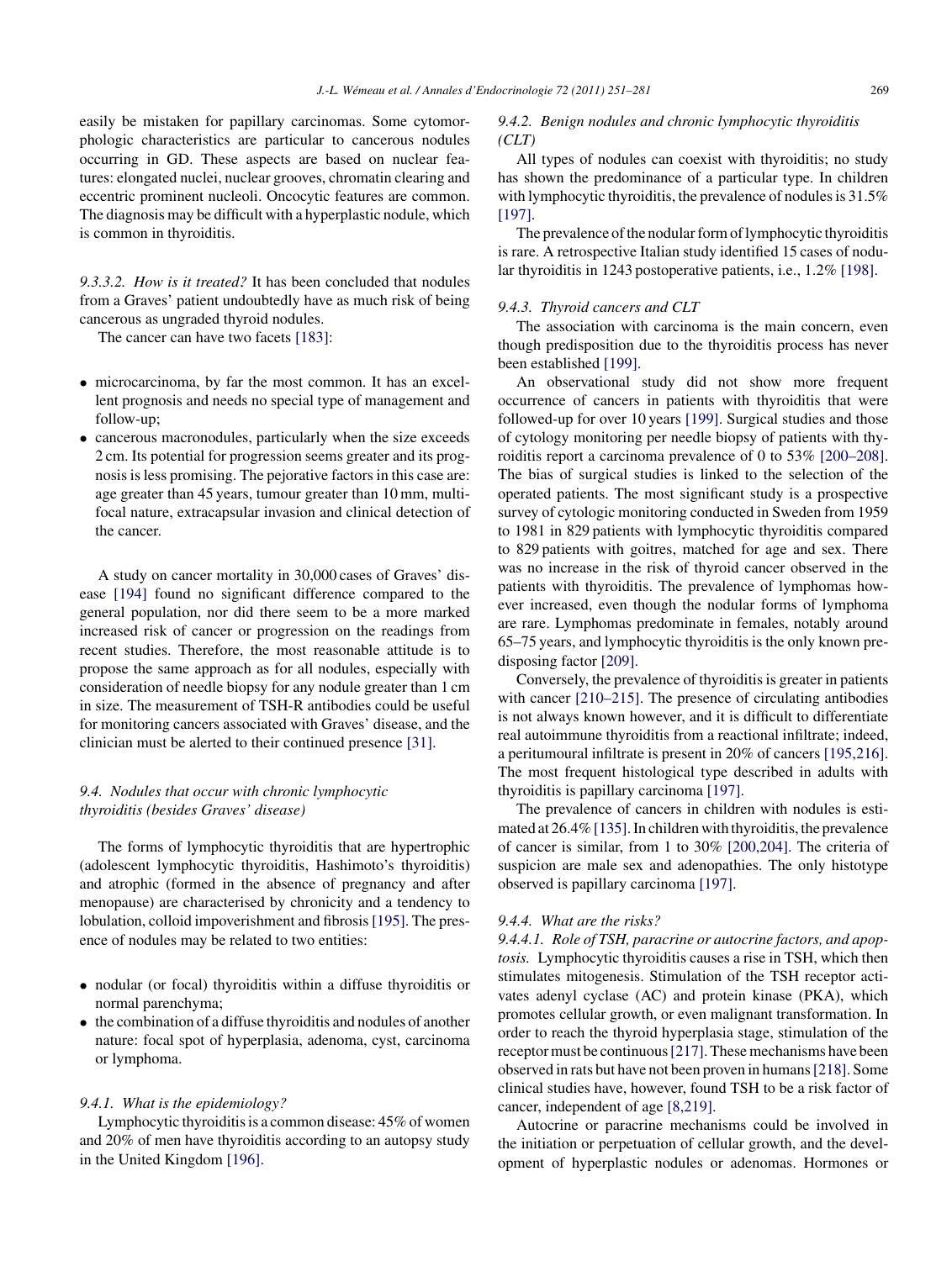easily be mistaken for papillary carcinomas. Some cytomorphologic characteristics are particular to cancerous nodules occurring in GD. These aspects are based on nuclear features: elongated nuclei, nuclear grooves, chromatin clearing and eccentric prominent nucleoli. Oncocytic features are common. The diagnosis may be difficult with a hyperplastic nodule, which is common in thyroiditis.

*9.3.3.2. How is it treated?* It has been concluded that nodules from a Graves' patient undoubtedly have as much risk of being cancerous as ungraded thyroid nodules.

The cancer can have two facets [183]:

- microcarcinoma, by far the most common. It has an excellent prognosis and needs no special type of management and follow-up;
- cancerous macronodules, particularly when the size exceeds 2 cm. Its potential for progression seems greater and its prognosis is less promising. The pejorative factors in this case are: age greater than 45 years, tumour greater than 10 mm, multifocal nature, extracapsular invasion and clinical detection of the cancer.

A study on cancer mortality in 30,000 cases of Graves' disease [194] found no significant difference compared to the general population, nor did there seem to be a more marked increased risk of cancer or progression on the readings from recent studies. Therefore, the most reasonable attitude is to propose the same approach as for all nodules, especially with consideration of needle biopsy for any nodule greater than 1 cm in size. The measurement of TSH-R antibodies could be useful for monitoring cancers associated with Graves' disease, and the clinician must be alerted to their continued presence [31].

### *9.4. Nodules that occur with chronic lymphocytic thyroiditis (besides Graves' disease)*

The forms of lymphocytic thyroiditis that are hypertrophic (adolescent lymphocytic thyroiditis, Hashimoto's thyroiditis) and atrophic (formed in the absence of pregnancy and after menopause) are characterised by chronicity and a tendency to lobulation, colloid impoverishment and fibrosis [195]. The presence of nodules may be related to two entities:

- nodular (or focal) thyroiditis within a diffuse thyroiditis or normal parenchyma;
- the combination of a diffuse thyroiditis and nodules of another nature: focal spot of hyperplasia, adenoma, cyst, carcinoma or lymphoma.

#### *9.4.1. What is the epidemiology?*

Lymphocytic thyroiditis is a common disease: 45% of women and 20% of men have thyroiditis according to an autopsy study in the United Kingdom [196].

#### *9.4.2. Benign nodules and chronic lymphocytic thyroiditis (CLT)*

All types of nodules can coexist with thyroiditis; no study has shown the predominance of a particular type. In children with lymphocytic thyroiditis, the prevalence of nodules is 31.5% [197].

The prevalence of the nodular form of lymphocytic thyroiditis is rare. A retrospective Italian study identified 15 cases of nodular thyroiditis in 1243 postoperative patients, i.e., 1.2% [198].

#### *9.4.3. Thyroid cancers and CLT*

The association with carcinoma is the main concern, even though predisposition due to the thyroiditis process has never been established [199].

An observational study did not show more frequent occurrence of cancers in patients with thyroiditis that were followed-up for over 10 years [199]. Surgical studies and those of cytology monitoring per needle biopsy of patients with thyroiditis report a carcinoma prevalence of 0 to 53% [200–208]. The bias of surgical studies is linked to the selection of the operated patients. The most significant study is a prospective survey of cytologic monitoring conducted in Sweden from 1959 to 1981 in 829 patients with lymphocytic thyroiditis compared to 829 patients with goitres, matched for age and sex. There was no increase in the risk of thyroid cancer observed in the patients with thyroiditis. The prevalence of lymphomas however increased, even though the nodular forms of lymphoma are rare. Lymphomas predominate in females, notably around 65–75 years, and lymphocytic thyroiditis is the only known predisposing factor [209].

Conversely, the prevalence of thyroiditis is greater in patients with cancer [210–215]. The presence of circulating antibodies is not always known however, and it is difficult to differentiate real autoimmune thyroiditis from a reactional infiltrate; indeed, a peritumoural infiltrate is present in 20% of cancers [195,216]. The most frequent histological type described in adults with thyroiditis is papillary carcinoma [197].

The prevalence of cancers in children with nodules is estimated at 26.4% [135]. In children with thyroiditis, the prevalence of cancer is similar, from 1 to 30% [200,204]. The criteria of suspicion are male sex and adenopathies. The only histotype observed is papillary carcinoma [197].

#### *9.4.4. What are the risks?*

*9.4.4.1. Role of TSH, paracrine or autocrine factors, and apoptosis.* Lymphocytic thyroiditis causes a rise in TSH, which then stimulates mitogenesis. Stimulation of the TSH receptor activates adenyl cyclase (AC) and protein kinase (PKA), which promotes cellular growth, or even malignant transformation. In order to reach the thyroid hyperplasia stage, stimulation of the receptor must be continuous [217]. These mechanisms have been observed in rats but have not been proven in humans [218]. Some clinical studies have, however, found TSH to be a risk factor of cancer, independent of age [8,219].

Autocrine or paracrine mechanisms could be involved in the initiation or perpetuation of cellular growth, and the development of hyperplastic nodules or adenomas. Hormones or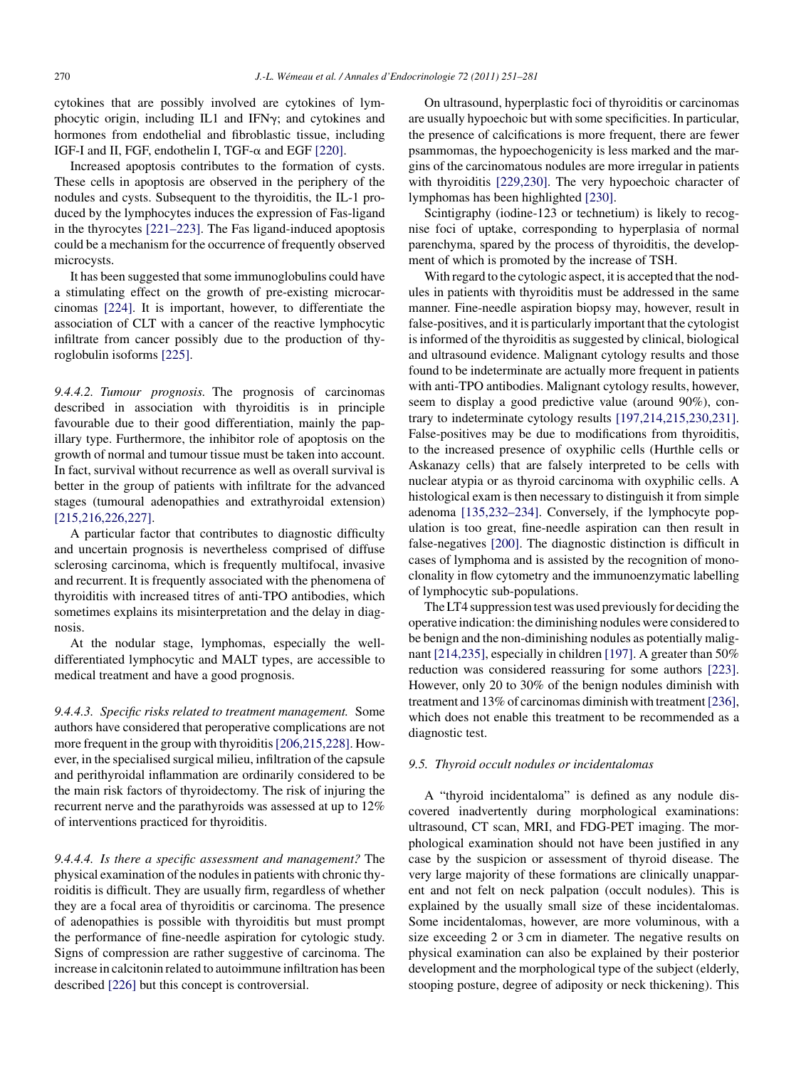cytokines that are possibly involved are cytokines of lymphocytic origin, including IL1 and IFNγ; and cytokines and hormones from endothelial and fibroblastic tissue, including IGF-I and II, FGF, endothelin I, TGF-α and EGF [220].

Increased apoptosis contributes to the formation of cysts. These cells in apoptosis are observed in the periphery of the nodules and cysts. Subsequent to the thyroiditis, the IL-1 produced by the lymphocytes induces the expression of Fas-ligand in the thyrocytes [221–223]. The Fas ligand-induced apoptosis could be a mechanism for the occurrence of frequently observed microcysts.

It has been suggested that some immunoglobulins could have a stimulating effect on the growth of pre-existing microcarcinomas [224]. It is important, however, to differentiate the association of CLT with a cancer of the reactive lymphocytic infiltrate from cancer possibly due to the production of thyroglobulin isoforms [225].

*9.4.4.2. Tumour prognosis.* The prognosis of carcinomas described in association with thyroiditis is in principle favourable due to their good differentiation, mainly the papillary type. Furthermore, the inhibitor role of apoptosis on the growth of normal and tumour tissue must be taken into account. In fact, survival without recurrence as well as overall survival is better in the group of patients with infiltrate for the advanced stages (tumoural adenopathies and extrathyroidal extension) [215,216,226,227].

A particular factor that contributes to diagnostic difficulty and uncertain prognosis is nevertheless comprised of diffuse sclerosing carcinoma, which is frequently multifocal, invasive and recurrent. It is frequently associated with the phenomena of thyroiditis with increased titres of anti-TPO antibodies, which sometimes explains its misinterpretation and the delay in diagnosis.

At the nodular stage, lymphomas, especially the well-differentiated lymphocytic and MALT types, are accessible to medical treatment and have a good prognosis.

*9.4.4.3. Specific risks related to treatment management.* Some authors have considered that peroperative complications are not more frequent in the group with thyroiditis [206,215,228]. However, in the specialised surgical milieu, infiltration of the capsule and perithyroidal inflammation are ordinarily considered to be the main risk factors of thyroidectomy. The risk of injuring the recurrent nerve and the parathyroids was assessed at up to 12% of interventions practiced for thyroiditis.

*9.4.4.4. Is there a specific assessment and management?* The physical examination of the nodules in patients with chronic thyroiditis is difficult. They are usually firm, regardless of whether they are a focal area of thyroiditis or carcinoma. The presence of adenopathies is possible with thyroiditis but must prompt the performance of fine-needle aspiration for cytologic study. Signs of compression are rather suggestive of carcinoma. The increase in calcitonin related to autoimmune infiltration has been described [226] but this concept is controversial.

On ultrasound, hyperplastic foci of thyroiditis or carcinomas are usually hypoechoic but with some specificities. In particular, the presence of calcifications is more frequent, there are fewer psammomas, the hypoechogenicity is less marked and the margins of the carcinomatous nodules are more irregular in patients with thyroiditis [229,230]. The very hypoechoic character of lymphomas has been highlighted [230].

Scintigraphy (iodine-123 or technetium) is likely to recognise foci of uptake, corresponding to hyperplasia of normal parenchyma, spared by the process of thyroiditis, the development of which is promoted by the increase of TSH.

With regard to the cytologic aspect, it is accepted that the nodules in patients with thyroiditis must be addressed in the same manner. Fine-needle aspiration biopsy may, however, result in false-positives, and it is particularly important that the cytologist is informed of the thyroiditis as suggested by clinical, biological and ultrasound evidence. Malignant cytology results and those found to be indeterminate are actually more frequent in patients with anti-TPO antibodies. Malignant cytology results, however, seem to display a good predictive value (around 90%), contrary to indeterminate cytology results [197,214,215,230,231]. False-positives may be due to modifications from thyroiditis, to the increased presence of oxyphilic cells (Hurthle cells or Askanazy cells) that are falsely interpreted to be cells with nuclear atypia or as thyroid carcinoma with oxyphilic cells. A histological exam is then necessary to distinguish it from simple adenoma [135,232–234]. Conversely, if the lymphocyte population is too great, fine-needle aspiration can then result in false-negatives [200]. The diagnostic distinction is difficult in cases of lymphoma and is assisted by the recognition of monoclonality in flow cytometry and the immunoenzymatic labelling of lymphocytic sub-populations.

The LT4 suppression test was used previously for deciding the operative indication: the diminishing nodules were considered to be benign and the non-diminishing nodules as potentially malignant [214,235], especially in children [197]. A greater than 50% reduction was considered reassuring for some authors [223]. However, only 20 to 30% of the benign nodules diminish with treatment and 13% of carcinomas diminish with treatment [236], which does not enable this treatment to be recommended as a diagnostic test.

### 9.5. Thyroid occult nodules or incidentalomas

A "thyroid incidentaloma" is defined as any nodule discovered inadvertently during morphological examinations: ultrasound, CT scan, MRI, and FDG-PET imaging. The morphological examination should not have been justified in any case by the suspicion or assessment of thyroid disease. The very large majority of these formations are clinically unapparent and not felt on neck palpation (occult nodules). This is explained by the usually small size of these incidentalomas. Some incidentalomas, however, are more voluminous, with a size exceeding 2 or 3 cm in diameter. The negative results on physical examination can also be explained by their posterior development and the morphological type of the subject (elderly, stooping posture, degree of adiposity or neck thickening). This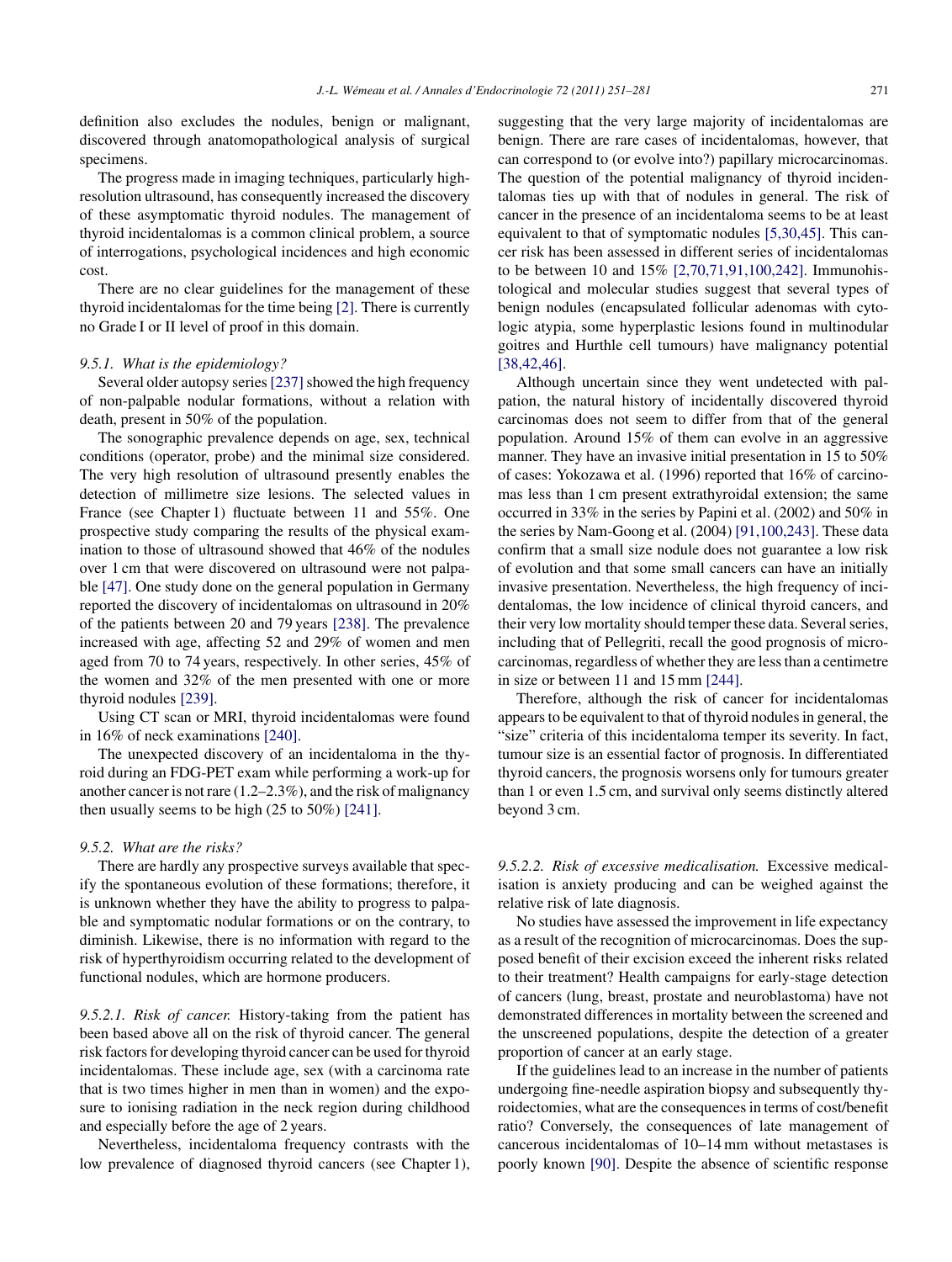definition also excludes the nodules, benign or malignant, discovered through anatomopathological analysis of surgical specimens.

The progress made in imaging techniques, particularly high-resolution ultrasound, has consequently increased the discovery of these asymptomatic thyroid nodules. The management of thyroid incidentalomas is a common clinical problem, a source of interrogations, psychological incidences and high economic cost.

There are no clear guidelines for the management of these thyroid incidentalomas for the time being [2]. There is currently no Grade I or II level of proof in this domain.

### 9.5.1. What is the epidemiology?

Several older autopsy series [237] showed the high frequency of non-palpable nodular formations, without a relation with death, present in 50% of the population.

The sonographic prevalence depends on age, sex, technical conditions (operator, probe) and the minimal size considered. The very high resolution of ultrasound presently enables the detection of millimetre size lesions. The selected values in France (see Chapter 1) fluctuate between 11 and 55%. One prospective study comparing the results of the physical examination to those of ultrasound showed that 46% of the nodules over 1 cm that were discovered on ultrasound were not palpable [47]. One study done on the general population in Germany reported the discovery of incidentalomas on ultrasound in 20% of the patients between 20 and 79 years [238]. The prevalence increased with age, affecting 52 and 29% of women and men aged from 70 to 74 years, respectively. In other series, 45% of the women and 32% of the men presented with one or more thyroid nodules [239].

Using CT scan or MRI, thyroid incidentalomas were found in 16% of neck examinations [240].

The unexpected discovery of an incidentaloma in the thyroid during an FDG-PET exam while performing a work-up for another cancer is not rare (1.2–2.3%), and the risk of malignancy then usually seems to be high (25 to 50%) [241].

### 9.5.2. What are the risks?

There are hardly any prospective surveys available that specify the spontaneous evolution of these formations; therefore, it is unknown whether they have the ability to progress to palpable and symptomatic nodular formations or on the contrary, to diminish. Likewise, there is no information with regard to the risk of hyperthyroidism occurring related to the development of functional nodules, which are hormone producers.

*9.5.2.1. Risk of cancer.* History-taking from the patient has been based above all on the risk of thyroid cancer. The general risk factors for developing thyroid cancer can be used for thyroid incidentalomas. These include age, sex (with a carcinoma rate that is two times higher in men than in women) and the exposure to ionising radiation in the neck region during childhood and especially before the age of 2 years.

Nevertheless, incidentaloma frequency contrasts with the low prevalence of diagnosed thyroid cancers (see Chapter 1), suggesting that the very large majority of incidentalomas are benign. There are rare cases of incidentalomas, however, that can correspond to (or evolve into?) papillary microcarcinomas. The question of the potential malignancy of thyroid incidentalomas ties up with that of nodules in general. The risk of cancer in the presence of an incidentaloma seems to be at least equivalent to that of symptomatic nodules [5,30,45]. This cancer risk has been assessed in different series of incidentalomas to be between 10 and 15% [2,70,71,91,100,242]. Immunohistological and molecular studies suggest that several types of benign nodules (encapsulated follicular adenomas with cytologic atypia, some hyperplastic lesions found in multinodular goitres and Hurthle cell tumours) have malignancy potential [38,42,46].

Although uncertain since they went undetected with palpation, the natural history of incidentally discovered thyroid carcinomas does not seem to differ from that of the general population. Around 15% of them can evolve in an aggressive manner. They have an invasive initial presentation in 15 to 50% of cases: Yokozawa et al. (1996) reported that 16% of carcinomas less than 1 cm present extrathyroidal extension; the same occurred in 33% in the series by Papini et al. (2002) and 50% in the series by Nam-Goong et al. (2004) [91,100,243]. These data confirm that a small size nodule does not guarantee a low risk of evolution and that some small cancers can have an initially invasive presentation. Nevertheless, the high frequency of incidentalomas, the low incidence of clinical thyroid cancers, and their very low mortality should temper these data. Several series, including that of Pellegriti, recall the good prognosis of microcarcinomas, regardless of whether they are less than a centimetre in size or between 11 and 15 mm [244].

Therefore, although the risk of cancer for incidentalomas appears to be equivalent to that of thyroid nodules in general, the "size" criteria of this incidentaloma temper its severity. In fact, tumour size is an essential factor of prognosis. In differentiated thyroid cancers, the prognosis worsens only for tumours greater than 1 or even 1.5 cm, and survival only seems distinctly altered beyond 3 cm.

*9.5.2.2. Risk of excessive medicalisation.* Excessive medicalisation is anxiety producing and can be weighed against the relative risk of late diagnosis.

No studies have assessed the improvement in life expectancy as a result of the recognition of microcarcinomas. Does the supposed benefit of their excision exceed the inherent risks related to their treatment? Health campaigns for early-stage detection of cancers (lung, breast, prostate and neuroblastoma) have not demonstrated differences in mortality between the screened and the unscreened populations, despite the detection of a greater proportion of cancer at an early stage.

If the guidelines lead to an increase in the number of patients undergoing fine-needle aspiration biopsy and subsequently thyroidectomies, what are the consequences in terms of cost/benefit ratio? Conversely, the consequences of late management of cancerous incidentalomas of 10–14 mm without metastases is poorly known [90]. Despite the absence of scientific response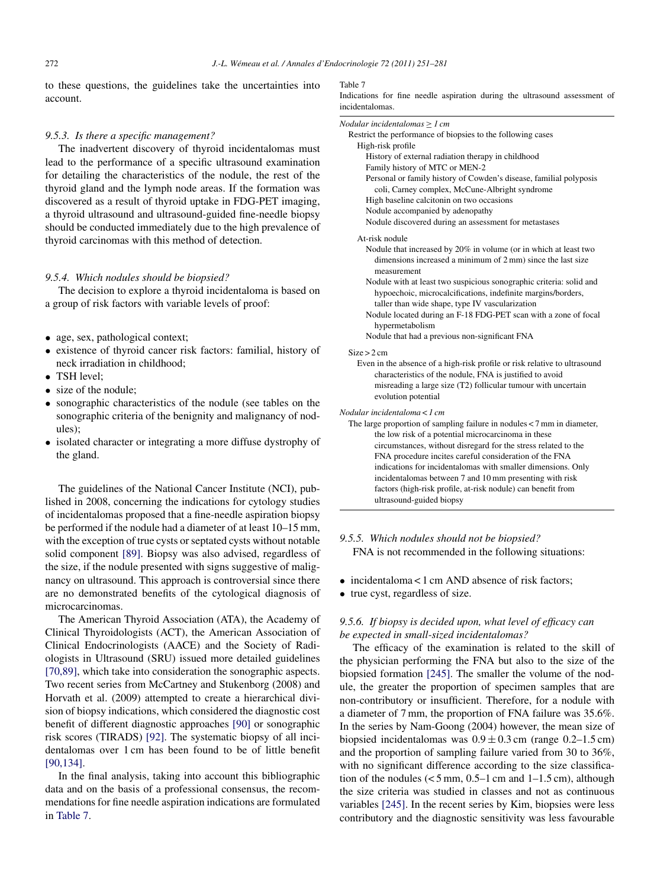to these questions, the guidelines take the uncertainties into account.

#### *9.5.3. Is there a specific management?*

The inadvertent discovery of thyroid incidentalomas must lead to the performance of a specific ultrasound examination for detailing the characteristics of the nodule, the rest of the thyroid gland and the lymph node areas. If the formation was discovered as a result of thyroid uptake in FDG-PET imaging, a thyroid ultrasound and ultrasound-guided fine-needle biopsy should be conducted immediately due to the high prevalence of thyroid carcinomas with this method of detection.

#### *9.5.4. Which nodules should be biopsied?*

The decision to explore a thyroid incidentaloma is based on a group of risk factors with variable levels of proof:

- age, sex, pathological context;
- existence of thyroid cancer risk factors: familial, history of neck irradiation in childhood;
- TSH level;
- size of the nodule;
- sonographic characteristics of the nodule (see tables on the sonographic criteria of the benignity and malignancy of nodules);
- isolated character or integrating a more diffuse dystrophy of the gland.

The guidelines of the National Cancer Institute (NCI), published in 2008, concerning the indications for cytology studies of incidentalomas proposed that a fine-needle aspiration biopsy be performed if the nodule had a diameter of at least 10–15 mm, with the exception of true cysts or septated cysts without notable solid component [89]. Biopsy was also advised, regardless of the size, if the nodule presented with signs suggestive of malignancy on ultrasound. This approach is controversial since there are no demonstrated benefits of the cytological diagnosis of microcarcinomas.

The American Thyroid Association (ATA), the Academy of Clinical Thyroidologists (ACT), the American Association of Clinical Endocrinologists (AACE) and the Society of Radiologists in Ultrasound (SRU) issued more detailed guidelines [70,89], which take into consideration the sonographic aspects. Two recent series from McCartney and Stukenborg (2008) and Horvath et al. (2009) attempted to create a hierarchical division of biopsy indications, which considered the diagnostic cost benefit of different diagnostic approaches [90] or sonographic risk scores (TIRADS) [92]. The systematic biopsy of all incidentalomas over 1 cm has been found to be of little benefit [90,134].

In the final analysis, taking into account this bibliographic data and on the basis of a professional consensus, the recommendations for fine needle aspiration indications are formulated in Table 7.

Table 7
Indications for fine needle aspiration during the ultrasound assessment of incidentalomas.

*Nodular incidentalomas ≥ 1 cm*

Restrict the performance of biopsies to the following cases

- High-risk profile
  - History of external radiation therapy in childhood
  - Family history of MTC or MEN-2
  - Personal or family history of Cowden's disease, familial polyposis coli, Carney complex, McCune-Albright syndrome
  - High baseline calcitonin on two occasions
  - Nodule accompanied by adenopathy
  - Nodule discovered during an assessment for metastases
- At-risk nodule
  - Nodule that increased by 20% in volume (or in which at least two dimensions increased a minimum of 2 mm) since the last size measurement
  - Nodule with at least two suspicious sonographic criteria: solid and hypoechoic, microcalcifications, indefinite margins/borders, taller than wide shape, type IV vascularization
  - Nodule located during an F-18 FDG-PET scan with a zone of focal hypermetabolism
  - Nodule that had a previous non-significant FNA

Size > 2 cm

- Even in the absence of a high-risk profile or risk relative to ultrasound characteristics of the nodule, FNA is justified to avoid misreading a large size (T2) follicular tumour with uncertain evolution potential

*Nodular incidentaloma < 1 cm*

The large proportion of sampling failure in nodules < 7 mm in diameter, the low risk of a potential microcarcinoma in these circumstances, without disregard for the stress related to the FNA procedure incites careful consideration of the FNA indications for incidentalomas with smaller dimensions. Only incidentalomas between 7 and 10 mm presenting with risk factors (high-risk profile, at-risk nodule) can benefit from ultrasound-guided biopsy

#### *9.5.5. Which nodules should not be biopsied?*

FNA is not recommended in the following situations:

- incidentaloma < 1 cm AND absence of risk factors;
- true cyst, regardless of size.

#### *9.5.6. If biopsy is decided upon, what level of efficacy can be expected in small-sized incidentalomas?*

The efficacy of the examination is related to the skill of the physician performing the FNA but also to the size of the biopsied formation [245]. The smaller the volume of the nodule, the greater the proportion of specimen samples that are non-contributory or insufficient. Therefore, for a nodule with a diameter of 7 mm, the proportion of FNA failure was 35.6%. In the series by Nam-Goong (2004) however, the mean size of biopsied incidentalomas was $0.9 \pm 0.3$ cm (range 0.2–1.5 cm) and the proportion of sampling failure varied from 30 to 36%, with no significant difference according to the size classification of the nodules (< 5 mm, 0.5–1 cm and 1–1.5 cm), although the size criteria was studied in classes and not as continuous variables [245]. In the recent series by Kim, biopsies were less contributory and the diagnostic sensitivity was less favourable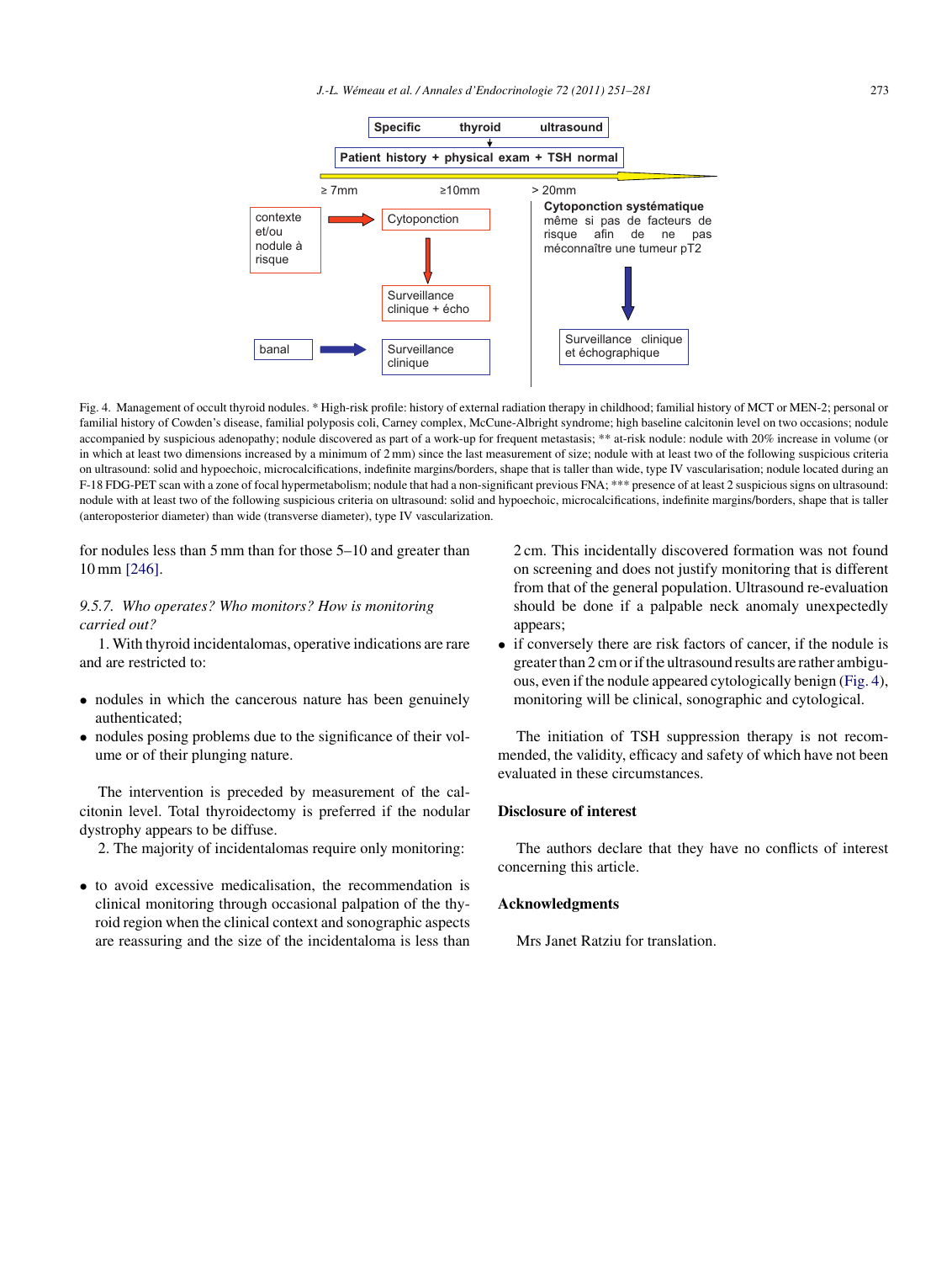Specific thyroid ultrasound

Patient history + physical exam + TSH normal

≥ 7mm ≥10mm > 20mm

contexte et/ou nodule à risque → Cytoponction → Surveillance clinique + écho

banal → Surveillance clinique

Cytoponction systématique même si pas de facteurs de risque afin de ne pas méconnaître une tumeur pT2 → Surveillance clinique et échographique

Fig. 4. Management of occult thyroid nodules. * High-risk profile: history of external radiation therapy in childhood; familial history of MCT or MEN-2; personal or familial history of Cowden's disease, familial polyposis coli, Carney complex, McCune-Albright syndrome; high baseline calcitonin level on two occasions; nodule accompanied by suspicious adenopathy; nodule discovered as part of a work-up for frequent metastasis; ** at-risk nodule: nodule with 20% increase in volume (or in which at least two dimensions increased by a minimum of 2 mm) since the last measurement of size; nodule with at least two of the following suspicious criteria on ultrasound: solid and hypoechoic, microcalcifications, indefinite margins/borders, shape that is taller than wide, type IV vascularisation; nodule located during an F-18 FDG-PET scan with a zone of focal hypermetabolism; nodule that had a non-significant previous FNA; *** presence of at least 2 suspicious signs on ultrasound: nodule with at least two of the following suspicious criteria on ultrasound: solid and hypoechoic, microcalcifications, indefinite margins/borders, shape that is taller (anteroposterior diameter) than wide (transverse diameter), type IV vascularization.

for nodules less than 5 mm than for those 5–10 and greater than 10 mm [246].

*9.5.7. Who operates? Who monitors? How is monitoring carried out?*

1. With thyroid incidentalomas, operative indications are rare and are restricted to:

- nodules in which the cancerous nature has been genuinely authenticated;
- nodules posing problems due to the significance of their volume or of their plunging nature.

The intervention is preceded by measurement of the calcitonin level. Total thyroidectomy is preferred if the nodular dystrophy appears to be diffuse.

2. The majority of incidentalomas require only monitoring:

- to avoid excessive medicalisation, the recommendation is clinical monitoring through occasional palpation of the thyroid region when the clinical context and sonographic aspects are reassuring and the size of the incidentaloma is less than 2 cm. This incidentally discovered formation was not found on screening and does not justify monitoring that is different from that of the general population. Ultrasound re-evaluation should be done if a palpable neck anomaly unexpectedly appears;
- if conversely there are risk factors of cancer, if the nodule is greater than 2 cm or if the ultrasound results are rather ambiguous, even if the nodule appeared cytologically benign (Fig. 4), monitoring will be clinical, sonographic and cytological.

The initiation of TSH suppression therapy is not recommended, the validity, efficacy and safety of which have not been evaluated in these circumstances.

## Disclosure of interest

The authors declare that they have no conflicts of interest concerning this article.

## Acknowledgments

Mrs Janet Ratziu for translation.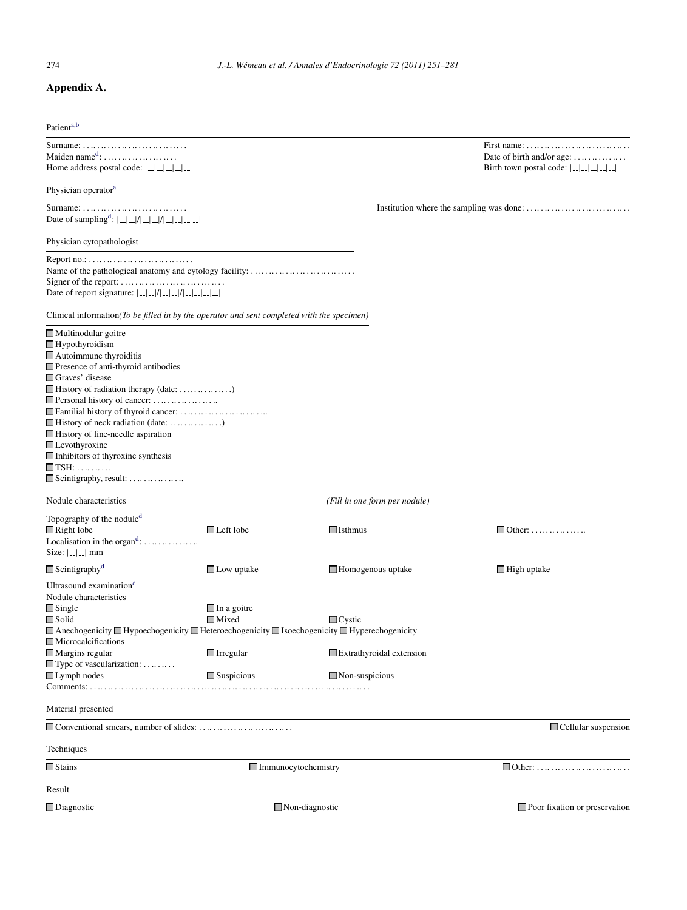## Appendix A.

**Patient**[a,b]

Surname: . . . . . . . . . . . . . . . . . . . . . . . . . . . First name: . . . . . . . . . . . . . . . . . . . . . . . . . . .

Maiden name[d]: . . . . . . . . . . . . . . . . . . . . Date of birth and/or age: . . . . . . . . . . . . . .

Home address postal code: |__|__|__|__|__| Birth town postal code: |__|__|__|__|__|

**Physician operator**[a]

Surname: . . . . . . . . . . . . . . . . . . . . . . . . . . . Institution where the sampling was done: . . . . . . . . . . . . . . . . . . . . . . . . . . .

Date of sampling[d]: |__|__|/|__|__|/|__|__|__|__|

**Physician cytopathologist**

Report no.: . . . . . . . . . . . . . . . . . . . . . . . . . . .

Name of the pathological anatomy and cytology facility: . . . . . . . . . . . . . . . . . . . . . . . . . . .

Signer of the report: . . . . . . . . . . . . . . . . . . . . . . . . . . .

Date of report signature: |__|__|/|__|__|/|__|__|__|__|

**Clinical information***(To be filled in by the operator and sent completed with the specimen)*

- ☐ Multinodular goitre
- ☐ Hypothyroidism
- ☐ Autoimmune thyroiditis
- ☐ Presence of anti-thyroid antibodies
- ☐ Graves' disease
- ☐ History of radiation therapy (date: . . . . . . . . . . . . . .)
- ☐ Personal history of cancer: . . . . . . . . . . . . . . . . .
- ☐ Familial history of thyroid cancer: . . . . . . . . . . . . . . . . . . . . . . . ..
- ☐ History of neck radiation (date: . . . . . . . . . . . . . .)
- ☐ History of fine-needle aspiration
- ☐ Levothyroxine
- ☐ Inhibitors of thyroxine synthesis
- ☐ TSH: . . . . . . . . .
- ☐ Scintigraphy, result: . . . . . . . . . . . . . .

**Nodule characteristics** *(Fill in one form per nodule)*

Topography of the nodule[d]

☐ Right lobe ☐ Left lobe ☐ Isthmus ☐ Other: . . . . . . . . . . . . . .

Localisation in the organ[d]: . . . . . . . . . . . . . . .

Size: |__|__| mm

☐ Scintigraphy[d] ☐ Low uptake ☐ Homogenous uptake ☐ High uptake

Ultrasound examination[d]

Nodule characteristics

☐ Single ☐ In a goitre

☐ Solid ☐ Mixed ☐ Cystic

☐ Anechogenicity ☐ Hypoechogenicity ☐ Heteroechogenicity ☐ Isoechogenicity ☐ Hyperechogenicity

☐ Microcalcifications

☐ Margins regular ☐ Irregular ☐ Extrathyroidal extension

☐ Type of vascularization: . . . . . . . . .

☐ Lymph nodes ☐ Suspicious ☐ Non-suspicious

Comments: . . . . . . . . . . . . . . . . . . . . . . . . . . . . . . . . . . . . . . . . . . . . . . . . . . . . . . . . . . . . . . . . . . . . .

**Material presented**

☐ Conventional smears, number of slides: . . . . . . . . . . . . . . . . . . . . . . . . ☐ Cellular suspension

**Techniques**

☐ Stains ☐ Immunocytochemistry ☐ Other: . . . . . . . . . . . . . . . . . . . . . . . . . . .

**Result**

☐ Diagnostic ☐ Non-diagnostic ☐ Poor fixation or preservation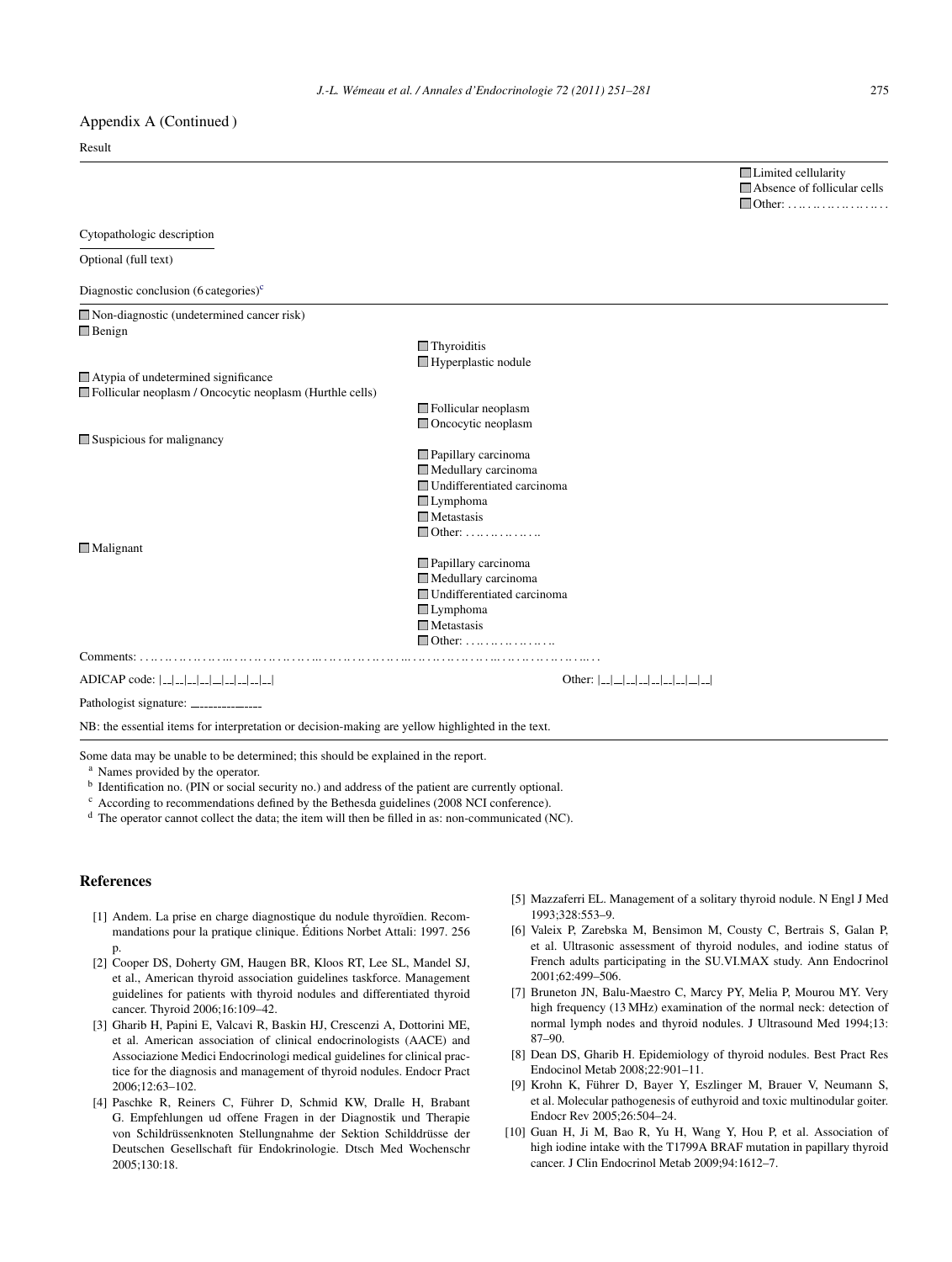Appendix A (Continued )

Result

| | | |
|---|---|---|
| | | ☐ Limited cellularity<br>☐ Absence of follicular cells<br>☐ Other: . . .. . .. . .. . .. . .. . . |

Cytopathologic description

Optional (full text)

Diagnostic conclusion (6 categories)[c]

| | |
|---|---|
| ☐ Non-diagnostic (undetermined cancer risk) | |
| ☐ Benign | |
| | ☐ Thyroiditis |
| | ☐ Hyperplastic nodule |
| ☐ Atypia of undetermined significance | |
| ☐ Follicular neoplasm / Oncocytic neoplasm (Hurthle cells) | |
| | ☐ Follicular neoplasm |
| | ☐ Oncocytic neoplasm |
| ☐ Suspicious for malignancy | |
| | ☐ Papillary carcinoma |
| | ☐ Medullary carcinoma |
| | ☐ Undifferentiated carcinoma |
| | ☐ Lymphoma |
| | ☐ Metastasis |
| | ☐ Other: . . .. . .. . .. . .. . .. |
| ☐ Malignant | |
| | ☐ Papillary carcinoma |
| | ☐ Medullary carcinoma |
| | ☐ Undifferentiated carcinoma |
| | ☐ Lymphoma |
| | ☐ Metastasis |
| | ☐ Other: . . .. . .. . .. . .. . .. |

Comments: . . .. . .. . .. . .. . ... . .. . .. . .. . .. . ... . .. . .. . .. . .. . ... . .. . .. . .. . .. . ... . .. . .. . .. . .. . ... . .

ADICAP code: |__|__|__|__|__|__|__|__|__| Other: |__|__|__|__|__|__|__|__|__|

Pathologist signature: _______________

NB: the essential items for interpretation or decision-making are yellow highlighted in the text.

Some data may be unable to be determined; this should be explained in the report.

[a] Names provided by the operator.

[b] Identification no. (PIN or social security no.) and address of the patient are currently optional.

[c] According to recommendations defined by the Bethesda guidelines (2008 NCI conference).

[d] The operator cannot collect the data; the item will then be filled in as: non-communicated (NC).

## References

[1] Andem. La prise en charge diagnostique du nodule thyroïdien. Recommandations pour la pratique clinique. Éditions Norbet Attali: 1997. 256 p.

[2] Cooper DS, Doherty GM, Haugen BR, Kloos RT, Lee SL, Mandel SJ, et al., American thyroid association guidelines taskforce. Management guidelines for patients with thyroid nodules and differentiated thyroid cancer. Thyroid 2006;16:109–42.

[3] Gharib H, Papini E, Valcavi R, Baskin HJ, Crescenzi A, Dottorini ME, et al. American association of clinical endocrinologists (AACE) and Associazione Medici Endocrinologi medical guidelines for clinical practice for the diagnosis and management of thyroid nodules. Endocr Pract 2006;12:63–102.

[4] Paschke R, Reiners C, Führer D, Schmid KW, Dralle H, Brabant G. Empfehlungen ud offene Fragen in der Diagnostik und Therapie von Schildrüssenknoten Stellungnahme der Sektion Schilddrüsse der Deutschen Gesellschaft für Endokrinologie. Dtsch Med Wochenschr 2005;130:18.

[5] Mazzaferri EL. Management of a solitary thyroid nodule. N Engl J Med 1993;328:553–9.

[6] Valeix P, Zarebska M, Bensimon M, Cousty C, Bertrais S, Galan P, et al. Ultrasonic assessment of thyroid nodules, and iodine status of French adults participating in the SU.VI.MAX study. Ann Endocrinol 2001;62:499–506.

[7] Bruneton JN, Balu-Maestro C, Marcy PY, Melia P, Mourou MY. Very high frequency (13 MHz) examination of the normal neck: detection of normal lymph nodes and thyroid nodules. J Ultrasound Med 1994;13: 87–90.

[8] Dean DS, Gharib H. Epidemiology of thyroid nodules. Best Pract Res Endocinol Metab 2008;22:901–11.

[9] Krohn K, Führer D, Bayer Y, Eszlinger M, Brauer V, Neumann S, et al. Molecular pathogenesis of euthyroid and toxic multinodular goiter. Endocr Rev 2005;26:504–24.

[10] Guan H, Ji M, Bao R, Yu H, Wang Y, Hou P, et al. Association of high iodine intake with the T1799A BRAF mutation in papillary thyroid cancer. J Clin Endocrinol Metab 2009;94:1612–7.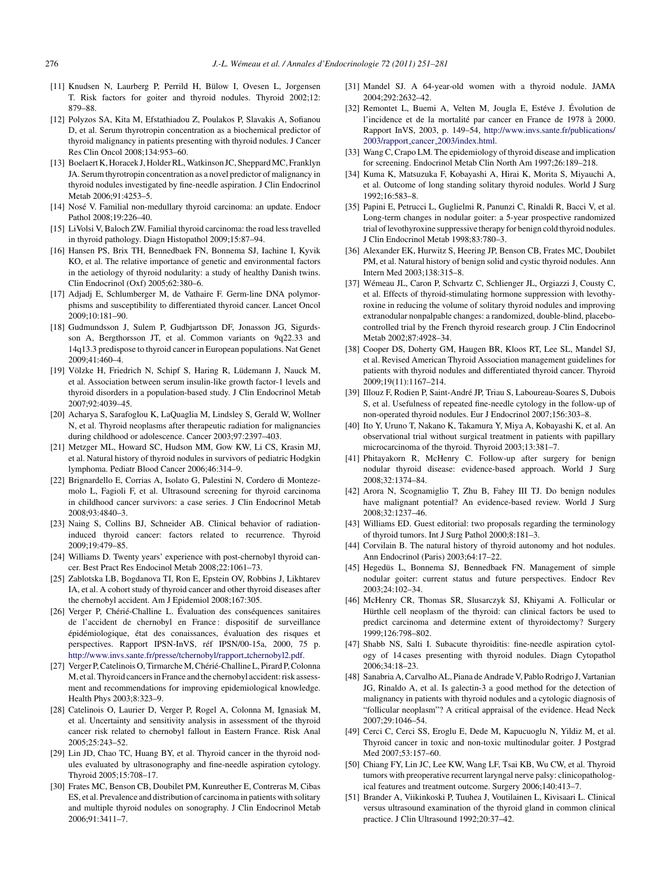[11] Knudsen N, Laurberg P, Perrild H, Bülow I, Ovesen L, Jorgensen T. Risk factors for goiter and thyroid nodules. Thyroid 2002;12: 879–88.

[12] Polyzos SA, Kita M, Efstathiadou Z, Poulakos P, Slavakis A, Sofianou D, et al. Serum thyrotropin concentration as a biochemical predictor of thyroid malignancy in patients presenting with thyroid nodules. J Cancer Res Clin Oncol 2008;134:953–60.

[13] Boelaert K, Horacek J, Holder RL, Watkinson JC, Sheppard MC, Franklyn JA. Serum thyrotropin concentration as a novel predictor of malignancy in thyroid nodules investigated by fine-needle aspiration. J Clin Endocrinol Metab 2006;91:4253–5.

[14] Nosé V. Familial non-medullary thyroid carcinoma: an update. Endocr Pathol 2008;19:226–40.

[15] LiVolsi V, Baloch ZW. Familial thyroid carcinoma: the road less travelled in thyroid pathology. Diagn Histopathol 2009;15:87–94.

[16] Hansen PS, Brix TH, Bennedbaek FN, Bonnema SJ, Iachine I, Kyvik KO, et al. The relative importance of genetic and environmental factors in the aetiology of thyroid nodularity: a study of healthy Danish twins. Clin Endocrinol (Oxf) 2005;62:380–6.

[17] Adjadj E, Schlumberger M, de Vathaire F. Germ-line DNA polymorphisms and susceptibility to differentiated thyroid cancer. Lancet Oncol 2009;10:181–90.

[18] Gudmundsson J, Sulem P, Gudbjartsson DF, Jonasson JG, Sigurdsson A, Bergthorsson JT, et al. Common variants on 9q22.33 and 14q13.3 predispose to thyroid cancer in European populations. Nat Genet 2009;41:460–4.

[19] Völzke H, Friedrich N, Schipf S, Haring R, Lüdemann J, Nauck M, et al. Association between serum insulin-like growth factor-1 levels and thyroid disorders in a population-based study. J Clin Endocrinol Metab 2007;92:4039–45.

[20] Acharya S, Sarafoglou K, LaQuaglia M, Lindsley S, Gerald W, Wollner N, et al. Thyroid neoplasms after therapeutic radiation for malignancies during childhood or adolescence. Cancer 2003;97:2397–403.

[21] Metzger ML, Howard SC, Hudson MM, Gow KW, Li CS, Krasin MJ, et al. Natural history of thyroid nodules in survivors of pediatric Hodgkin lymphoma. Pediatr Blood Cancer 2006;46:314–9.

[22] Brignardello E, Corrias A, Isolato G, Palestini N, Cordero di Montezemolo L, Fagioli F, et al. Ultrasound screening for thyroid carcinoma in childhood cancer survivors: a case series. J Clin Endocrinol Metab 2008;93:4840–3.

[23] Naing S, Collins BJ, Schneider AB. Clinical behavior of radiation-induced thyroid cancer: factors related to recurrence. Thyroid 2009;19:479–85.

[24] Williams D. Twenty years' experience with post-chernobyl thyroid cancer. Best Pract Res Endocinol Metab 2008;22:1061–73.

[25] Zablotska LB, Bogdanova TI, Ron E, Epstein OV, Robbins J, Likhtarev IA, et al. A cohort study of thyroid cancer and other thyroid diseases after the chernobyl accident. Am J Epidemiol 2008;167:305.

[26] Verger P, Chérié-Challine L. Évaluation des conséquences sanitaires de l'accident de chernobyl en France : dispositif de surveillance épidémiologique, état des conaissances, évaluation des risques et perspectives. Rapport IPSN-InVS, réf IPSN/00-15a, 2000, 75 p. http://www.invs.sante.fr/presse/tchernobyl/rapport_tchernobyl2.pdf.

[27] Verger P, Catelinois O, Tirmarche M, Chérié-Challine L, Pirard P, Colonna M, et al. Thyroid cancers in France and the chernobyl accident: risk assessment and recommendations for improving epidemiological knowledge. Health Phys 2003;8:323–9.

[28] Catelinois O, Laurier D, Verger P, Rogel A, Colonna M, Ignasiak M, et al. Uncertainty and sensitivity analysis in assessment of the thyroid cancer risk related to chernobyl fallout in Eastern France. Risk Anal 2005;25:243–52.

[29] Lin JD, Chao TC, Huang BY, et al. Thyroid cancer in the thyroid nodules evaluated by ultrasonography and fine-needle aspiration cytology. Thyroid 2005;15:708–17.

[30] Frates MC, Benson CB, Doubilet PM, Kunreuther E, Contreras M, Cibas ES, et al. Prevalence and distribution of carcinoma in patients with solitary and multiple thyroid nodules on sonography. J Clin Endocrinol Metab 2006;91:3411–7.

[31] Mandel SJ. A 64-year-old women with a thyroid nodule. JAMA 2004;292:2632–42.

[32] Remontet L, Buemi A, Velten M, Jougla E, Estéve J. Évolution de l'incidence et de la mortalité par cancer en France de 1978 à 2000. Rapport InVS, 2003, p. 149–54, http://www.invs.sante.fr/publications/2003/rapport_cancer_2003/index.html.

[33] Wang C, Crapo LM. The epidemiology of thyroid disease and implication for screening. Endocrinol Metab Clin North Am 1997;26:189–218.

[34] Kuma K, Matsuzuka F, Kobayashi A, Hirai K, Morita S, Miyauchi A, et al. Outcome of long standing solitary thyroid nodules. World J Surg 1992;16:583–8.

[35] Papini E, Petrucci L, Guglielmi R, Panunzi C, Rinaldi R, Bacci V, et al. Long-term changes in nodular goiter: a 5-year prospective randomized trial of levothyroxine suppressive therapy for benign cold thyroid nodules. J Clin Endocrinol Metab 1998;83:780–3.

[36] Alexander EK, Hurwitz S, Heering JP, Benson CB, Frates MC, Doubilet PM, et al. Natural history of benign solid and cystic thyroid nodules. Ann Intern Med 2003;138:315–8.

[37] Wémeau JL, Caron P, Schvartz C, Schlienger JL, Orgiazzi J, Cousty C, et al. Effects of thyroid-stimulating hormone suppression with levothyroxine in reducing the volume of solitary thyroid nodules and improving extranodular nonpalpable changes: a randomized, double-blind, placebo-controlled trial by the French thyroid research group. J Clin Endocrinol Metab 2002;87:4928–34.

[38] Cooper DS, Doherty GM, Haugen BR, Kloos RT, Lee SL, Mandel SJ, et al. Revised American Thyroid Association management guidelines for patients with thyroid nodules and differentiated thyroid cancer. Thyroid 2009;19(11):1167–214.

[39] Illouz F, Rodien P, Saint-André JP, Triau S, Laboureau-Soares S, Dubois S, et al. Usefulness of repeated fine-needle cytology in the follow-up of non-operated thyroid nodules. Eur J Endocrinol 2007;156:303–8.

[40] Ito Y, Uruno T, Nakano K, Takamura Y, Miya A, Kobayashi K, et al. An observational trial without surgical treatment in patients with papillary microcarcinoma of the thyroid. Thyroid 2003;13:381–7.

[41] Phitayakorn R, McHenry C. Follow-up after surgery for benign nodular thyroid disease: evidence-based approach. World J Surg 2008;32:1374–84.

[42] Arora N, Scognamiglio T, Zhu B, Fahey III TJ. Do benign nodules have malignant potential? An evidence-based review. World J Surg 2008;32:1237–46.

[43] Williams ED. Guest editorial: two proposals regarding the terminology of thyroid tumors. Int J Surg Pathol 2000;8:181–3.

[44] Corvilain B. The natural history of thyroid autonomy and hot nodules. Ann Endocrinol (Paris) 2003;64:17–22.

[45] Hegedüs L, Bonnema SJ, Bennedbaek FN. Management of simple nodular goiter: current status and future perspectives. Endocr Rev 2003;24:102–34.

[46] McHenry CR, Thomas SR, Slusarczyk SJ, Khiyami A. Follicular or Hürthle cell neoplasm of the thyroid: can clinical factors be used to predict carcinoma and determine extent of thyroidectomy? Surgery 1999;126:798–802.

[47] Shabb NS, Salti I. Subacute thyroiditis: fine-needle aspiration cytology of 14 cases presenting with thyroid nodules. Diagn Cytopathol 2006;34:18–23.

[48] Sanabria A, Carvalho AL, Piana de Andrade V, Pablo Rodrigo J, Vartanian JG, Rinaldo A, et al. Is galectin-3 a good method for the detection of malignancy in patients with thyroid nodules and a cytologic diagnosis of "follicular neoplasm"? A critical appraisal of the evidence. Head Neck 2007;29:1046–54.

[49] Cerci C, Cerci SS, Eroglu E, Dede M, Kapucuoglu N, Yildiz M, et al. Thyroid cancer in toxic and non-toxic multinodular goiter. J Postgrad Med 2007;53:157–60.

[50] Chiang FY, Lin JC, Lee KW, Wang LF, Tsai KB, Wu CW, et al. Thyroid tumors with preoperative recurrent laryngal nerve palsy: clinicopathological features and treatment outcome. Surgery 2006;140:413–7.

[51] Brander A, Viikinkoski P, Tuuhea J, Voutilainen L, Kivisaari L. Clinical versus ultrasound examination of the thyroid gland in common clinical practice. J Clin Ultrasound 1992;20:37–42.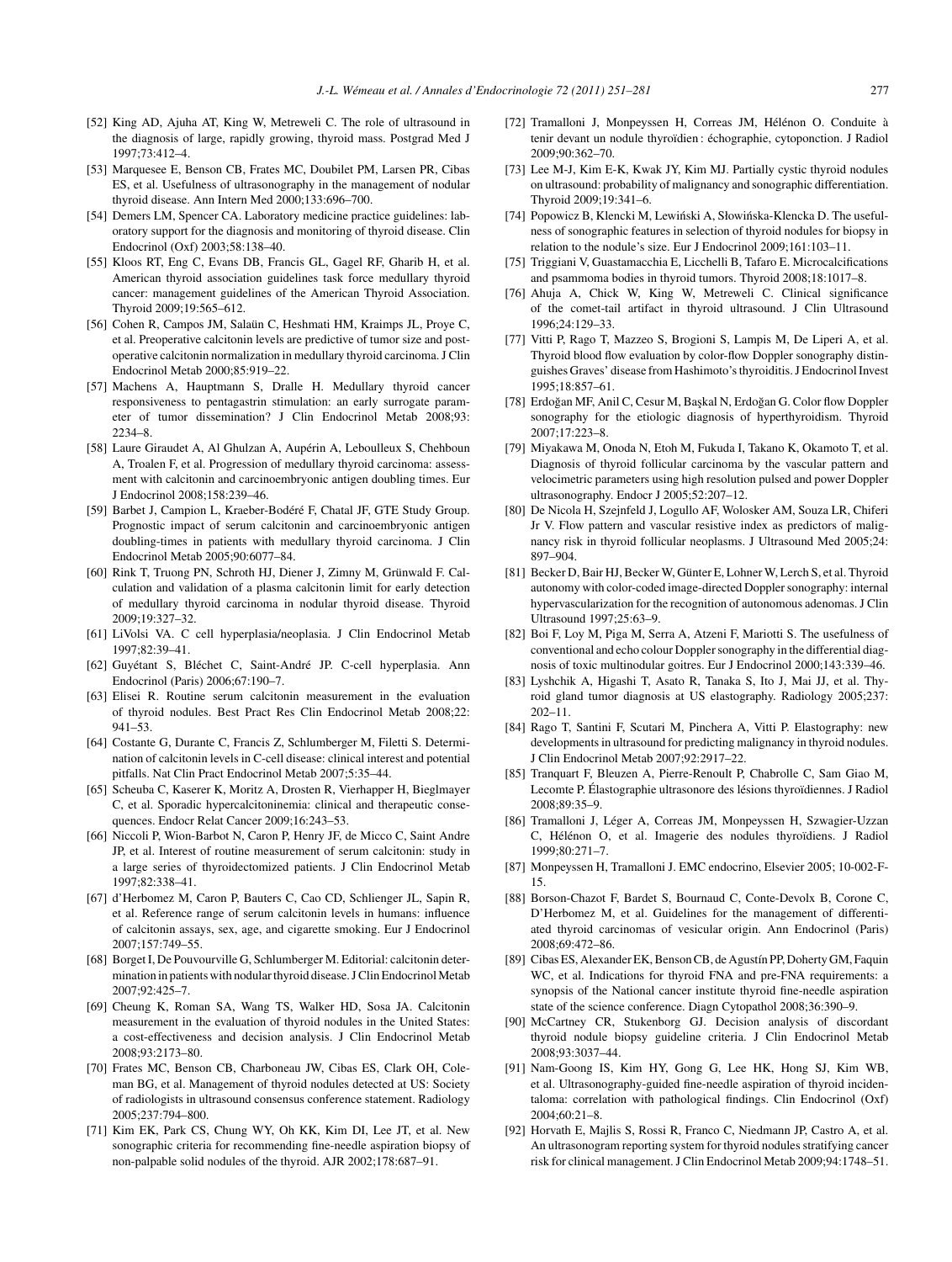[52] King AD, Ajuha AT, King W, Metreweli C. The role of ultrasound in the diagnosis of large, rapidly growing, thyroid mass. Postgrad Med J 1997;73:412–4.

[53] Marquesee E, Benson CB, Frates MC, Doubilet PM, Larsen PR, Cibas ES, et al. Usefulness of ultrasonography in the management of nodular thyroid disease. Ann Intern Med 2000;133:696–700.

[54] Demers LM, Spencer CA. Laboratory medicine practice guidelines: laboratory support for the diagnosis and monitoring of thyroid disease. Clin Endocrinol (Oxf) 2003;58:138–40.

[55] Kloos RT, Eng C, Evans DB, Francis GL, Gagel RF, Gharib H, et al. American thyroid association guidelines task force medullary thyroid cancer: management guidelines of the American Thyroid Association. Thyroid 2009;19:565–612.

[56] Cohen R, Campos JM, Salaün C, Heshmati HM, Kraimps JL, Proye C, et al. Preoperative calcitonin levels are predictive of tumor size and postoperative calcitonin normalization in medullary thyroid carcinoma. J Clin Endocrinol Metab 2000;85:919–22.

[57] Machens A, Hauptmann S, Dralle H. Medullary thyroid cancer responsiveness to pentagastrin stimulation: an early surrogate parameter of tumor dissemination? J Clin Endocrinol Metab 2008;93: 2234–8.

[58] Laure Giraudet A, Al Ghulzan A, Aupérin A, Leboulleux S, Chehboun A, Troalen F, et al. Progression of medullary thyroid carcinoma: assessment with calcitonin and carcinoembryonic antigen doubling times. Eur J Endocrinol 2008;158:239–46.

[59] Barbet J, Campion L, Kraeber-Bodéré F, Chatal JF, GTE Study Group. Prognostic impact of serum calcitonin and carcinoembryonic antigen doubling-times in patients with medullary thyroid carcinoma. J Clin Endocrinol Metab 2005;90:6077–84.

[60] Rink T, Truong PN, Schroth HJ, Diener J, Zimny M, Grünwald F. Calculation and validation of a plasma calcitonin limit for early detection of medullary thyroid carcinoma in nodular thyroid disease. Thyroid 2009;19:327–32.

[61] LiVolsi VA. C cell hyperplasia/neoplasia. J Clin Endocrinol Metab 1997;82:39–41.

[62] Guyétant S, Bléchet C, Saint-André JP. C-cell hyperplasia. Ann Endocrinol (Paris) 2006;67:190–7.

[63] Elisei R. Routine serum calcitonin measurement in the evaluation of thyroid nodules. Best Pract Res Clin Endocrinol Metab 2008;22: 941–53.

[64] Costante G, Durante C, Francis Z, Schlumberger M, Filetti S. Determination of calcitonin levels in C-cell disease: clinical interest and potential pitfalls. Nat Clin Pract Endocrinol Metab 2007;5:35–44.

[65] Scheuba C, Kaserer K, Moritz A, Drosten R, Vierhapper H, Bieglmayer C, et al. Sporadic hypercalcitoninemia: clinical and therapeutic consequences. Endocr Relat Cancer 2009;16:243–53.

[66] Niccoli P, Wion-Barbot N, Caron P, Henry JF, de Micco C, Saint Andre JP, et al. Interest of routine measurement of serum calcitonin: study in a large series of thyroidectomized patients. J Clin Endocrinol Metab 1997;82:338–41.

[67] d'Herbomez M, Caron P, Bauters C, Cao CD, Schlienger JL, Sapin R, et al. Reference range of serum calcitonin levels in humans: influence of calcitonin assays, sex, age, and cigarette smoking. Eur J Endocrinol 2007;157:749–55.

[68] Borget I, De Pouvourville G, Schlumberger M. Editorial: calcitonin determination in patients with nodular thyroid disease. J Clin Endocrinol Metab 2007;92:425–7.

[69] Cheung K, Roman SA, Wang TS, Walker HD, Sosa JA. Calcitonin measurement in the evaluation of thyroid nodules in the United States: a cost-effectiveness and decision analysis. J Clin Endocrinol Metab 2008;93:2173–80.

[70] Frates MC, Benson CB, Charboneau JW, Cibas ES, Clark OH, Coleman BG, et al. Management of thyroid nodules detected at US: Society of radiologists in ultrasound consensus conference statement. Radiology 2005;237:794–800.

[71] Kim EK, Park CS, Chung WY, Oh KK, Kim DI, Lee JT, et al. New sonographic criteria for recommending fine-needle aspiration biopsy of non-palpable solid nodules of the thyroid. AJR 2002;178:687–91.

[72] Tramalloni J, Monpeyssen H, Correas JM, Hélénon O. Conduite à tenir devant un nodule thyroïdien : échographie, cytoponction. J Radiol 2009;90:362–70.

[73] Lee M-J, Kim E-K, Kwak JY, Kim MJ. Partially cystic thyroid nodules on ultrasound: probability of malignancy and sonographic differentiation. Thyroid 2009;19:341–6.

[74] Popowicz B, Klencki M, Lewiński A, Słowińska-Klencka D. The usefulness of sonographic features in selection of thyroid nodules for biopsy in relation to the nodule's size. Eur J Endocrinol 2009;161:103–11.

[75] Triggiani V, Guastamacchia E, Licchelli B, Tafaro E. Microcalcifications and psammoma bodies in thyroid tumors. Thyroid 2008;18:1017–8.

[76] Ahuja A, Chick W, King W, Metreweli C. Clinical significance of the comet-tail artifact in thyroid ultrasound. J Clin Ultrasound 1996;24:129–33.

[77] Vitti P, Rago T, Mazzeo S, Brogioni S, Lampis M, De Liperi A, et al. Thyroid blood flow evaluation by color-flow Doppler sonography distinguishes Graves' disease from Hashimoto's thyroiditis. J Endocrinol Invest 1995;18:857–61.

[78] Erdoğan MF, Anil C, Cesur M, Başkal N, Erdoğan G. Color flow Doppler sonography for the etiologic diagnosis of hyperthyroidism. Thyroid 2007;17:223–8.

[79] Miyakawa M, Onoda N, Etoh M, Fukuda I, Takano K, Okamoto T, et al. Diagnosis of thyroid follicular carcinoma by the vascular pattern and velocimetric parameters using high resolution pulsed and power Doppler ultrasonography. Endocr J 2005;52:207–12.

[80] De Nicola H, Szejnfeld J, Logullo AF, Wolosker AM, Souza LR, Chiferi Jr V. Flow pattern and vascular resistive index as predictors of malignancy risk in thyroid follicular neoplasms. J Ultrasound Med 2005;24: 897–904.

[81] Becker D, Bair HJ, Becker W, Günter E, Lohner W, Lerch S, et al. Thyroid autonomy with color-coded image-directed Doppler sonography: internal hypervascularization for the recognition of autonomous adenomas. J Clin Ultrasound 1997;25:63–9.

[82] Boi F, Loy M, Piga M, Serra A, Atzeni F, Mariotti S. The usefulness of conventional and echo colour Doppler sonography in the differential diagnosis of toxic multinodular goitres. Eur J Endocrinol 2000;143:339–46.

[83] Lyshchik A, Higashi T, Asato R, Tanaka S, Ito J, Mai JJ, et al. Thyroid gland tumor diagnosis at US elastography. Radiology 2005;237: 202–11.

[84] Rago T, Santini F, Scutari M, Pinchera A, Vitti P. Elastography: new developments in ultrasound for predicting malignancy in thyroid nodules. J Clin Endocrinol Metab 2007;92:2917–22.

[85] Tranquart F, Bleuzen A, Pierre-Renoult P, Chabrolle C, Sam Giao M, Lecomte P. Élastographie ultrasonore des lésions thyroïdiennes. J Radiol 2008;89:35–9.

[86] Tramalloni J, Léger A, Correas JM, Monpeyssen H, Szwagier-Uzzan C, Hélénon O, et al. Imagerie des nodules thyroïdiens. J Radiol 1999;80:271–7.

[87] Monpeyssen H, Tramalloni J. EMC endocrino, Elsevier 2005; 10-002-F-15.

[88] Borson-Chazot F, Bardet S, Bournaud C, Conte-Devolx B, Corone C, D'Herbomez M, et al. Guidelines for the management of differentiated thyroid carcinomas of vesicular origin. Ann Endocrinol (Paris) 2008;69:472–86.

[89] Cibas ES, Alexander EK, Benson CB, de Agustín PP, Doherty GM, Faquin WC, et al. Indications for thyroid FNA and pre-FNA requirements: a synopsis of the National cancer institute thyroid fine-needle aspiration state of the science conference. Diagn Cytopathol 2008;36:390–9.

[90] McCartney CR, Stukenborg GJ. Decision analysis of discordant thyroid nodule biopsy guideline criteria. J Clin Endocrinol Metab 2008;93:3037–44.

[91] Nam-Goong IS, Kim HY, Gong G, Lee HK, Hong SJ, Kim WB, et al. Ultrasonography-guided fine-needle aspiration of thyroid incidentaloma: correlation with pathological findings. Clin Endocrinol (Oxf) 2004;60:21–8.

[92] Horvath E, Majlis S, Rossi R, Franco C, Niedmann JP, Castro A, et al. An ultrasonogram reporting system for thyroid nodules stratifying cancer risk for clinical management. J Clin Endocrinol Metab 2009;94:1748–51.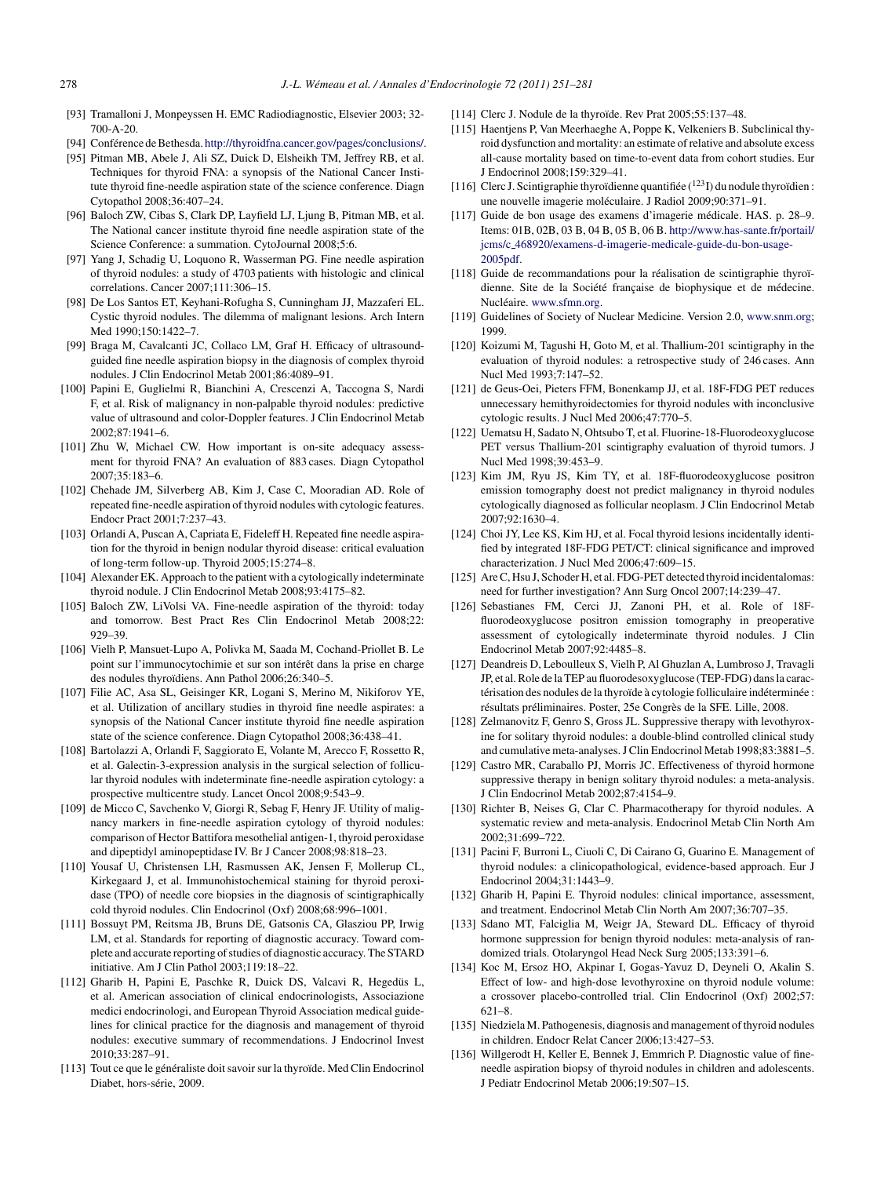[93] Tramalloni J, Monpeyssen H. EMC Radiodiagnostic, Elsevier 2003; 32-700-A-20.

[94] Conférence de Bethesda. http://thyroidfna.cancer.gov/pages/conclusions/.

[95] Pitman MB, Abele J, Ali SZ, Duick D, Elsheikh TM, Jeffrey RB, et al. Techniques for thyroid FNA: a synopsis of the National Cancer Institute thyroid fine-needle aspiration state of the science conference. Diagn Cytopathol 2008;36:407–24.

[96] Baloch ZW, Cibas S, Clark DP, Layfield LJ, Ljung B, Pitman MB, et al. The National cancer institute thyroid fine needle aspiration state of the Science Conference: a summation. CytoJournal 2008;5:6.

[97] Yang J, Schadig U, Loquono R, Wasserman PG. Fine needle aspiration of thyroid nodules: a study of 4703 patients with histologic and clinical correlations. Cancer 2007;111:306–15.

[98] De Los Santos ET, Keyhani-Rofugha S, Cunningham JJ, Mazzaferi EL. Cystic thyroid nodules. The dilemma of malignant lesions. Arch Intern Med 1990;150:1422–7.

[99] Braga M, Cavalcanti JC, Collaco LM, Graf H. Efficacy of ultrasound-guided fine needle aspiration biopsy in the diagnosis of complex thyroid nodules. J Clin Endocrinol Metab 2001;86:4089–91.

[100] Papini E, Guglielmi R, Bianchini A, Crescenzi A, Taccogna S, Nardi F, et al. Risk of malignancy in non-palpable thyroid nodules: predictive value of ultrasound and color-Doppler features. J Clin Endocrinol Metab 2002;87:1941–6.

[101] Zhu W, Michael CW. How important is on-site adequacy assessment for thyroid FNA? An evaluation of 883 cases. Diagn Cytopathol 2007;35:183–6.

[102] Chehade JM, Silverberg AB, Kim J, Case C, Mooradian AD. Role of repeated fine-needle aspiration of thyroid nodules with cytologic features. Endocr Pract 2001;7:237–43.

[103] Orlandi A, Puscan A, Capriata E, Fideleff H. Repeated fine needle aspiration for the thyroid in benign nodular thyroid disease: critical evaluation of long-term follow-up. Thyroid 2005;15:274–8.

[104] Alexander EK. Approach to the patient with a cytologically indeterminate thyroid nodule. J Clin Endocrinol Metab 2008;93:4175–82.

[105] Baloch ZW, LiVolsi VA. Fine-needle aspiration of the thyroid: today and tomorrow. Best Pract Res Clin Endocrinol Metab 2008;22: 929–39.

[106] Vielh P, Mansuet-Lupo A, Polivka M, Saada M, Cochand-Priollet B. Le point sur l'immunocytochimie et sur son intérêt dans la prise en charge des nodules thyroïdiens. Ann Pathol 2006;26:340–5.

[107] Filie AC, Asa SL, Geisinger KR, Logani S, Merino M, Nikiforov YE, et al. Utilization of ancillary studies in thyroid fine needle aspirates: a synopsis of the National Cancer institute thyroid fine needle aspiration state of the science conference. Diagn Cytopathol 2008;36:438–41.

[108] Bartolazzi A, Orlandi F, Saggiorato E, Volante M, Arecco F, Rossetto R, et al. Galectin-3-expression analysis in the surgical selection of follicular thyroid nodules with indeterminate fine-needle aspiration cytology: a prospective multicentre study. Lancet Oncol 2008;9:543–9.

[109] de Micco C, Savchenko V, Giorgi R, Sebag F, Henry JF. Utility of malignancy markers in fine-needle aspiration cytology of thyroid nodules: comparison of Hector Battifora mesothelial antigen-1, thyroid peroxidase and dipeptidyl aminopeptidase IV. Br J Cancer 2008;98:818–23.

[110] Yousaf U, Christensen LH, Rasmussen AK, Jensen F, Mollerup CL, Kirkegaard J, et al. Immunohistochemical staining for thyroid peroxidase (TPO) of needle core biopsies in the diagnosis of scintigraphically cold thyroid nodules. Clin Endocrinol (Oxf) 2008;68:996–1001.

[111] Bossuyt PM, Reitsma JB, Bruns DE, Gatsonis CA, Glasziou PP, Irwig LM, et al. Standards for reporting of diagnostic accuracy. Toward complete and accurate reporting of studies of diagnostic accuracy. The STARD initiative. Am J Clin Pathol 2003;119:18–22.

[112] Gharib H, Papini E, Paschke R, Duick DS, Valcavi R, Hegedüs L, et al. American association of clinical endocrinologists, Associazione medici endocrinologi, and European Thyroid Association medical guidelines for clinical practice for the diagnosis and management of thyroid nodules: executive summary of recommendations. J Endocrinol Invest 2010;33:287–91.

[113] Tout ce que le généraliste doit savoir sur la thyroïde. Med Clin Endocrinol Diabet, hors-série, 2009.

[114] Clerc J. Nodule de la thyroïde. Rev Prat 2005;55:137–48.

[115] Haentjens P, Van Meerhaeghe A, Poppe K, Velkeniers B. Subclinical thyroid dysfunction and mortality: an estimate of relative and absolute excess all-cause mortality based on time-to-event data from cohort studies. Eur J Endocrinol 2008;159:329–41.

[116] Clerc J. Scintigraphie thyroïdienne quantifiée ($^{123}$I) du nodule thyroïdien : une nouvelle imagerie moléculaire. J Radiol 2009;90:371–91.

[117] Guide de bon usage des examens d'imagerie médicale. HAS. p. 28–9. Items: 01B, 02B, 03 B, 04 B, 05 B, 06 B. http://www.has-sante.fr/portail/jcms/c_468920/examens-d-imagerie-medicale-guide-du-bon-usage-2005pdf.

[118] Guide de recommandations pour la réalisation de scintigraphie thyroïdienne. Site de la Société française de biophysique et de médecine. Nucléaire. www.sfmn.org.

[119] Guidelines of Society of Nuclear Medicine. Version 2.0, www.snm.org; 1999.

[120] Koizumi M, Tagushi H, Goto M, et al. Thallium-201 scintigraphy in the evaluation of thyroid nodules: a retrospective study of 246 cases. Ann Nucl Med 1993;7:147–52.

[121] de Geus-Oei, Pieters FFM, Bonenkamp JJ, et al. 18F-FDG PET reduces unnecessary hemithyroidectomies for thyroid nodules with inconclusive cytologic results. J Nucl Med 2006;47:770–5.

[122] Uematsu H, Sadato N, Ohtsubo T, et al. Fluorine-18-Fluorodeoxyglucose PET versus Thallium-201 scintigraphy evaluation of thyroid tumors. J Nucl Med 1998;39:453–9.

[123] Kim JM, Ryu JS, Kim TY, et al. 18F-fluorodeoxyglucose positron emission tomography doest not predict malignancy in thyroid nodules cytologically diagnosed as follicular neoplasm. J Clin Endocrinol Metab 2007;92:1630–4.

[124] Choi JY, Lee KS, Kim HJ, et al. Focal thyroid lesions incidentally identified by integrated 18F-FDG PET/CT: clinical significance and improved characterization. J Nucl Med 2006;47:609–15.

[125] Are C, Hsu J, Schoder H, et al. FDG-PET detected thyroid incidentalomas: need for further investigation? Ann Surg Oncol 2007;14:239–47.

[126] Sebastianes FM, Cerci JJ, Zanoni PH, et al. Role of 18F-fluorodeoxyglucose positron emission tomography in preoperative assessment of cytologically indeterminate thyroid nodules. J Clin Endocrinol Metab 2007;92:4485–8.

[127] Deandreis D, Leboulleux S, Vielh P, Al Ghuzlan A, Lumbroso J, Travagli JP, et al. Role de la TEP au fluorodesoxyglucose (TEP-FDG) dans la caractérisation des nodules de la thyroïde à cytologie folliculaire indéterminée : résultats préliminaires. Poster, 25e Congrès de la SFE. Lille, 2008.

[128] Zelmanovitz F, Genro S, Gross JL. Suppressive therapy with levothyroxine for solitary thyroid nodules: a double-blind controlled clinical study and cumulative meta-analyses. J Clin Endocrinol Metab 1998;83:3881–5.

[129] Castro MR, Caraballo PJ, Morris JC. Effectiveness of thyroid hormone suppressive therapy in benign solitary thyroid nodules: a meta-analysis. J Clin Endocrinol Metab 2002;87:4154–9.

[130] Richter B, Neises G, Clar C. Pharmacotherapy for thyroid nodules. A systematic review and meta-analysis. Endocrinol Metab Clin North Am 2002;31:699–722.

[131] Pacini F, Burroni L, Ciuoli C, Di Cairano G, Guarino E. Management of thyroid nodules: a clinicopathological, evidence-based approach. Eur J Endocrinol 2004;31:1443–9.

[132] Gharib H, Papini E. Thyroid nodules: clinical importance, assessment, and treatment. Endocrinol Metab Clin North Am 2007;36:707–35.

[133] Sdano MT, Falciglia M, Weigr JA, Steward DL. Efficacy of thyroid hormone suppression for benign thyroid nodules: meta-analysis of randomized trials. Otolaryngol Head Neck Surg 2005;133:391–6.

[134] Koc M, Ersoz HO, Akpinar I, Gogas-Yavuz D, Deyneli O, Akalin S. Effect of low- and high-dose levothyroxine on thyroid nodule volume: a crossover placebo-controlled trial. Clin Endocrinol (Oxf) 2002;57: 621–8.

[135] Niedziela M. Pathogenesis, diagnosis and management of thyroid nodules in children. Endocr Relat Cancer 2006;13:427–53.

[136] Willgerodt H, Keller E, Bennek J, Emmrich P. Diagnostic value of fine-needle aspiration biopsy of thyroid nodules in children and adolescents. J Pediatr Endocrinol Metab 2006;19:507–15.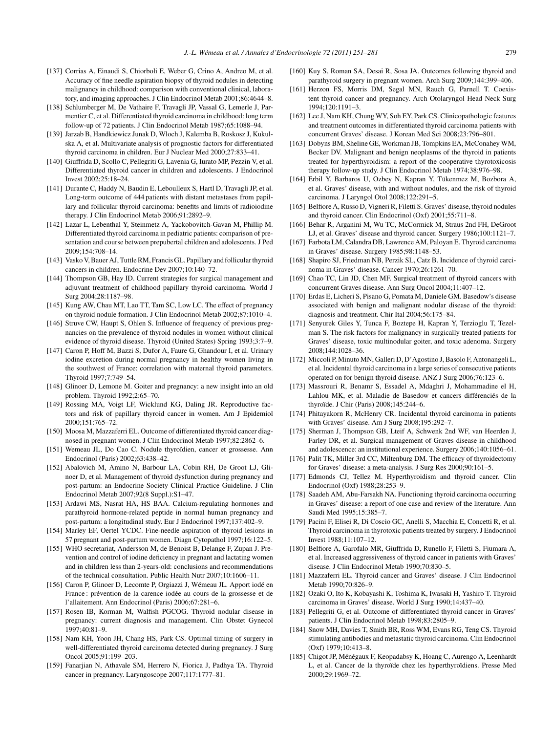[137] Corrias A, Einaudi S, Chiorboli E, Weber G, Crino A, Andreo M, et al. Accuracy of fine needle aspiration biopsy of thyroid nodules in detecting malignancy in childhood: comparison with conventional clinical, laboratory, and imaging approaches. J Clin Endocrinol Metab 2001;86:4644–8.

[138] Schlumberger M, De Vathaire F, Travagli JP, Vassal G, Lemerle J, Parmentier C, et al. Differentiated thyroid carcinoma in childhood: long term follow-up of 72 patients. J Clin Endocrinol Metab 1987;65:1088–94.

[139] Jarzab B, Handkiewicz Junak D, Wloch J, Kalemba B, Roskosz J, Kukulska A, et al. Multivariate analysis of prognostic factors for differentiated thyroid carcinoma in children. Eur J Nuclear Med 2000;27:833–41.

[140] Giuffrida D, Scollo C, Pellegriti G, Lavenia G, Iurato MP, Pezzin V, et al. Differentiated thyroid cancer in children and adolescents. J Endocrinol Invest 2002;25:18–24.

[141] Durante C, Haddy N, Baudin E, Leboulleux S, Hartl D, Travagli JP, et al. Long-term outcome of 444 patients with distant metastases from papillary and follicular thyroid carcinoma: benefits and limits of radioiodine therapy. J Clin Endocrinol Metab 2006;91:2892–9.

[142] Lazar L, Lebenthal Y, Steinmetz A, Yackobovitch-Gavan M, Phillip M. Differentiated thyroid carcinoma in pediatric patients: comparison of presentation and course between prepubertal children and adolescents. J Ped 2009;154:708–14.

[143] Vasko V, Bauer AJ, Tuttle RM, Francis GL. Papillary and follicular thyroid cancers in children. Endocrine Dev 2007;10:140–72.

[144] Thompson GB, Hay ID. Current strategies for surgical management and adjuvant treatment of childhood papillary thyroid carcinoma. World J Surg 2004;28:1187–98.

[145] Kung AW, Chau MT, Lao TT, Tam SC, Low LC. The effect of pregnancy on thyroid nodule formation. J Clin Endocrinol Metab 2002;87:1010–4.

[146] Struve CW, Haupt S, Ohlen S. Influence of frequency of previous pregnancies on the prevalence of thyroid nodules in women without clinical evidence of thyroid disease. Thyroid (United States) Spring 1993;3:7–9.

[147] Caron P, Hoff M, Bazzi S, Dufor A, Faure G, Ghandour I, et al. Urinary iodine excretion during normal pregnancy in healthy women living in the southwest of France: correlation with maternal thyroid parameters. Thyroid 1997;7:749–54.

[148] Glinoer D, Lemone M. Goiter and pregnancy: a new insight into an old problem. Thyroid 1992;2:65–70.

[149] Rossing MA, Voigt LF, Wicklund KG, Daling JR. Reproductive factors and risk of papillary thyroid cancer in women. Am J Epidemiol 2000;151:765–72.

[150] Moosa M, Mazzaferri EL. Outcome of differentiated thyroid cancer diagnosed in pregnant women. J Clin Endocrinol Metab 1997;82:2862–6.

[151] Wemeau JL, Do Cao C. Nodule thyroïdien, cancer et grossesse. Ann Endocrinol (Paris) 2002;63:438–42.

[152] Abalovich M, Amino N, Barbour LA, Cobin RH, De Groot LJ, Glinoer D, et al. Management of thyroid dysfunction during pregnancy and post-partum: an Endocrine Society Clinical Practice Guideline. J Clin Endocrinol Metab 2007;92(8 Suppl.):S1–47.

[153] Ardawi MS, Nasrat HA, HS BAA. Calcium-regulating hormones and parathyroid hormone-related peptide in normal human pregnancy and post-partum: a longitudinal study. Eur J Endocrinol 1997;137:402–9.

[154] Marley EF, Oertel YCDC. Fine-needle aspiration of thyroid lesions in 57 pregnant and post-partum women. Diagn Cytopathol 1997;16:122–5.

[155] WHO secretariat, Andersson M, de Benoist B, Delange F, Zupan J. Prevention and control of iodine deficiency in pregnant and lactating women and in children less than 2-years-old: conclusions and recommendations of the technical consultation. Public Health Nutr 2007;10:1606–11.

[156] Caron P, Glinoer D, Lecomte P, Orgiazzi J, Wémeau JL. Apport iodé en France : prévention de la carence iodée au cours de la grossesse et de l'allaitement. Ann Endocrinol (Paris) 2006;67:281–6.

[157] Rosen IB, Korman M, Walfish PGCOG. Thyroid nodular disease in pregnancy: current diagnosis and management. Clin Obstet Gynecol 1997;40:81–9.

[158] Nam KH, Yoon JH, Chang HS, Park CS. Optimal timing of surgery in well-differentiated thyroid carcinoma detected during pregnancy. J Surg Oncol 2005;91:199–203.

[159] Fanarjian N, Athavale SM, Herrero N, Fiorica J, Padhya TA. Thyroid cancer in pregnancy. Laryngoscope 2007;117:1777–81.

[160] Kuy S, Roman SA, Desai R, Sosa JA. Outcomes following thyroid and parathyroid surgery in pregnant women. Arch Surg 2009;144:399–406.

[161] Herzon FS, Morris DM, Segal MN, Rauch G, Parnell T. Coexistent thyroid cancer and pregnancy. Arch Otolaryngol Head Neck Surg 1994;120:1191–3.

[162] Lee J, Nam KH, Chung WY, Soh EY, Park CS. Clinicopathologic features and treatment outcomes in differentiated thyroid carcinoma patients with concurrent Graves' disease. J Korean Med Sci 2008;23:796–801.

[163] Dobyns BM, Sheline GE, Workman JB, Tompkins EA, McConahey WM, Becker DV. Malignant and benign neoplasms of the thyroid in patients treated for hyperthyroidism: a report of the cooperative thyrotoxicosis therapy follow-up study. J Clin Endocrinol Metab 1974;38:976–98.

[164] Erbil Y, Barbaros U, Ozbey N, Kapran Y, Tükenmez M, Bozbora A, et al. Graves' disease, with and without nodules, and the risk of thyroid carcinoma. J Laryngol Otol 2008;122:291–5.

[165] Belfiore A, Russo D, Vigneri R, Filetti S. Graves' disease, thyroid nodules and thyroid cancer. Clin Endocrinol (Oxf) 2001;55:711–8.

[166] Behar R, Arganini M, Wu TC, McCormick M, Straus 2nd FH, DeGroot LJ, et al. Graves' disease and thyroid cancer. Surgery 1986;100:1121–7.

[167] Farbota LM, Calandra DB, Lawrence AM, Paloyan E. Thyroid carcinoma in Graves' disease. Surgery 1985;98:1148–53.

[168] Shapiro SJ, Friedman NB, Perzik SL, Catz B. Incidence of thyroid carcinoma in Graves' disease. Cancer 1970;26:1261–70.

[169] Chao TC, Lin JD, Chen MF. Surgical treatment of thyroid cancers with concurrent Graves disease. Ann Surg Oncol 2004;11:407–12.

[170] Erdas E, Licheri S, Pisano G, Pomata M, Daniele GM. Basedow's disease associated with benign and malignant nodular disease of the thyroid: diagnosis and treatment. Chir Ital 2004;56:175–84.

[171] Senyurek Giles Y, Tunca F, Boztepe H, Kapran Y, Terzioglu T, Tezelman S. The risk factors for malignancy in surgically treated patients for Graves' disease, toxic multinodular goiter, and toxic adenoma. Surgery 2008;144:1028–36.

[172] Miccoli P, Minuto MN, Galleri D, D'Agostino J, Basolo F, Antonangeli L, et al. Incidental thyroid carcinoma in a large series of consecutive patients operated on for benign thyroid disease. ANZ J Surg 2006;76:123–6.

[173] Massrouri R, Benamr S, Essadel A, Mdaghri J, Mohammadine el H, Lahlou MK, et al. Maladie de Basedow et cancers différenciés de la thyroïde. J Chir (Paris) 2008;145:244–6.

[174] Phitayakorn R, McHenry CR. Incidental thyroid carcinoma in patients with Graves' disease. Am J Surg 2008;195:292–7.

[175] Sherman J, Thompson GB, Lteif A, Schwenk 2nd WF, van Heerden J, Farley DR, et al. Surgical management of Graves disease in childhood and adolescence: an institutional experience. Surgery 2006;140:1056–61.

[176] Palit TK, Miller 3rd CC, Miltenburg DM. The efficacy of thyroidectomy for Graves' disease: a meta-analysis. J Surg Res 2000;90:161–5.

[177] Edmonds CJ, Tellez M. Hyperthyroidism and thyroid cancer. Clin Endocrinol (Oxf) 1988;28:253–9.

[178] Saadeh AM, Abu-Farsakh NA. Functioning thyroid carcinoma occurring in Graves' disease: a report of one case and review of the literature. Ann Saudi Med 1995;15:385–7.

[179] Pacini F, Elisei R, Di Coscio GC, Anelli S, Macchia E, Concetti R, et al. Thyroid carcinoma in thyrotoxic patients treated by surgery. J Endocrinol Invest 1988;11:107–12.

[180] Belfiore A, Garofalo MR, Giuffrida D, Runello F, Filetti S, Fiumara A, et al. Increased aggressiveness of thyroid cancer in patients with Graves' disease. J Clin Endocrinol Metab 1990;70:830–5.

[181] Mazzaferri EL. Thyroid cancer and Graves' disease. J Clin Endocrinol Metab 1990;70:826–9.

[182] Ozaki O, Ito K, Kobayashi K, Toshima K, Iwasaki H, Yashiro T. Thyroid carcinoma in Graves' disease. World J Surg 1990;14:437–40.

[183] Pellegriti G, et al. Outcome of differentiated thyroid cancer in Graves' patients. J Clin Endocrinol Metab 1998;83:2805–9.

[184] Snow MH, Davies T, Smith BR, Ross WM, Evans RG, Teng CS. Thyroid stimulating antibodies and metastatic thyroid carcinoma. Clin Endocrinol (Oxf) 1979;10:413–8.

[185] Chigot JP, Ménégaux F, Keopadabsy K, Hoang C, Aurengo A, Leenhardt L, et al. Cancer de la thyroïde chez les hyperthyroïdiens. Presse Med 2000;29:1969–72.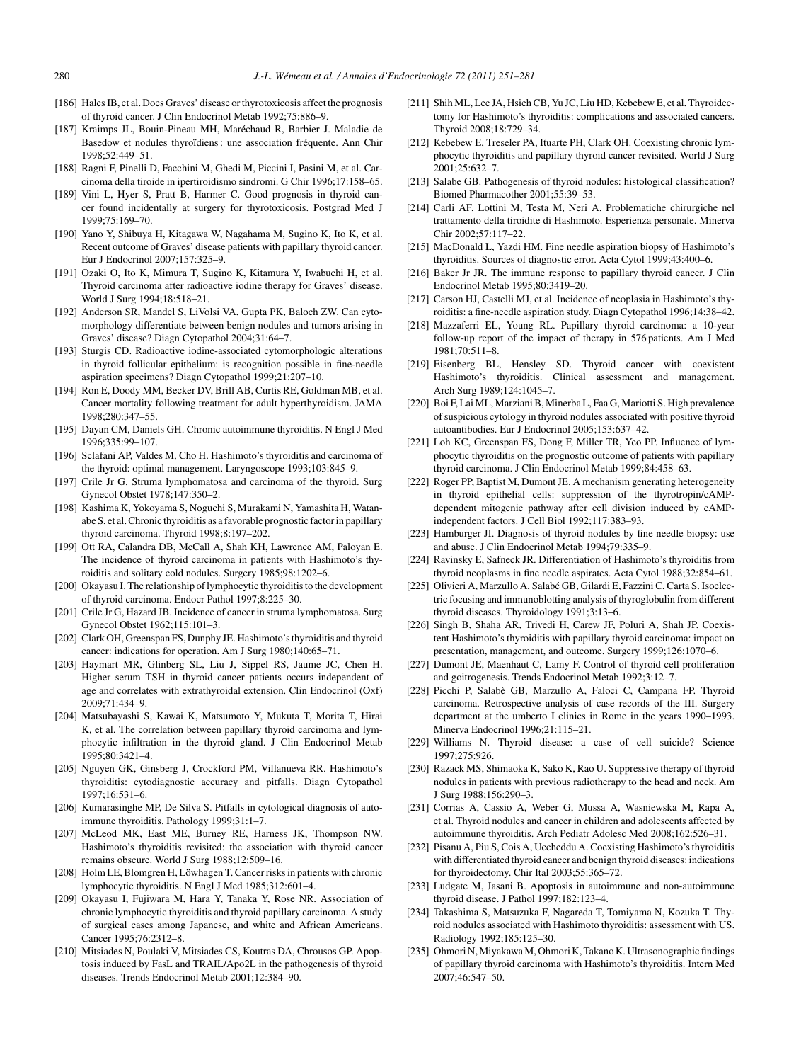[186] Hales IB, et al. Does Graves' disease or thyrotoxicosis affect the prognosis of thyroid cancer. J Clin Endocrinol Metab 1992;75:886–9.

[187] Kraimps JL, Bouin-Pineau MH, Maréchaud R, Barbier J. Maladie de Basedow et nodules thyroïdiens : une association fréquente. Ann Chir 1998;52:449–51.

[188] Ragni F, Pinelli D, Facchini M, Ghedi M, Piccini I, Pasini M, et al. Carcinoma della tiroide in ipertiroidismo sindromi. G Chir 1996;17:158–65.

[189] Vini L, Hyer S, Pratt B, Harmer C. Good prognosis in thyroid cancer found incidentally at surgery for thyrotoxicosis. Postgrad Med J 1999;75:169–70.

[190] Yano Y, Shibuya H, Kitagawa W, Nagahama M, Sugino K, Ito K, et al. Recent outcome of Graves' disease patients with papillary thyroid cancer. Eur J Endocrinol 2007;157:325–9.

[191] Ozaki O, Ito K, Mimura T, Sugino K, Kitamura Y, Iwabuchi H, et al. Thyroid carcinoma after radioactive iodine therapy for Graves' disease. World J Surg 1994;18:518–21.

[192] Anderson SR, Mandel S, LiVolsi VA, Gupta PK, Baloch ZW. Can cytomorphology differentiate between benign nodules and tumors arising in Graves' disease? Diagn Cytopathol 2004;31:64–7.

[193] Sturgis CD. Radioactive iodine-associated cytomorphologic alterations in thyroid follicular epithelium: is recognition possible in fine-needle aspiration specimens? Diagn Cytopathol 1999;21:207–10.

[194] Ron E, Doody MM, Becker DV, Brill AB, Curtis RE, Goldman MB, et al. Cancer mortality following treatment for adult hyperthyroidism. JAMA 1998;280:347–55.

[195] Dayan CM, Daniels GH. Chronic autoimmune thyroiditis. N Engl J Med 1996;335:99–107.

[196] Sclafani AP, Valdes M, Cho H. Hashimoto's thyroiditis and carcinoma of the thyroid: optimal management. Laryngoscope 1993;103:845–9.

[197] Crile Jr G. Struma lymphomatosa and carcinoma of the thyroid. Surg Gynecol Obstet 1978;147:350–2.

[198] Kashima K, Yokoyama S, Noguchi S, Murakami N, Yamashita H, Watanabe S, et al. Chronic thyroiditis as a favorable prognostic factor in papillary thyroid carcinoma. Thyroid 1998;8:197–202.

[199] Ott RA, Calandra DB, McCall A, Shah KH, Lawrence AM, Paloyan E. The incidence of thyroid carcinoma in patients with Hashimoto's thyroiditis and solitary cold nodules. Surgery 1985;98:1202–6.

[200] Okayasu I. The relationship of lymphocytic thyroiditis to the development of thyroid carcinoma. Endocr Pathol 1997;8:225–30.

[201] Crile Jr G, Hazard JB. Incidence of cancer in struma lymphomatosa. Surg Gynecol Obstet 1962;115:101–3.

[202] Clark OH, Greenspan FS, Dunphy JE. Hashimoto's thyroiditis and thyroid cancer: indications for operation. Am J Surg 1980;140:65–71.

[203] Haymart MR, Glinberg SL, Liu J, Sippel RS, Jaume JC, Chen H. Higher serum TSH in thyroid cancer patients occurs independent of age and correlates with extrathyroidal extension. Clin Endocrinol (Oxf) 2009;71:434–9.

[204] Matsubayashi S, Kawai K, Matsumoto Y, Mukuta T, Morita T, Hirai K, et al. The correlation between papillary thyroid carcinoma and lymphocytic infiltration in the thyroid gland. J Clin Endocrinol Metab 1995;80:3421–4.

[205] Nguyen GK, Ginsberg J, Crockford PM, Villanueva RR. Hashimoto's thyroiditis: cytodiagnostic accuracy and pitfalls. Diagn Cytopathol 1997;16:531–6.

[206] Kumarasinghe MP, De Silva S. Pitfalls in cytological diagnosis of autoimmune thyroiditis. Pathology 1999;31:1–7.

[207] McLeod MK, East ME, Burney RE, Harness JK, Thompson NW. Hashimoto's thyroiditis revisited: the association with thyroid cancer remains obscure. World J Surg 1988;12:509–16.

[208] Holm LE, Blomgren H, Löwhagen T. Cancer risks in patients with chronic lymphocytic thyroiditis. N Engl J Med 1985;312:601–4.

[209] Okayasu I, Fujiwara M, Hara Y, Tanaka Y, Rose NR. Association of chronic lymphocytic thyroiditis and thyroid papillary carcinoma. A study of surgical cases among Japanese, and white and African Americans. Cancer 1995;76:2312–8.

[210] Mitsiades N, Poulaki V, Mitsiades CS, Koutras DA, Chrousos GP. Apoptosis induced by FasL and TRAIL/Apo2L in the pathogenesis of thyroid diseases. Trends Endocrinol Metab 2001;12:384–90.

[211] Shih ML, Lee JA, Hsieh CB, Yu JC, Liu HD, Kebebew E, et al. Thyroidectomy for Hashimoto's thyroiditis: complications and associated cancers. Thyroid 2008;18:729–34.

[212] Kebebew E, Treseler PA, Ituarte PH, Clark OH. Coexisting chronic lymphocytic thyroiditis and papillary thyroid cancer revisited. World J Surg 2001;25:632–7.

[213] Salabe GB. Pathogenesis of thyroid nodules: histological classification? Biomed Pharmacother 2001;55:39–53.

[214] Carli AF, Lottini M, Testa M, Neri A. Problematiche chirurgiche nel trattamento della tiroidite di Hashimoto. Esperienza personale. Minerva Chir 2002;57:117–22.

[215] MacDonald L, Yazdi HM. Fine needle aspiration biopsy of Hashimoto's thyroiditis. Sources of diagnostic error. Acta Cytol 1999;43:400–6.

[216] Baker Jr JR. The immune response to papillary thyroid cancer. J Clin Endocrinol Metab 1995;80:3419–20.

[217] Carson HJ, Castelli MJ, et al. Incidence of neoplasia in Hashimoto's thyroiditis: a fine-needle aspiration study. Diagn Cytopathol 1996;14:38–42.

[218] Mazzaferri EL, Young RL. Papillary thyroid carcinoma: a 10-year follow-up report of the impact of therapy in 576 patients. Am J Med 1981;70:511–8.

[219] Eisenberg BL, Hensley SD. Thyroid cancer with coexistent Hashimoto's thyroiditis. Clinical assessment and management. Arch Surg 1989;124:1045–7.

[220] Boi F, Lai ML, Marziani B, Minerba L, Faa G, Mariotti S. High prevalence of suspicious cytology in thyroid nodules associated with positive thyroid autoantibodies. Eur J Endocrinol 2005;153:637–42.

[221] Loh KC, Greenspan FS, Dong F, Miller TR, Yeo PP. Influence of lymphocytic thyroiditis on the prognostic outcome of patients with papillary thyroid carcinoma. J Clin Endocrinol Metab 1999;84:458–63.

[222] Roger PP, Baptist M, Dumont JE. A mechanism generating heterogeneity in thyroid epithelial cells: suppression of the thyrotropin/cAMP-dependent mitogenic pathway after cell division induced by cAMP-independent factors. J Cell Biol 1992;117:383–93.

[223] Hamburger JI. Diagnosis of thyroid nodules by fine needle biopsy: use and abuse. J Clin Endocrinol Metab 1994;79:335–9.

[224] Ravinsky E, Safneck JR. Differentiation of Hashimoto's thyroiditis from thyroid neoplasms in fine needle aspirates. Acta Cytol 1988;32:854–61.

[225] Olivieri A, Marzullo A, Salabé GB, Gilardi E, Fazzini C, Carta S. Isoelectric focusing and immunoblotting analysis of thyroglobulin from different thyroid diseases. Thyroidology 1991;3:13–6.

[226] Singh B, Shaha AR, Trivedi H, Carew JF, Poluri A, Shah JP. Coexistent Hashimoto's thyroiditis with papillary thyroid carcinoma: impact on presentation, management, and outcome. Surgery 1999;126:1070–6.

[227] Dumont JE, Maenhaut C, Lamy F. Control of thyroid cell proliferation and goitrogenesis. Trends Endocrinol Metab 1992;3:12–7.

[228] Picchi P, Salabè GB, Marzullo A, Faloci C, Campana FP. Thyroid carcinoma. Retrospective analysis of case records of the III. Surgery department at the umberto I clinics in Rome in the years 1990–1993. Minerva Endocrinol 1996;21:115–21.

[229] Williams N. Thyroid disease: a case of cell suicide? Science 1997;275:926.

[230] Razack MS, Shimaoka K, Sako K, Rao U. Suppressive therapy of thyroid nodules in patients with previous radiotherapy to the head and neck. Am J Surg 1988;156:290–3.

[231] Corrias A, Cassio A, Weber G, Mussa A, Wasniewska M, Rapa A, et al. Thyroid nodules and cancer in children and adolescents affected by autoimmune thyroiditis. Arch Pediatr Adolesc Med 2008;162:526–31.

[232] Pisanu A, Piu S, Cois A, Uccheddu A. Coexisting Hashimoto's thyroiditis with differentiated thyroid cancer and benign thyroid diseases: indications for thyroidectomy. Chir Ital 2003;55:365–72.

[233] Ludgate M, Jasani B. Apoptosis in autoimmune and non-autoimmune thyroid disease. J Pathol 1997;182:123–4.

[234] Takashima S, Matsuzuka F, Nagareda T, Tomiyama N, Kozuka T. Thyroid nodules associated with Hashimoto thyroiditis: assessment with US. Radiology 1992;185:125–30.

[235] Ohmori N, Miyakawa M, Ohmori K, Takano K. Ultrasonographic findings of papillary thyroid carcinoma with Hashimoto's thyroiditis. Intern Med 2007;46:547–50.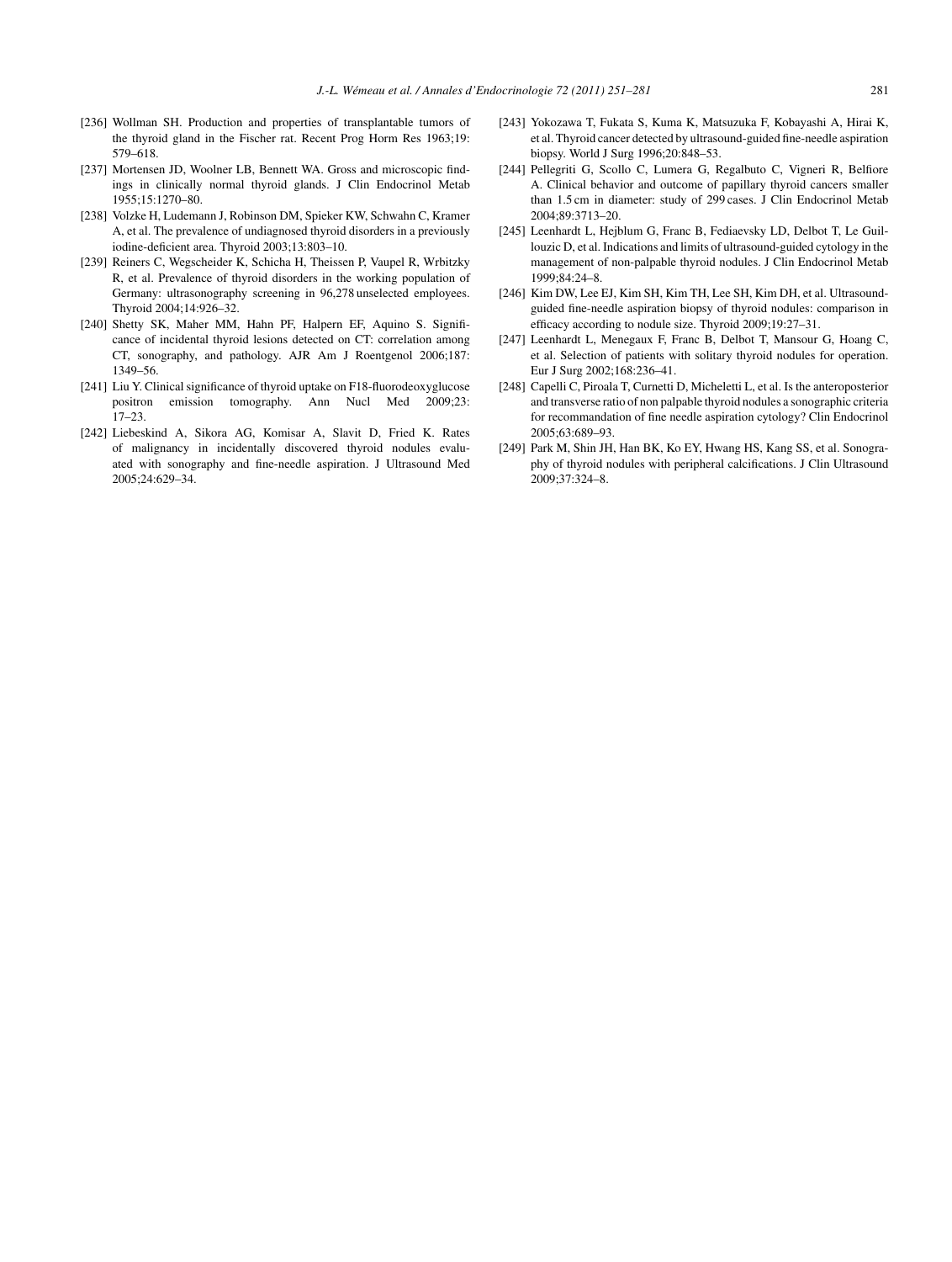[236] Wollman SH. Production and properties of transplantable tumors of the thyroid gland in the Fischer rat. Recent Prog Horm Res 1963;19: 579–618.

[237] Mortensen JD, Woolner LB, Bennett WA. Gross and microscopic findings in clinically normal thyroid glands. J Clin Endocrinol Metab 1955;15:1270–80.

[238] Volzke H, Ludemann J, Robinson DM, Spieker KW, Schwahn C, Kramer A, et al. The prevalence of undiagnosed thyroid disorders in a previously iodine-deficient area. Thyroid 2003;13:803–10.

[239] Reiners C, Wegscheider K, Schicha H, Theissen P, Vaupel R, Wrbitzky R, et al. Prevalence of thyroid disorders in the working population of Germany: ultrasonography screening in 96,278 unselected employees. Thyroid 2004;14:926–32.

[240] Shetty SK, Maher MM, Hahn PF, Halpern EF, Aquino S. Significance of incidental thyroid lesions detected on CT: correlation among CT, sonography, and pathology. AJR Am J Roentgenol 2006;187: 1349–56.

[241] Liu Y. Clinical significance of thyroid uptake on F18-fluorodeoxyglucose positron emission tomography. Ann Nucl Med 2009;23: 17–23.

[242] Liebeskind A, Sikora AG, Komisar A, Slavit D, Fried K. Rates of malignancy in incidentally discovered thyroid nodules evaluated with sonography and fine-needle aspiration. J Ultrasound Med 2005;24:629–34.

[243] Yokozawa T, Fukata S, Kuma K, Matsuzuka F, Kobayashi A, Hirai K, et al. Thyroid cancer detected by ultrasound-guided fine-needle aspiration biopsy. World J Surg 1996;20:848–53.

[244] Pellegriti G, Scollo C, Lumera G, Regalbuto C, Vigneri R, Belfiore A. Clinical behavior and outcome of papillary thyroid cancers smaller than 1.5 cm in diameter: study of 299 cases. J Clin Endocrinol Metab 2004;89:3713–20.

[245] Leenhardt L, Hejblum G, Franc B, Fediaevsky LD, Delbot T, Le Guillouzic D, et al. Indications and limits of ultrasound-guided cytology in the management of non-palpable thyroid nodules. J Clin Endocrinol Metab 1999;84:24–8.

[246] Kim DW, Lee EJ, Kim SH, Kim TH, Lee SH, Kim DH, et al. Ultrasound-guided fine-needle aspiration biopsy of thyroid nodules: comparison in efficacy according to nodule size. Thyroid 2009;19:27–31.

[247] Leenhardt L, Menegaux F, Franc B, Delbot T, Mansour G, Hoang C, et al. Selection of patients with solitary thyroid nodules for operation. Eur J Surg 2002;168:236–41.

[248] Capelli C, Piroala T, Curnetti D, Micheletti L, et al. Is the anteroposterior and transverse ratio of non palpable thyroid nodules a sonographic criteria for recommandation of fine needle aspiration cytology? Clin Endocrinol 2005;63:689–93.

[249] Park M, Shin JH, Han BK, Ko EY, Hwang HS, Kang SS, et al. Sonography of thyroid nodules with peripheral calcifications. J Clin Ultrasound 2009;37:324–8.